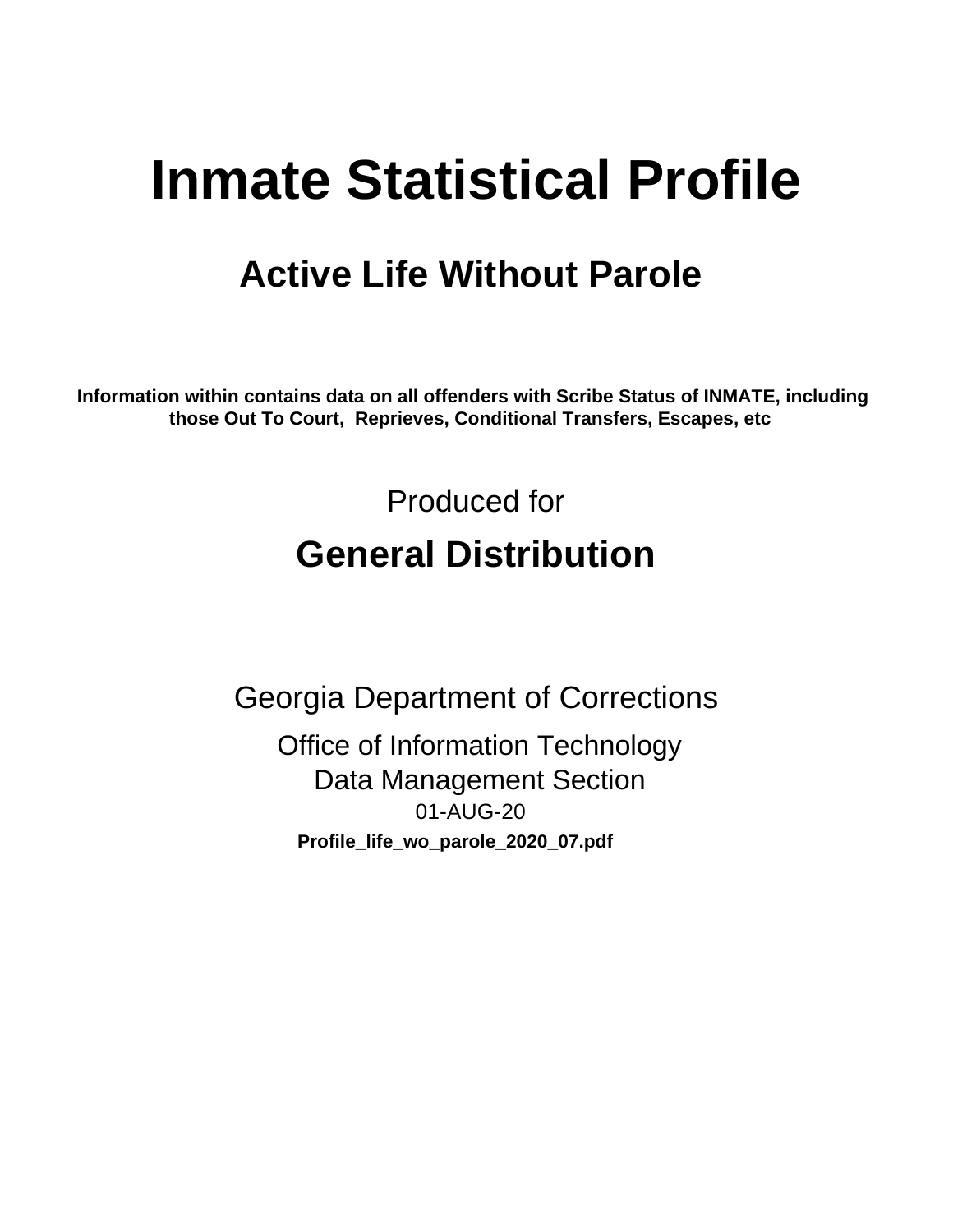# Inmate Statistical Profile

## Active Life Without Parole

**Information within contains data on all offenders with Scribe Status of INMATE, including those Out To Court, Reprieves, Conditional Transfers, Escapes, etc**

Produced for

## General Distribution

Georgia Department of Corrections

Office of Information Technology
Data Management Section
01-AUG-20
**Profile_life_wo_parole_2020_07.pdf**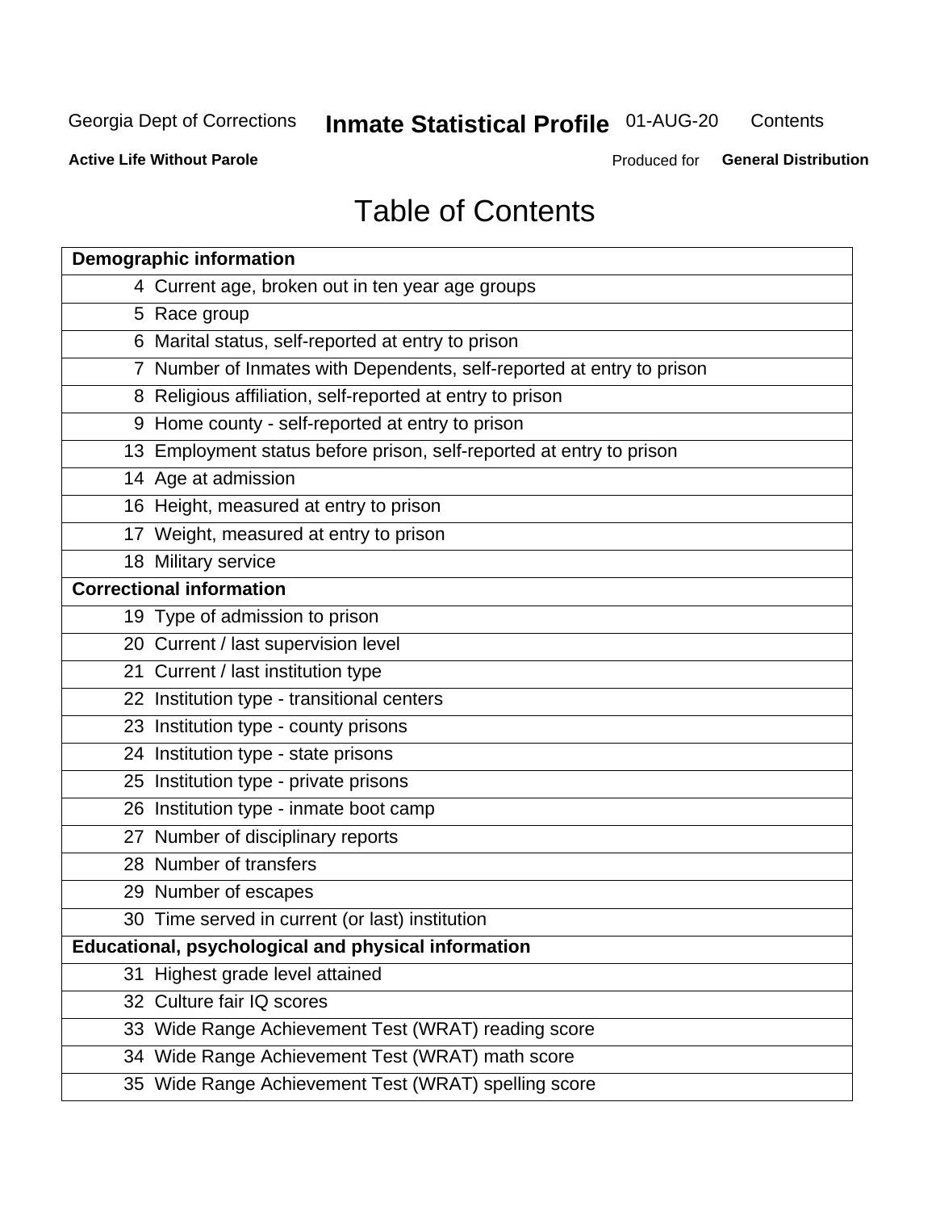# Table of Contents

| Demographic information | |
|---|---|
| 4 | Current age, broken out in ten year age groups |
| 5 | Race group |
| 6 | Marital status, self-reported at entry to prison |
| 7 | Number of Inmates with Dependents, self-reported at entry to prison |
| 8 | Religious affiliation, self-reported at entry to prison |
| 9 | Home county - self-reported at entry to prison |
| 13 | Employment status before prison, self-reported at entry to prison |
| 14 | Age at admission |
| 16 | Height, measured at entry to prison |
| 17 | Weight, measured at entry to prison |
| 18 | Military service |
| **Correctional information** | |
| 19 | Type of admission to prison |
| 20 | Current / last supervision level |
| 21 | Current / last institution type |
| 22 | Institution type - transitional centers |
| 23 | Institution type - county prisons |
| 24 | Institution type - state prisons |
| 25 | Institution type - private prisons |
| 26 | Institution type - inmate boot camp |
| 27 | Number of disciplinary reports |
| 28 | Number of transfers |
| 29 | Number of escapes |
| 30 | Time served in current (or last) institution |
| **Educational, psychological and physical information** | |
| 31 | Highest grade level attained |
| 32 | Culture fair IQ scores |
| 33 | Wide Range Achievement Test (WRAT) reading score |
| 34 | Wide Range Achievement Test (WRAT) math score |
| 35 | Wide Range Achievement Test (WRAT) spelling score |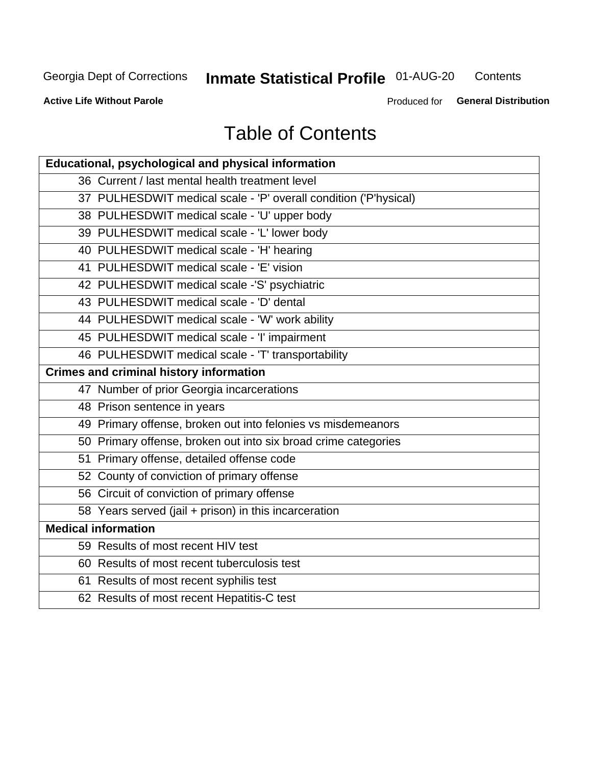# Table of Contents

| Educational, psychological and physical information |
|---|
| 36 Current / last mental health treatment level |
| 37 PULHESDWIT medical scale - 'P' overall condition ('P'hysical) |
| 38 PULHESDWIT medical scale - 'U' upper body |
| 39 PULHESDWIT medical scale - 'L' lower body |
| 40 PULHESDWIT medical scale - 'H' hearing |
| 41 PULHESDWIT medical scale - 'E' vision |
| 42 PULHESDWIT medical scale -'S' psychiatric |
| 43 PULHESDWIT medical scale - 'D' dental |
| 44 PULHESDWIT medical scale - 'W' work ability |
| 45 PULHESDWIT medical scale - 'I' impairment |
| 46 PULHESDWIT medical scale - 'T' transportability |
| **Crimes and criminal history information** |
| 47 Number of prior Georgia incarcerations |
| 48 Prison sentence in years |
| 49 Primary offense, broken out into felonies vs misdemeanors |
| 50 Primary offense, broken out into six broad crime categories |
| 51 Primary offense, detailed offense code |
| 52 County of conviction of primary offense |
| 56 Circuit of conviction of primary offense |
| 58 Years served (jail + prison) in this incarceration |
| **Medical information** |
| 59 Results of most recent HIV test |
| 60 Results of most recent tuberculosis test |
| 61 Results of most recent syphilis test |
| 62 Results of most recent Hepatitis-C test |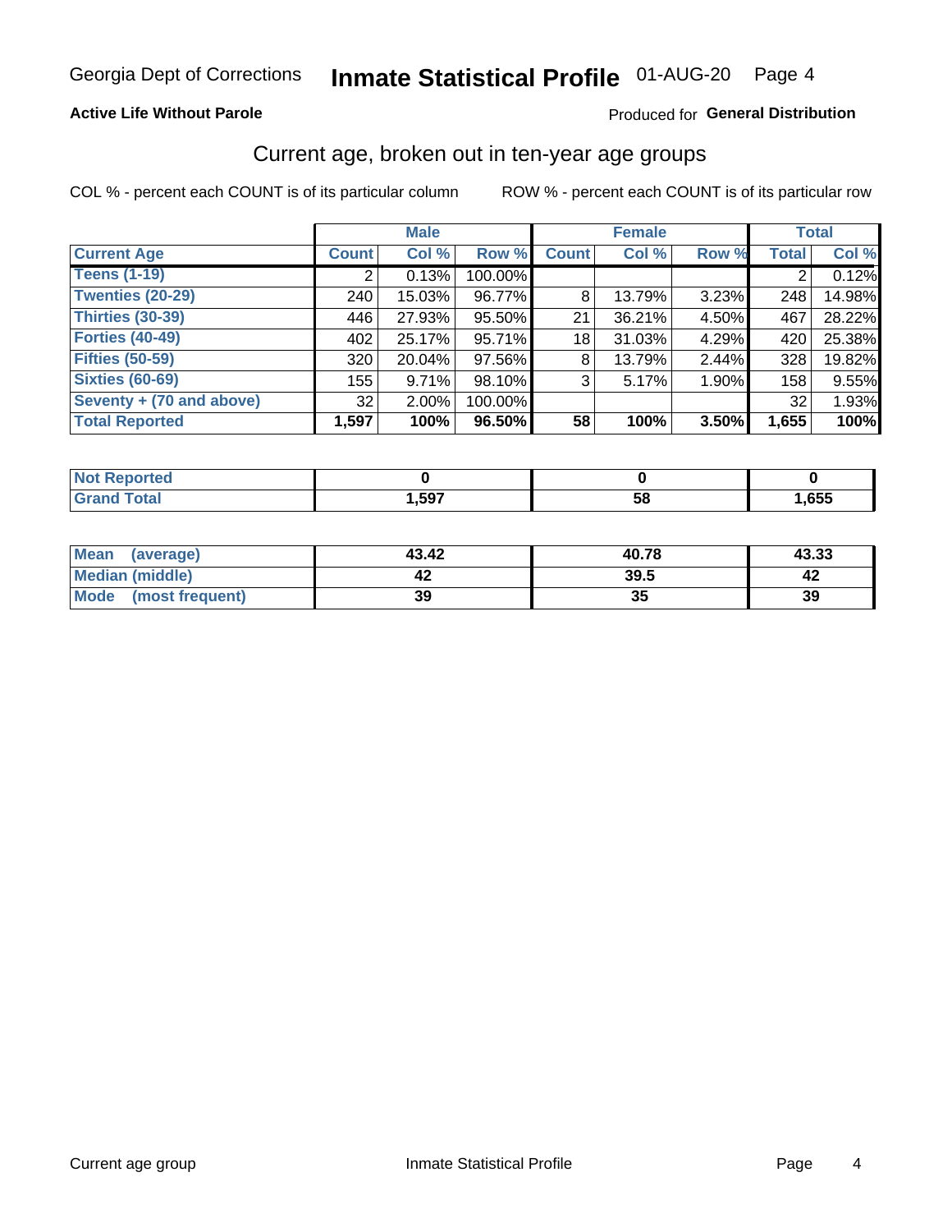Georgia Dept of Corrections **Inmate Statistical Profile** 01-AUG-20

**Active Life Without Parole**

Produced for **General Distribution**

## Current age, broken out in ten-year age groups

COL % - percent each COUNT is of its particular column ROW % - percent each COUNT is of its particular row

| | Male | | | Female | | | Total | |
|---|---|---|---|---|---|---|---|---|
| **Current Age** | **Count** | **Col %** | **Row %** | **Count** | **Col %** | **Row %** | **Total** | **Col %** |
| **Teens (1-19)** | 2 | 0.13% | 100.00% | | | | 2 | 0.12% |
| **Twenties (20-29)** | 240 | 15.03% | 96.77% | 8 | 13.79% | 3.23% | 248 | 14.98% |
| **Thirties (30-39)** | 446 | 27.93% | 95.50% | 21 | 36.21% | 4.50% | 467 | 28.22% |
| **Forties (40-49)** | 402 | 25.17% | 95.71% | 18 | 31.03% | 4.29% | 420 | 25.38% |
| **Fifties (50-59)** | 320 | 20.04% | 97.56% | 8 | 13.79% | 2.44% | 328 | 19.82% |
| **Sixties (60-69)** | 155 | 9.71% | 98.10% | 3 | 5.17% | 1.90% | 158 | 9.55% |
| **Seventy + (70 and above)** | 32 | 2.00% | 100.00% | | | | 32 | 1.93% |
| **Total Reported** | **1,597** | **100%** | **96.50%** | **58** | **100%** | **3.50%** | **1,655** | **100%** |

| | Male | Female | Total |
|---|---|---|---|
| **Not Reported** | **0** | **0** | **0** |
| **Grand Total** | **1,597** | **58** | **1,655** |

| | Male | Female | Total |
|---|---|---|---|
| **Mean (average)** | **43.42** | **40.78** | **43.33** |
| **Median (middle)** | **42** | **39.5** | **42** |
| **Mode (most frequent)** | **39** | **35** | **39** |

Current age group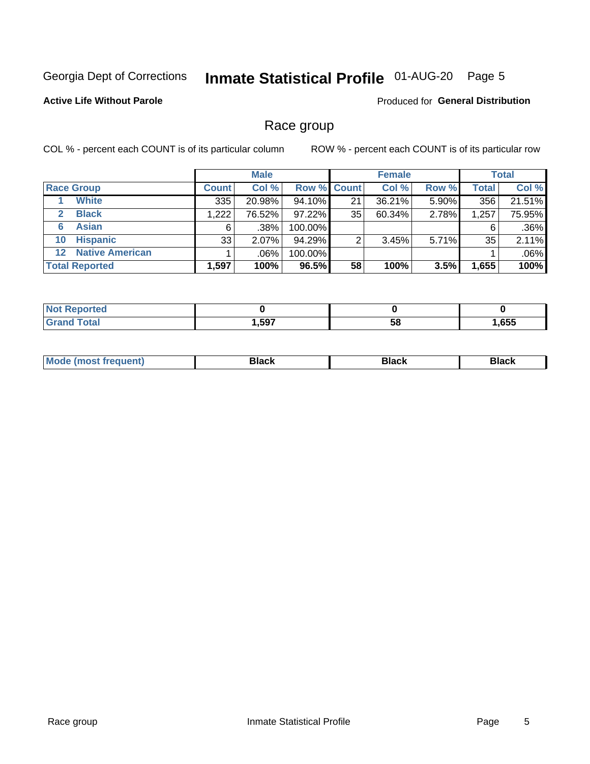Georgia Dept of Corrections **Inmate Statistical Profile** 01-AUG-20

**Active Life Without Parole**

Produced for **General Distribution**

## Race group

COL % - percent each COUNT is of its particular column

ROW % - percent each COUNT is of its particular row

| | | Male | | | Female | | | Total | |
|---|---|---|---|---|---|---|---|---|---|
| **Race Group** | | **Count** | **Col %** | **Row %** | **Count** | **Col %** | **Row %** | **Total** | **Col %** |
| 1 | **White** | 335 | 20.98% | 94.10% | 21 | 36.21% | 5.90% | 356 | 21.51% |
| 2 | **Black** | 1,222 | 76.52% | 97.22% | 35 | 60.34% | 2.78% | 1,257 | 75.95% |
| 6 | **Asian** | 6 | .38% | 100.00% | | | | 6 | .36% |
| 10 | **Hispanic** | 33 | 2.07% | 94.29% | 2 | 3.45% | 5.71% | 35 | 2.11% |
| 12 | **Native American** | 1 | .06% | 100.00% | | | | 1 | .06% |
| **Total Reported** | | **1,597** | **100%** | **96.5%** | **58** | **100%** | **3.5%** | **1,655** | **100%** |

| | Male | Female | Total |
|---|---|---|---|
| **Not Reported** | **0** | **0** | **0** |
| **Grand Total** | **1,597** | **58** | **1,655** |

| | Male | Female | Total |
|---|---|---|---|
| **Mode (most frequent)** | **Black** | **Black** | **Black** |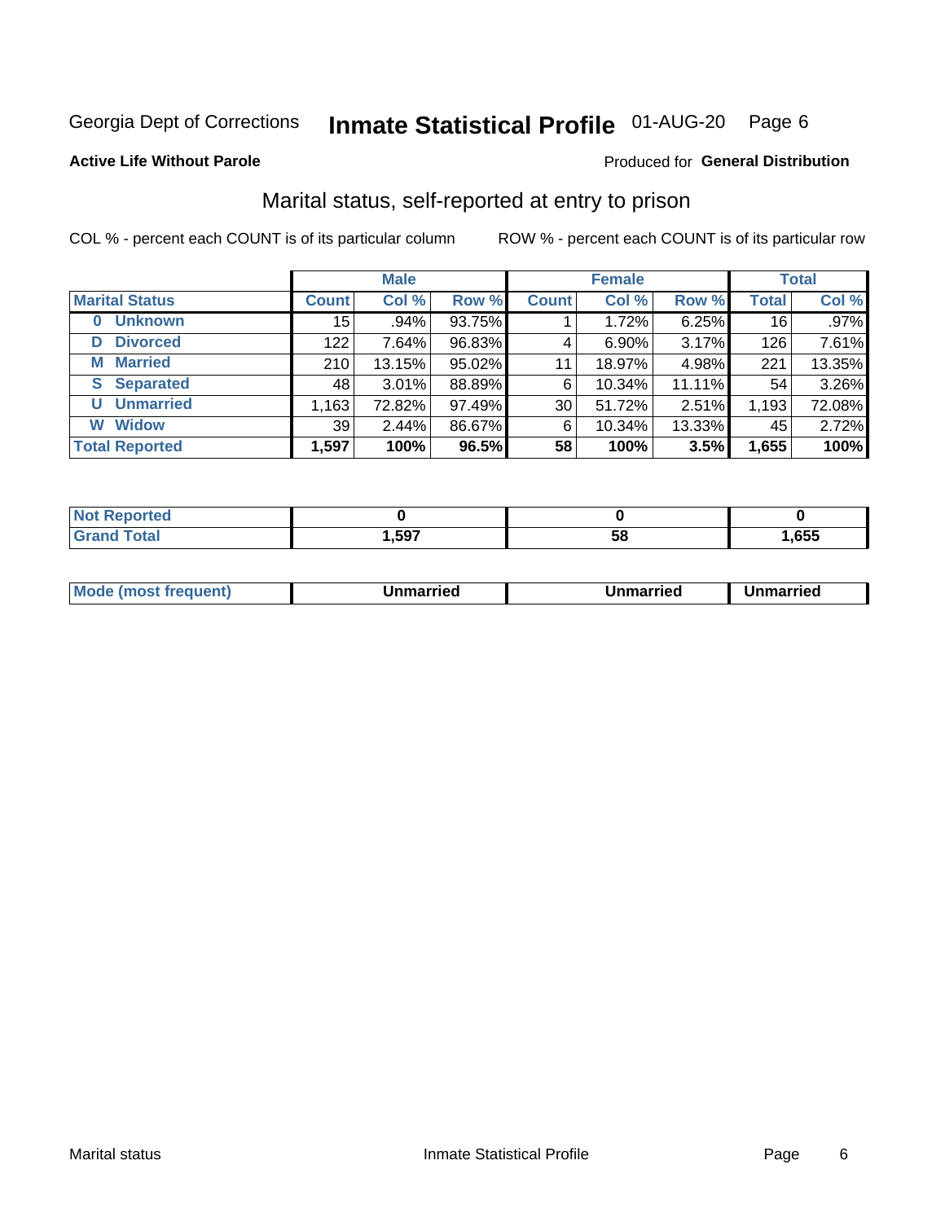Georgia Dept of Corrections **Inmate Statistical Profile** 01-AUG-20

**Active Life Without Parole**

Produced for **General Distribution**

## Marital status, self-reported at entry to prison

COL % - percent each COUNT is of its particular column

ROW % - percent each COUNT is of its particular row

| | Male | | | Female | | | Total | |
|---|---|---|---|---|---|---|---|---|
| **Marital Status** | **Count** | **Col %** | **Row %** | **Count** | **Col %** | **Row %** | **Total** | **Col %** |
| **0 Unknown** | 15 | .94% | 93.75% | 1 | 1.72% | 6.25% | 16 | .97% |
| **D Divorced** | 122 | 7.64% | 96.83% | 4 | 6.90% | 3.17% | 126 | 7.61% |
| **M Married** | 210 | 13.15% | 95.02% | 11 | 18.97% | 4.98% | 221 | 13.35% |
| **S Separated** | 48 | 3.01% | 88.89% | 6 | 10.34% | 11.11% | 54 | 3.26% |
| **U Unmarried** | 1,163 | 72.82% | 97.49% | 30 | 51.72% | 2.51% | 1,193 | 72.08% |
| **W Widow** | 39 | 2.44% | 86.67% | 6 | 10.34% | 13.33% | 45 | 2.72% |
| **Total Reported** | **1,597** | **100%** | **96.5%** | **58** | **100%** | **3.5%** | **1,655** | **100%** |

| | Male | Female | Total |
|---|---|---|---|
| **Not Reported** | **0** | **0** | **0** |
| **Grand Total** | **1,597** | **58** | **1,655** |

| | Male | Female | Total |
|---|---|---|---|
| **Mode (most frequent)** | **Unmarried** | **Unmarried** | **Unmarried** |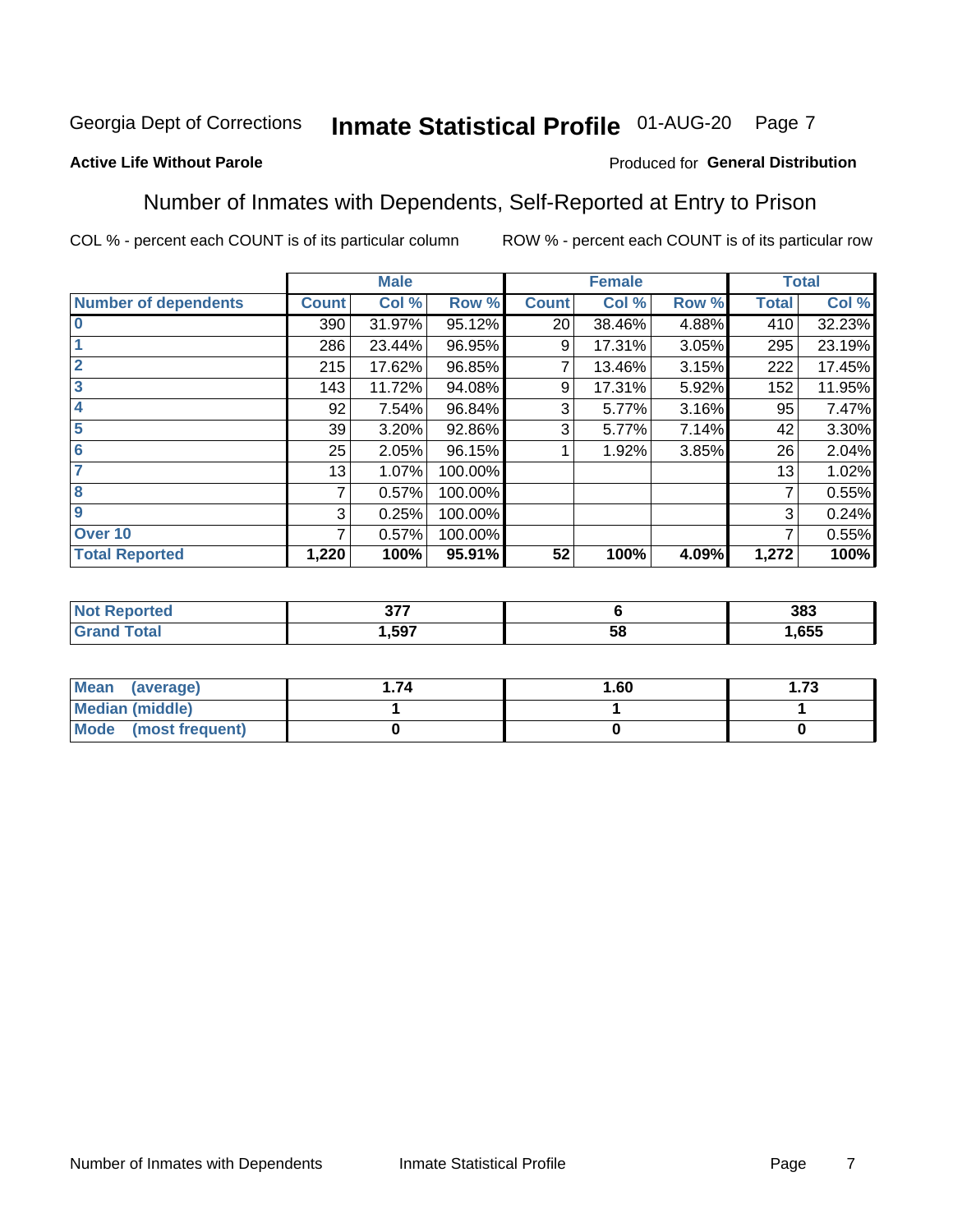Georgia Dept of Corrections **Inmate Statistical Profile** 01-AUG-20 Page 7

**Active Life Without Parole**

Produced for **General Distribution**

## Number of Inmates with Dependents, Self-Reported at Entry to Prison

COL % - percent each COUNT is of its particular column

ROW % - percent each COUNT is of its particular row

| | Male | | | Female | | | Total | |
|---|---|---|---|---|---|---|---|---|
| **Number of dependents** | **Count** | **Col %** | **Row %** | **Count** | **Col %** | **Row %** | **Total** | **Col %** |
| **0** | 390 | 31.97% | 95.12% | 20 | 38.46% | 4.88% | 410 | 32.23% |
| **1** | 286 | 23.44% | 96.95% | 9 | 17.31% | 3.05% | 295 | 23.19% |
| **2** | 215 | 17.62% | 96.85% | 7 | 13.46% | 3.15% | 222 | 17.45% |
| **3** | 143 | 11.72% | 94.08% | 9 | 17.31% | 5.92% | 152 | 11.95% |
| **4** | 92 | 7.54% | 96.84% | 3 | 5.77% | 3.16% | 95 | 7.47% |
| **5** | 39 | 3.20% | 92.86% | 3 | 5.77% | 7.14% | 42 | 3.30% |
| **6** | 25 | 2.05% | 96.15% | 1 | 1.92% | 3.85% | 26 | 2.04% |
| **7** | 13 | 1.07% | 100.00% | | | | 13 | 1.02% |
| **8** | 7 | 0.57% | 100.00% | | | | 7 | 0.55% |
| **9** | 3 | 0.25% | 100.00% | | | | 3 | 0.24% |
| **Over 10** | 7 | 0.57% | 100.00% | | | | 7 | 0.55% |
| **Total Reported** | **1,220** | **100%** | **95.91%** | **52** | **100%** | **4.09%** | **1,272** | **100%** |

| | Male | Female | Total |
|---|---|---|---|
| **Not Reported** | **377** | **6** | **383** |
| **Grand Total** | **1,597** | **58** | **1,655** |

| | Male | Female | Total |
|---|---|---|---|
| **Mean (average)** | **1.74** | **1.60** | **1.73** |
| **Median (middle)** | **1** | **1** | **1** |
| **Mode (most frequent)** | **0** | **0** | **0** |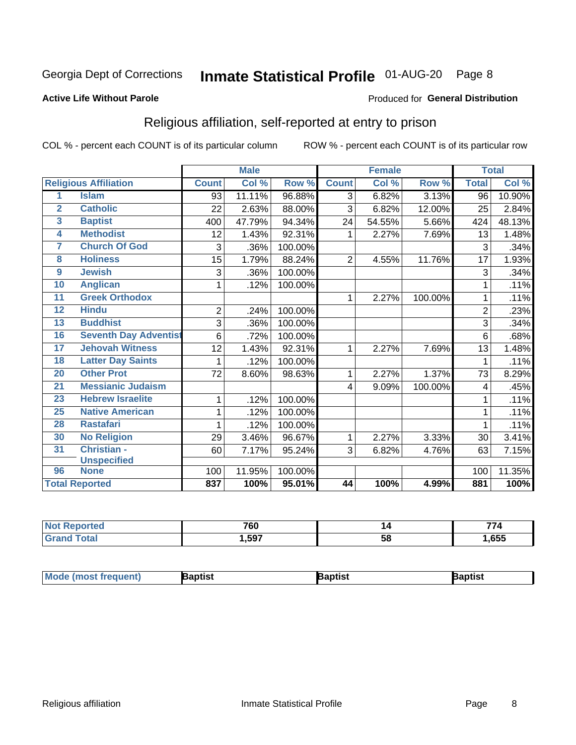Georgia Dept of Corrections **Inmate Statistical Profile** 01-AUG-20

**Active Life Without Parole**

Produced for **General Distribution**

## Religious affiliation, self-reported at entry to prison

COL % - percent each COUNT is of its particular column ROW % - percent each COUNT is of its particular row

| Religious Affiliation | | Male | | | Female | | | Total | |
|---|---|---|---|---|---|---|---|---|---|
| | | Count | Col % | Row % | Count | Col % | Row % | Total | Col % |
| 1 | Islam | 93 | 11.11% | 96.88% | 3 | 6.82% | 3.13% | 96 | 10.90% |
| 2 | Catholic | 22 | 2.63% | 88.00% | 3 | 6.82% | 12.00% | 25 | 2.84% |
| 3 | Baptist | 400 | 47.79% | 94.34% | 24 | 54.55% | 5.66% | 424 | 48.13% |
| 4 | Methodist | 12 | 1.43% | 92.31% | 1 | 2.27% | 7.69% | 13 | 1.48% |
| 7 | Church Of God | 3 | .36% | 100.00% | | | | 3 | .34% |
| 8 | Holiness | 15 | 1.79% | 88.24% | 2 | 4.55% | 11.76% | 17 | 1.93% |
| 9 | Jewish | 3 | .36% | 100.00% | | | | 3 | .34% |
| 10 | Anglican | 1 | .12% | 100.00% | | | | 1 | .11% |
| 11 | Greek Orthodox | | | | 1 | 2.27% | 100.00% | 1 | .11% |
| 12 | Hindu | 2 | .24% | 100.00% | | | | 2 | .23% |
| 13 | Buddhist | 3 | .36% | 100.00% | | | | 3 | .34% |
| 16 | Seventh Day Adventist | 6 | .72% | 100.00% | | | | 6 | .68% |
| 17 | Jehovah Witness | 12 | 1.43% | 92.31% | 1 | 2.27% | 7.69% | 13 | 1.48% |
| 18 | Latter Day Saints | 1 | .12% | 100.00% | | | | 1 | .11% |
| 20 | Other Prot | 72 | 8.60% | 98.63% | 1 | 2.27% | 1.37% | 73 | 8.29% |
| 21 | Messianic Judaism | | | | 4 | 9.09% | 100.00% | 4 | .45% |
| 23 | Hebrew Israelite | 1 | .12% | 100.00% | | | | 1 | .11% |
| 25 | Native American | 1 | .12% | 100.00% | | | | 1 | .11% |
| 28 | Rastafari | 1 | .12% | 100.00% | | | | 1 | .11% |
| 30 | No Religion | 29 | 3.46% | 96.67% | 1 | 2.27% | 3.33% | 30 | 3.41% |
| 31 | Christian - Unspecified | 60 | 7.17% | 95.24% | 3 | 6.82% | 4.76% | 63 | 7.15% |
| 96 | None | 100 | 11.95% | 100.00% | | | | 100 | 11.35% |
| **Total Reported** | | **837** | **100%** | **95.01%** | **44** | **100%** | **4.99%** | **881** | **100%** |

| | Male | Female | Total |
|---|---|---|---|
| Not Reported | 760 | 14 | 774 |
| Grand Total | 1,597 | 58 | 1,655 |

| | Male | Female | Total |
|---|---|---|---|
| Mode (most frequent) | Baptist | Baptist | Baptist |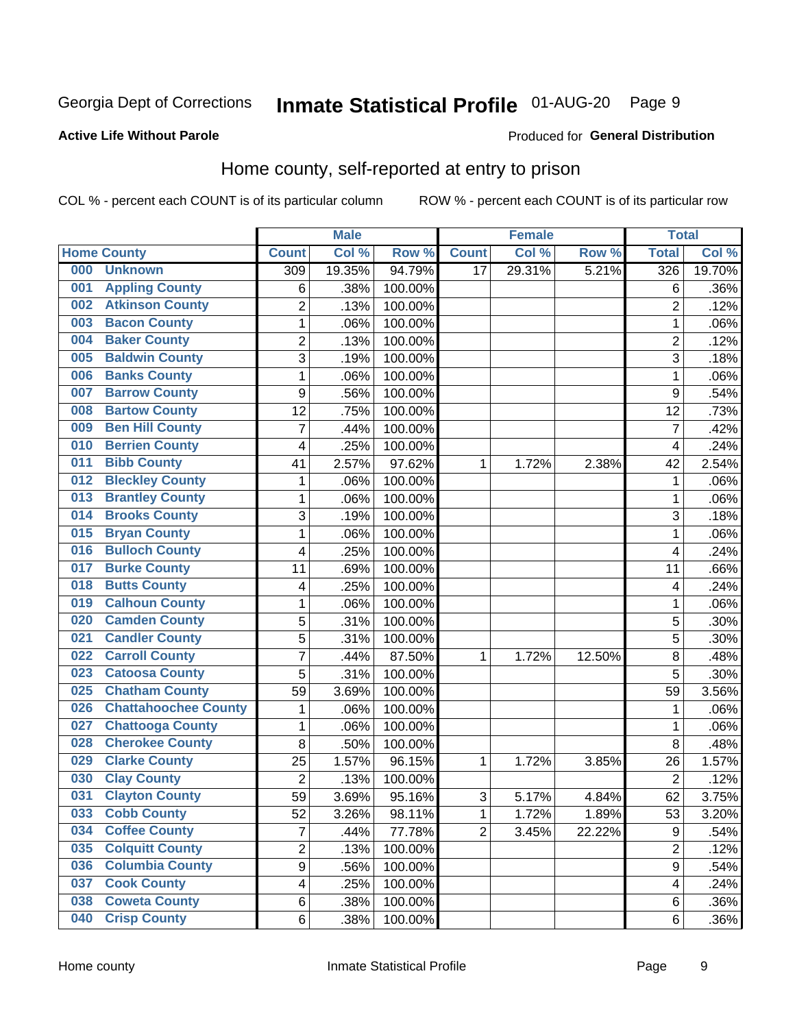Georgia Dept of Corrections **Inmate Statistical Profile** 01-AUG-20

**Active Life Without Parole** Produced for **General Distribution**

## Home county, self-reported at entry to prison

COL % - percent each COUNT is of its particular column ROW % - percent each COUNT is of its particular row

| Home County | Male | | | Female | | | Total | |
|---|---|---|---|---|---|---|---|---|
| | Count | Col % | Row % | Count | Col % | Row % | Total | Col % |
| 000 Unknown | 309 | 19.35% | 94.79% | 17 | 29.31% | 5.21% | 326 | 19.70% |
| 001 Appling County | 6 | .38% | 100.00% | | | | 6 | .36% |
| 002 Atkinson County | 2 | .13% | 100.00% | | | | 2 | .12% |
| 003 Bacon County | 1 | .06% | 100.00% | | | | 1 | .06% |
| 004 Baker County | 2 | .13% | 100.00% | | | | 2 | .12% |
| 005 Baldwin County | 3 | .19% | 100.00% | | | | 3 | .18% |
| 006 Banks County | 1 | .06% | 100.00% | | | | 1 | .06% |
| 007 Barrow County | 9 | .56% | 100.00% | | | | 9 | .54% |
| 008 Bartow County | 12 | .75% | 100.00% | | | | 12 | .73% |
| 009 Ben Hill County | 7 | .44% | 100.00% | | | | 7 | .42% |
| 010 Berrien County | 4 | .25% | 100.00% | | | | 4 | .24% |
| 011 Bibb County | 41 | 2.57% | 97.62% | 1 | 1.72% | 2.38% | 42 | 2.54% |
| 012 Bleckley County | 1 | .06% | 100.00% | | | | 1 | .06% |
| 013 Brantley County | 1 | .06% | 100.00% | | | | 1 | .06% |
| 014 Brooks County | 3 | .19% | 100.00% | | | | 3 | .18% |
| 015 Bryan County | 1 | .06% | 100.00% | | | | 1 | .06% |
| 016 Bulloch County | 4 | .25% | 100.00% | | | | 4 | .24% |
| 017 Burke County | 11 | .69% | 100.00% | | | | 11 | .66% |
| 018 Butts County | 4 | .25% | 100.00% | | | | 4 | .24% |
| 019 Calhoun County | 1 | .06% | 100.00% | | | | 1 | .06% |
| 020 Camden County | 5 | .31% | 100.00% | | | | 5 | .30% |
| 021 Candler County | 5 | .31% | 100.00% | | | | 5 | .30% |
| 022 Carroll County | 7 | .44% | 87.50% | 1 | 1.72% | 12.50% | 8 | .48% |
| 023 Catoosa County | 5 | .31% | 100.00% | | | | 5 | .30% |
| 025 Chatham County | 59 | 3.69% | 100.00% | | | | 59 | 3.56% |
| 026 Chattahoochee County | 1 | .06% | 100.00% | | | | 1 | .06% |
| 027 Chattooga County | 1 | .06% | 100.00% | | | | 1 | .06% |
| 028 Cherokee County | 8 | .50% | 100.00% | | | | 8 | .48% |
| 029 Clarke County | 25 | 1.57% | 96.15% | 1 | 1.72% | 3.85% | 26 | 1.57% |
| 030 Clay County | 2 | .13% | 100.00% | | | | 2 | .12% |
| 031 Clayton County | 59 | 3.69% | 95.16% | 3 | 5.17% | 4.84% | 62 | 3.75% |
| 033 Cobb County | 52 | 3.26% | 98.11% | 1 | 1.72% | 1.89% | 53 | 3.20% |
| 034 Coffee County | 7 | .44% | 77.78% | 2 | 3.45% | 22.22% | 9 | .54% |
| 035 Colquitt County | 2 | .13% | 100.00% | | | | 2 | .12% |
| 036 Columbia County | 9 | .56% | 100.00% | | | | 9 | .54% |
| 037 Cook County | 4 | .25% | 100.00% | | | | 4 | .24% |
| 038 Coweta County | 6 | .38% | 100.00% | | | | 6 | .36% |
| 040 Crisp County | 6 | .38% | 100.00% | | | | 6 | .36% |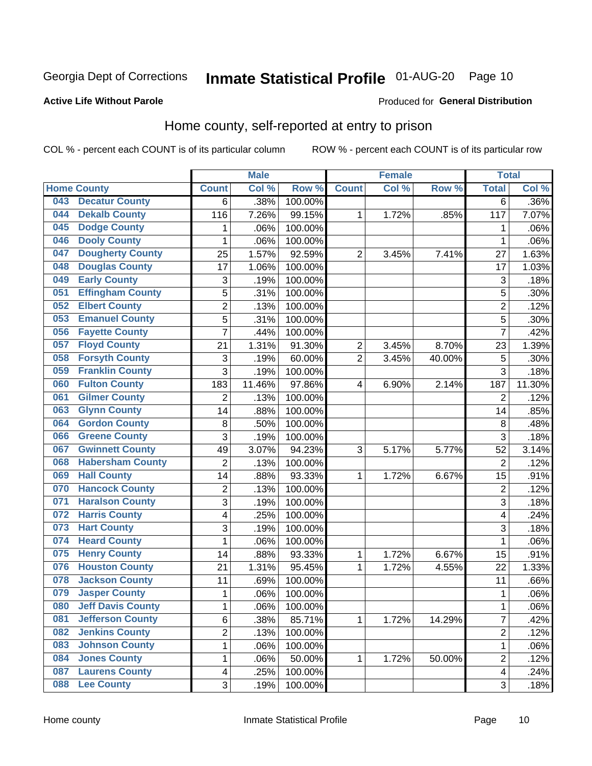Georgia Dept of Corrections **Inmate Statistical Profile** 01-AUG-20 Page 10

**Active Life Without Parole**

Produced for **General Distribution**

## Home county, self-reported at entry to prison

COL % - percent each COUNT is of its particular column ROW % - percent each COUNT is of its particular row

| | | Male | | | Female | | | Total | |
|---|---|---|---|---|---|---|---|---|---|
| **Home County** | | **Count** | **Col %** | **Row %** | **Count** | **Col %** | **Row %** | **Total** | **Col %** |
| 043 | Decatur County | 6 | .38% | 100.00% | | | | 6 | .36% |
| 044 | Dekalb County | 116 | 7.26% | 99.15% | 1 | 1.72% | .85% | 117 | 7.07% |
| 045 | Dodge County | 1 | .06% | 100.00% | | | | 1 | .06% |
| 046 | Dooly County | 1 | .06% | 100.00% | | | | 1 | .06% |
| 047 | Dougherty County | 25 | 1.57% | 92.59% | 2 | 3.45% | 7.41% | 27 | 1.63% |
| 048 | Douglas County | 17 | 1.06% | 100.00% | | | | 17 | 1.03% |
| 049 | Early County | 3 | .19% | 100.00% | | | | 3 | .18% |
| 051 | Effingham County | 5 | .31% | 100.00% | | | | 5 | .30% |
| 052 | Elbert County | 2 | .13% | 100.00% | | | | 2 | .12% |
| 053 | Emanuel County | 5 | .31% | 100.00% | | | | 5 | .30% |
| 056 | Fayette County | 7 | .44% | 100.00% | | | | 7 | .42% |
| 057 | Floyd County | 21 | 1.31% | 91.30% | 2 | 3.45% | 8.70% | 23 | 1.39% |
| 058 | Forsyth County | 3 | .19% | 60.00% | 2 | 3.45% | 40.00% | 5 | .30% |
| 059 | Franklin County | 3 | .19% | 100.00% | | | | 3 | .18% |
| 060 | Fulton County | 183 | 11.46% | 97.86% | 4 | 6.90% | 2.14% | 187 | 11.30% |
| 061 | Gilmer County | 2 | .13% | 100.00% | | | | 2 | .12% |
| 063 | Glynn County | 14 | .88% | 100.00% | | | | 14 | .85% |
| 064 | Gordon County | 8 | .50% | 100.00% | | | | 8 | .48% |
| 066 | Greene County | 3 | .19% | 100.00% | | | | 3 | .18% |
| 067 | Gwinnett County | 49 | 3.07% | 94.23% | 3 | 5.17% | 5.77% | 52 | 3.14% |
| 068 | Habersham County | 2 | .13% | 100.00% | | | | 2 | .12% |
| 069 | Hall County | 14 | .88% | 93.33% | 1 | 1.72% | 6.67% | 15 | .91% |
| 070 | Hancock County | 2 | .13% | 100.00% | | | | 2 | .12% |
| 071 | Haralson County | 3 | .19% | 100.00% | | | | 3 | .18% |
| 072 | Harris County | 4 | .25% | 100.00% | | | | 4 | .24% |
| 073 | Hart County | 3 | .19% | 100.00% | | | | 3 | .18% |
| 074 | Heard County | 1 | .06% | 100.00% | | | | 1 | .06% |
| 075 | Henry County | 14 | .88% | 93.33% | 1 | 1.72% | 6.67% | 15 | .91% |
| 076 | Houston County | 21 | 1.31% | 95.45% | 1 | 1.72% | 4.55% | 22 | 1.33% |
| 078 | Jackson County | 11 | .69% | 100.00% | | | | 11 | .66% |
| 079 | Jasper County | 1 | .06% | 100.00% | | | | 1 | .06% |
| 080 | Jeff Davis County | 1 | .06% | 100.00% | | | | 1 | .06% |
| 081 | Jefferson County | 6 | .38% | 85.71% | 1 | 1.72% | 14.29% | 7 | .42% |
| 082 | Jenkins County | 2 | .13% | 100.00% | | | | 2 | .12% |
| 083 | Johnson County | 1 | .06% | 100.00% | | | | 1 | .06% |
| 084 | Jones County | 1 | .06% | 50.00% | 1 | 1.72% | 50.00% | 2 | .12% |
| 087 | Laurens County | 4 | .25% | 100.00% | | | | 4 | .24% |
| 088 | Lee County | 3 | .19% | 100.00% | | | | 3 | .18% |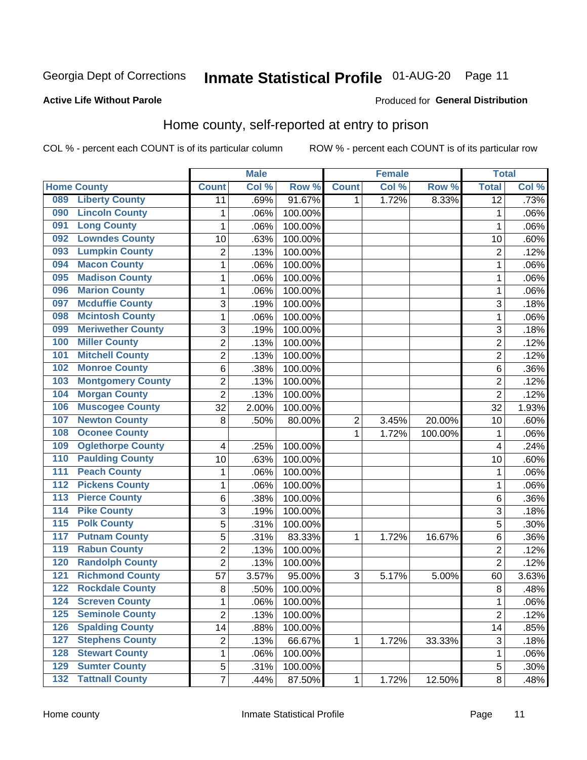Georgia Dept of Corrections **Inmate Statistical Profile** 01-AUG-20

**Active Life Without Parole**

Produced for **General Distribution**

## Home county, self-reported at entry to prison

COL % - percent each COUNT is of its particular column ROW % - percent each COUNT is of its particular row

| Home County | | Male | | | Female | | | Total | |
|---|---|---|---|---|---|---|---|---|---|
| | | Count | Col % | Row % | Count | Col % | Row % | Total | Col % |
| 089 | Liberty County | 11 | .69% | 91.67% | 1 | 1.72% | 8.33% | 12 | .73% |
| 090 | Lincoln County | 1 | .06% | 100.00% | | | | 1 | .06% |
| 091 | Long County | 1 | .06% | 100.00% | | | | 1 | .06% |
| 092 | Lowndes County | 10 | .63% | 100.00% | | | | 10 | .60% |
| 093 | Lumpkin County | 2 | .13% | 100.00% | | | | 2 | .12% |
| 094 | Macon County | 1 | .06% | 100.00% | | | | 1 | .06% |
| 095 | Madison County | 1 | .06% | 100.00% | | | | 1 | .06% |
| 096 | Marion County | 1 | .06% | 100.00% | | | | 1 | .06% |
| 097 | Mcduffie County | 3 | .19% | 100.00% | | | | 3 | .18% |
| 098 | Mcintosh County | 1 | .06% | 100.00% | | | | 1 | .06% |
| 099 | Meriwether County | 3 | .19% | 100.00% | | | | 3 | .18% |
| 100 | Miller County | 2 | .13% | 100.00% | | | | 2 | .12% |
| 101 | Mitchell County | 2 | .13% | 100.00% | | | | 2 | .12% |
| 102 | Monroe County | 6 | .38% | 100.00% | | | | 6 | .36% |
| 103 | Montgomery County | 2 | .13% | 100.00% | | | | 2 | .12% |
| 104 | Morgan County | 2 | .13% | 100.00% | | | | 2 | .12% |
| 106 | Muscogee County | 32 | 2.00% | 100.00% | | | | 32 | 1.93% |
| 107 | Newton County | 8 | .50% | 80.00% | 2 | 3.45% | 20.00% | 10 | .60% |
| 108 | Oconee County | | | | 1 | 1.72% | 100.00% | 1 | .06% |
| 109 | Oglethorpe County | 4 | .25% | 100.00% | | | | 4 | .24% |
| 110 | Paulding County | 10 | .63% | 100.00% | | | | 10 | .60% |
| 111 | Peach County | 1 | .06% | 100.00% | | | | 1 | .06% |
| 112 | Pickens County | 1 | .06% | 100.00% | | | | 1 | .06% |
| 113 | Pierce County | 6 | .38% | 100.00% | | | | 6 | .36% |
| 114 | Pike County | 3 | .19% | 100.00% | | | | 3 | .18% |
| 115 | Polk County | 5 | .31% | 100.00% | | | | 5 | .30% |
| 117 | Putnam County | 5 | .31% | 83.33% | 1 | 1.72% | 16.67% | 6 | .36% |
| 119 | Rabun County | 2 | .13% | 100.00% | | | | 2 | .12% |
| 120 | Randolph County | 2 | .13% | 100.00% | | | | 2 | .12% |
| 121 | Richmond County | 57 | 3.57% | 95.00% | 3 | 5.17% | 5.00% | 60 | 3.63% |
| 122 | Rockdale County | 8 | .50% | 100.00% | | | | 8 | .48% |
| 124 | Screven County | 1 | .06% | 100.00% | | | | 1 | .06% |
| 125 | Seminole County | 2 | .13% | 100.00% | | | | 2 | .12% |
| 126 | Spalding County | 14 | .88% | 100.00% | | | | 14 | .85% |
| 127 | Stephens County | 2 | .13% | 66.67% | 1 | 1.72% | 33.33% | 3 | .18% |
| 128 | Stewart County | 1 | .06% | 100.00% | | | | 1 | .06% |
| 129 | Sumter County | 5 | .31% | 100.00% | | | | 5 | .30% |
| 132 | Tattnall County | 7 | .44% | 87.50% | 1 | 1.72% | 12.50% | 8 | .48% |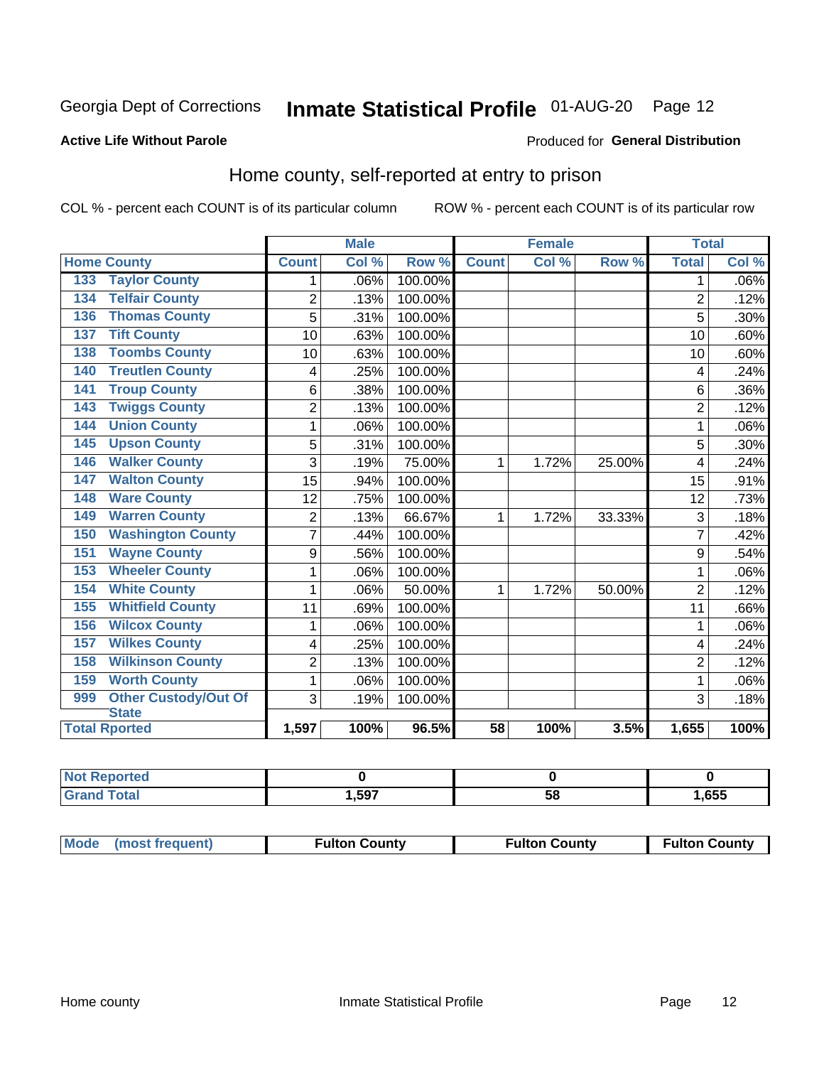Georgia Dept of Corrections **Inmate Statistical Profile** 01-AUG-20

**Active Life Without Parole**

Produced for **General Distribution**

## Home county, self-reported at entry to prison

COL % - percent each COUNT is of its particular column

ROW % - percent each COUNT is of its particular row

| Home County | | Male | | | Female | | | Total | |
|---|---|---|---|---|---|---|---|---|---|
| | | Count | Col % | Row % | Count | Col % | Row % | Total | Col % |
| 133 | Taylor County | 1 | .06% | 100.00% | | | | 1 | .06% |
| 134 | Telfair County | 2 | .13% | 100.00% | | | | 2 | .12% |
| 136 | Thomas County | 5 | .31% | 100.00% | | | | 5 | .30% |
| 137 | Tift County | 10 | .63% | 100.00% | | | | 10 | .60% |
| 138 | Toombs County | 10 | .63% | 100.00% | | | | 10 | .60% |
| 140 | Treutlen County | 4 | .25% | 100.00% | | | | 4 | .24% |
| 141 | Troup County | 6 | .38% | 100.00% | | | | 6 | .36% |
| 143 | Twiggs County | 2 | .13% | 100.00% | | | | 2 | .12% |
| 144 | Union County | 1 | .06% | 100.00% | | | | 1 | .06% |
| 145 | Upson County | 5 | .31% | 100.00% | | | | 5 | .30% |
| 146 | Walker County | 3 | .19% | 75.00% | 1 | 1.72% | 25.00% | 4 | .24% |
| 147 | Walton County | 15 | .94% | 100.00% | | | | 15 | .91% |
| 148 | Ware County | 12 | .75% | 100.00% | | | | 12 | .73% |
| 149 | Warren County | 2 | .13% | 66.67% | 1 | 1.72% | 33.33% | 3 | .18% |
| 150 | Washington County | 7 | .44% | 100.00% | | | | 7 | .42% |
| 151 | Wayne County | 9 | .56% | 100.00% | | | | 9 | .54% |
| 153 | Wheeler County | 1 | .06% | 100.00% | | | | 1 | .06% |
| 154 | White County | 1 | .06% | 50.00% | 1 | 1.72% | 50.00% | 2 | .12% |
| 155 | Whitfield County | 11 | .69% | 100.00% | | | | 11 | .66% |
| 156 | Wilcox County | 1 | .06% | 100.00% | | | | 1 | .06% |
| 157 | Wilkes County | 4 | .25% | 100.00% | | | | 4 | .24% |
| 158 | Wilkinson County | 2 | .13% | 100.00% | | | | 2 | .12% |
| 159 | Worth County | 1 | .06% | 100.00% | | | | 1 | .06% |
| 999 | Other Custody/Out Of State | 3 | .19% | 100.00% | | | | 3 | .18% |
| Total Rported | | 1,597 | 100% | 96.5% | 58 | 100% | 3.5% | 1,655 | 100% |

| | Male | Female | Total |
|---|---|---|---|
| Not Reported | 0 | 0 | 0 |
| Grand Total | 1,597 | 58 | 1,655 |

| Mode (most frequent) | Fulton County | Fulton County | Fulton County |
|---|---|---|---|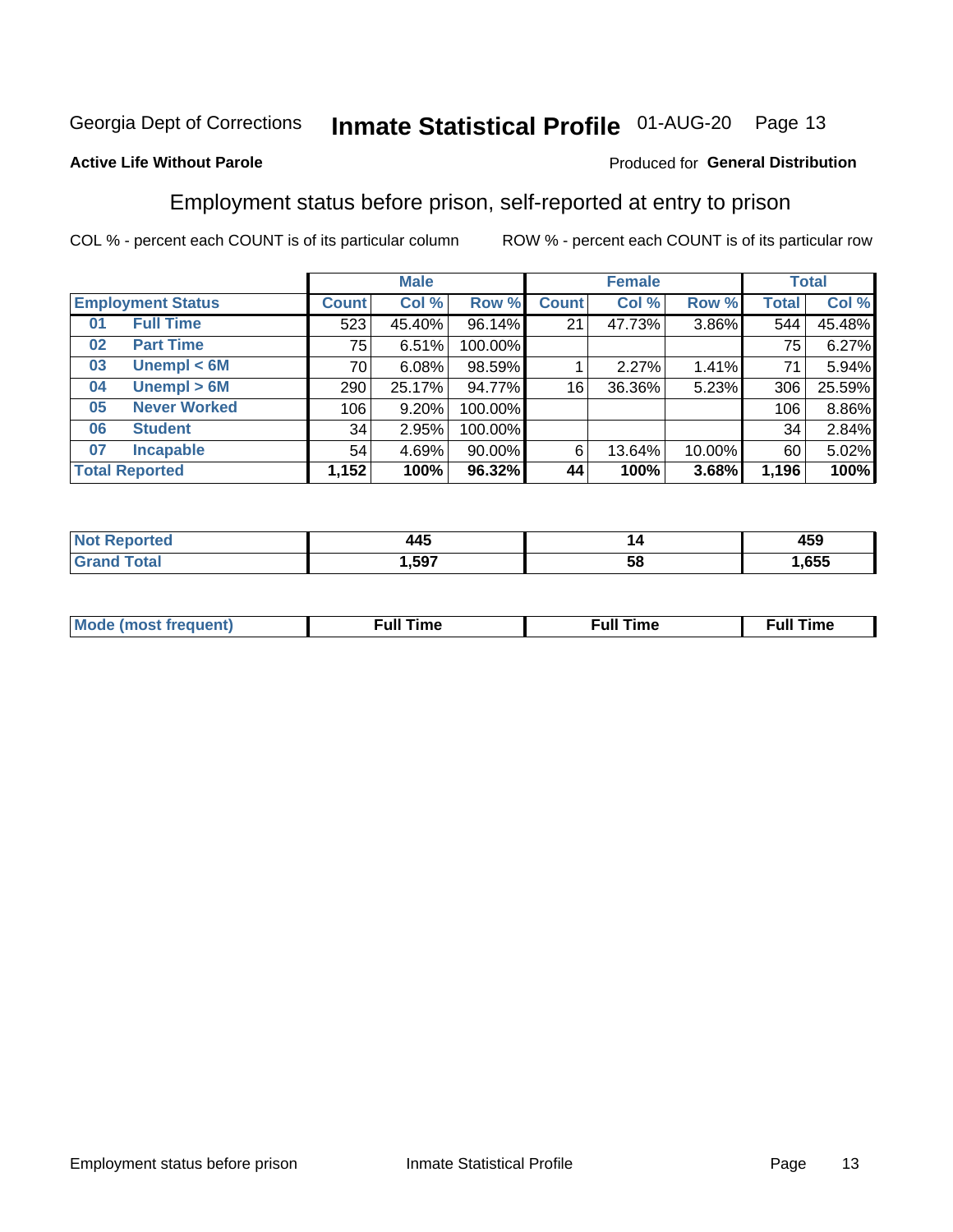Georgia Dept of Corrections **Inmate Statistical Profile** 01-AUG-20

**Active Life Without Parole**

Produced for **General Distribution**

## Employment status before prison, self-reported at entry to prison

COL % - percent each COUNT is of its particular column     ROW % - percent each COUNT is of its particular row

| Employment Status | | Male | | | Female | | | Total | |
|---|---|---|---|---|---|---|---|---|---|
| | | Count | Col % | Row % | Count | Col % | Row % | Total | Col % |
| 01 | Full Time | 523 | 45.40% | 96.14% | 21 | 47.73% | 3.86% | 544 | 45.48% |
| 02 | Part Time | 75 | 6.51% | 100.00% | | | | 75 | 6.27% |
| 03 | Unempl < 6M | 70 | 6.08% | 98.59% | 1 | 2.27% | 1.41% | 71 | 5.94% |
| 04 | Unempl > 6M | 290 | 25.17% | 94.77% | 16 | 36.36% | 5.23% | 306 | 25.59% |
| 05 | Never Worked | 106 | 9.20% | 100.00% | | | | 106 | 8.86% |
| 06 | Student | 34 | 2.95% | 100.00% | | | | 34 | 2.84% |
| 07 | Incapable | 54 | 4.69% | 90.00% | 6 | 13.64% | 10.00% | 60 | 5.02% |
| **Total Reported** | | **1,152** | **100%** | **96.32%** | **44** | **100%** | **3.68%** | **1,196** | **100%** |

| | Male | Female | Total |
|---|---|---|---|
| Not Reported | 445 | 14 | 459 |
| Grand Total | 1,597 | 58 | 1,655 |

| | Male | Female | Total |
|---|---|---|---|
| Mode (most frequent) | Full Time | Full Time | Full Time |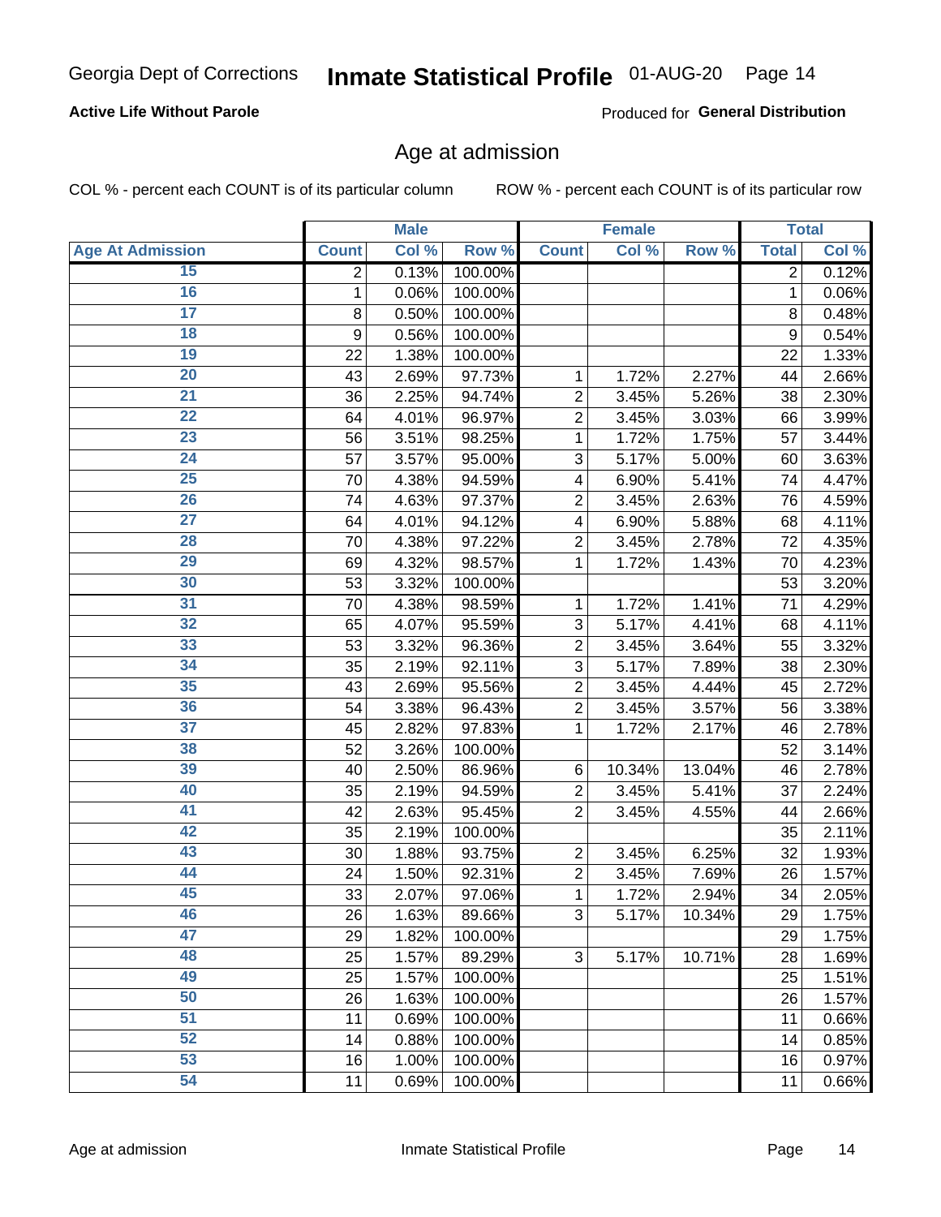Georgia Dept of Corrections **Inmate Statistical Profile** 01-AUG-20

**Active Life Without Parole**

Produced for **General Distribution**

## Age at admission

COL % - percent each COUNT is of its particular column ROW % - percent each COUNT is of its particular row

| | Male | | | Female | | | Total | |
|---|---|---|---|---|---|---|---|---|
| **Age At Admission** | **Count** | **Col %** | **Row %** | **Count** | **Col %** | **Row %** | **Total** | **Col %** |
| 15 | 2 | 0.13% | 100.00% | | | | 2 | 0.12% |
| 16 | 1 | 0.06% | 100.00% | | | | 1 | 0.06% |
| 17 | 8 | 0.50% | 100.00% | | | | 8 | 0.48% |
| 18 | 9 | 0.56% | 100.00% | | | | 9 | 0.54% |
| 19 | 22 | 1.38% | 100.00% | | | | 22 | 1.33% |
| 20 | 43 | 2.69% | 97.73% | 1 | 1.72% | 2.27% | 44 | 2.66% |
| 21 | 36 | 2.25% | 94.74% | 2 | 3.45% | 5.26% | 38 | 2.30% |
| 22 | 64 | 4.01% | 96.97% | 2 | 3.45% | 3.03% | 66 | 3.99% |
| 23 | 56 | 3.51% | 98.25% | 1 | 1.72% | 1.75% | 57 | 3.44% |
| 24 | 57 | 3.57% | 95.00% | 3 | 5.17% | 5.00% | 60 | 3.63% |
| 25 | 70 | 4.38% | 94.59% | 4 | 6.90% | 5.41% | 74 | 4.47% |
| 26 | 74 | 4.63% | 97.37% | 2 | 3.45% | 2.63% | 76 | 4.59% |
| 27 | 64 | 4.01% | 94.12% | 4 | 6.90% | 5.88% | 68 | 4.11% |
| 28 | 70 | 4.38% | 97.22% | 2 | 3.45% | 2.78% | 72 | 4.35% |
| 29 | 69 | 4.32% | 98.57% | 1 | 1.72% | 1.43% | 70 | 4.23% |
| 30 | 53 | 3.32% | 100.00% | | | | 53 | 3.20% |
| 31 | 70 | 4.38% | 98.59% | 1 | 1.72% | 1.41% | 71 | 4.29% |
| 32 | 65 | 4.07% | 95.59% | 3 | 5.17% | 4.41% | 68 | 4.11% |
| 33 | 53 | 3.32% | 96.36% | 2 | 3.45% | 3.64% | 55 | 3.32% |
| 34 | 35 | 2.19% | 92.11% | 3 | 5.17% | 7.89% | 38 | 2.30% |
| 35 | 43 | 2.69% | 95.56% | 2 | 3.45% | 4.44% | 45 | 2.72% |
| 36 | 54 | 3.38% | 96.43% | 2 | 3.45% | 3.57% | 56 | 3.38% |
| 37 | 45 | 2.82% | 97.83% | 1 | 1.72% | 2.17% | 46 | 2.78% |
| 38 | 52 | 3.26% | 100.00% | | | | 52 | 3.14% |
| 39 | 40 | 2.50% | 86.96% | 6 | 10.34% | 13.04% | 46 | 2.78% |
| 40 | 35 | 2.19% | 94.59% | 2 | 3.45% | 5.41% | 37 | 2.24% |
| 41 | 42 | 2.63% | 95.45% | 2 | 3.45% | 4.55% | 44 | 2.66% |
| 42 | 35 | 2.19% | 100.00% | | | | 35 | 2.11% |
| 43 | 30 | 1.88% | 93.75% | 2 | 3.45% | 6.25% | 32 | 1.93% |
| 44 | 24 | 1.50% | 92.31% | 2 | 3.45% | 7.69% | 26 | 1.57% |
| 45 | 33 | 2.07% | 97.06% | 1 | 1.72% | 2.94% | 34 | 2.05% |
| 46 | 26 | 1.63% | 89.66% | 3 | 5.17% | 10.34% | 29 | 1.75% |
| 47 | 29 | 1.82% | 100.00% | | | | 29 | 1.75% |
| 48 | 25 | 1.57% | 89.29% | 3 | 5.17% | 10.71% | 28 | 1.69% |
| 49 | 25 | 1.57% | 100.00% | | | | 25 | 1.51% |
| 50 | 26 | 1.63% | 100.00% | | | | 26 | 1.57% |
| 51 | 11 | 0.69% | 100.00% | | | | 11 | 0.66% |
| 52 | 14 | 0.88% | 100.00% | | | | 14 | 0.85% |
| 53 | 16 | 1.00% | 100.00% | | | | 16 | 0.97% |
| 54 | 11 | 0.69% | 100.00% | | | | 11 | 0.66% |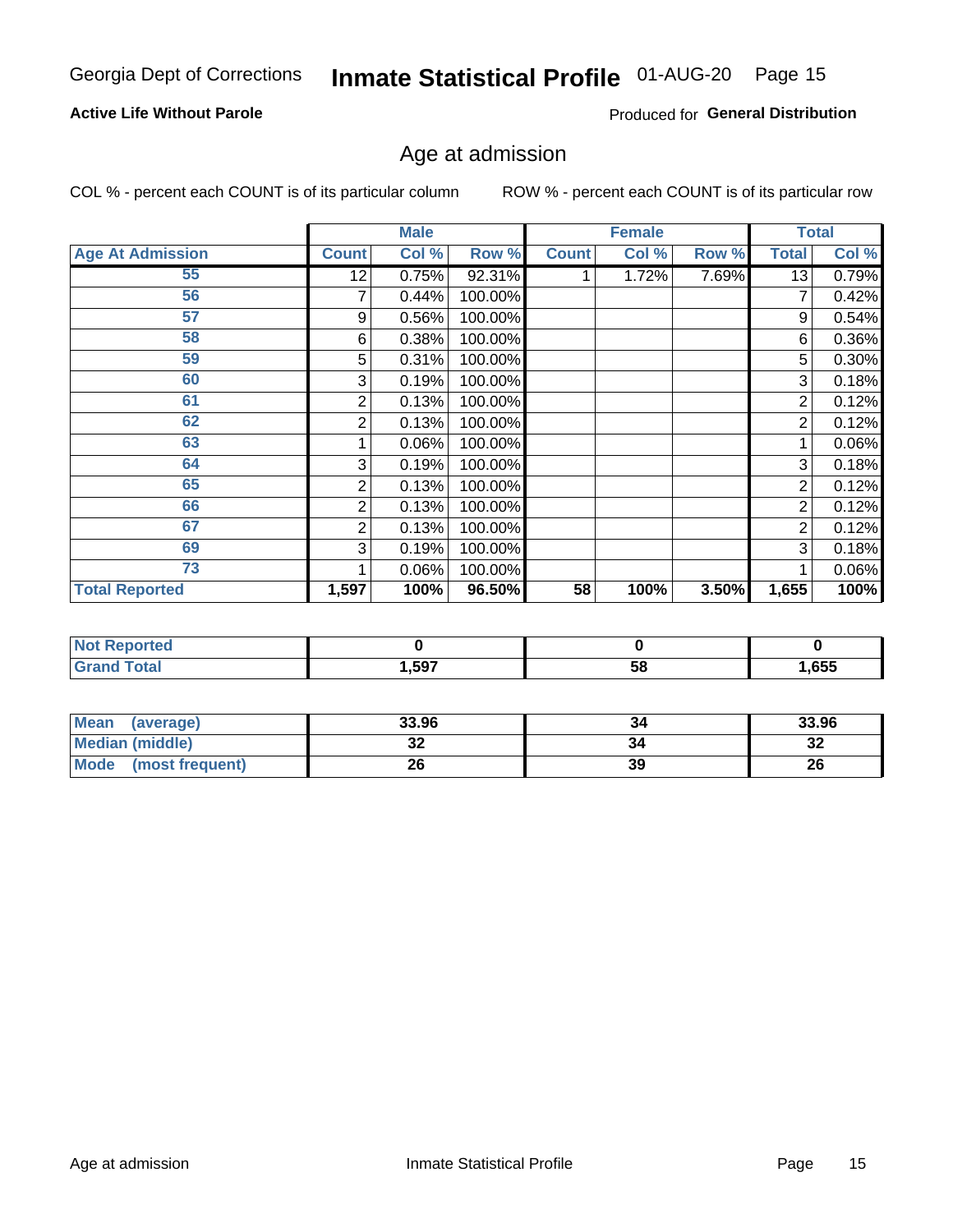Georgia Dept of Corrections **Inmate Statistical Profile** 01-AUG-20

**Active Life Without Parole**

Produced for **General Distribution**

## Age at admission

COL % - percent each COUNT is of its particular column     ROW % - percent each COUNT is of its particular row

| | Male | | | Female | | | Total | |
|---|---|---|---|---|---|---|---|---|
| **Age At Admission** | **Count** | **Col %** | **Row %** | **Count** | **Col %** | **Row %** | **Total** | **Col %** |
| 55 | 12 | 0.75% | 92.31% | 1 | 1.72% | 7.69% | 13 | 0.79% |
| 56 | 7 | 0.44% | 100.00% | | | | 7 | 0.42% |
| 57 | 9 | 0.56% | 100.00% | | | | 9 | 0.54% |
| 58 | 6 | 0.38% | 100.00% | | | | 6 | 0.36% |
| 59 | 5 | 0.31% | 100.00% | | | | 5 | 0.30% |
| 60 | 3 | 0.19% | 100.00% | | | | 3 | 0.18% |
| 61 | 2 | 0.13% | 100.00% | | | | 2 | 0.12% |
| 62 | 2 | 0.13% | 100.00% | | | | 2 | 0.12% |
| 63 | 1 | 0.06% | 100.00% | | | | 1 | 0.06% |
| 64 | 3 | 0.19% | 100.00% | | | | 3 | 0.18% |
| 65 | 2 | 0.13% | 100.00% | | | | 2 | 0.12% |
| 66 | 2 | 0.13% | 100.00% | | | | 2 | 0.12% |
| 67 | 2 | 0.13% | 100.00% | | | | 2 | 0.12% |
| 69 | 3 | 0.19% | 100.00% | | | | 3 | 0.18% |
| 73 | 1 | 0.06% | 100.00% | | | | 1 | 0.06% |
| **Total Reported** | **1,597** | **100%** | **96.50%** | **58** | **100%** | **3.50%** | **1,655** | **100%** |

| | Male | Female | Total |
|---|---|---|---|
| **Not Reported** | **0** | **0** | **0** |
| **Grand Total** | **1,597** | **58** | **1,655** |

| | Male | Female | Total |
|---|---|---|---|
| **Mean (average)** | **33.96** | **34** | **33.96** |
| **Median (middle)** | **32** | **34** | **32** |
| **Mode (most frequent)** | **26** | **39** | **26** |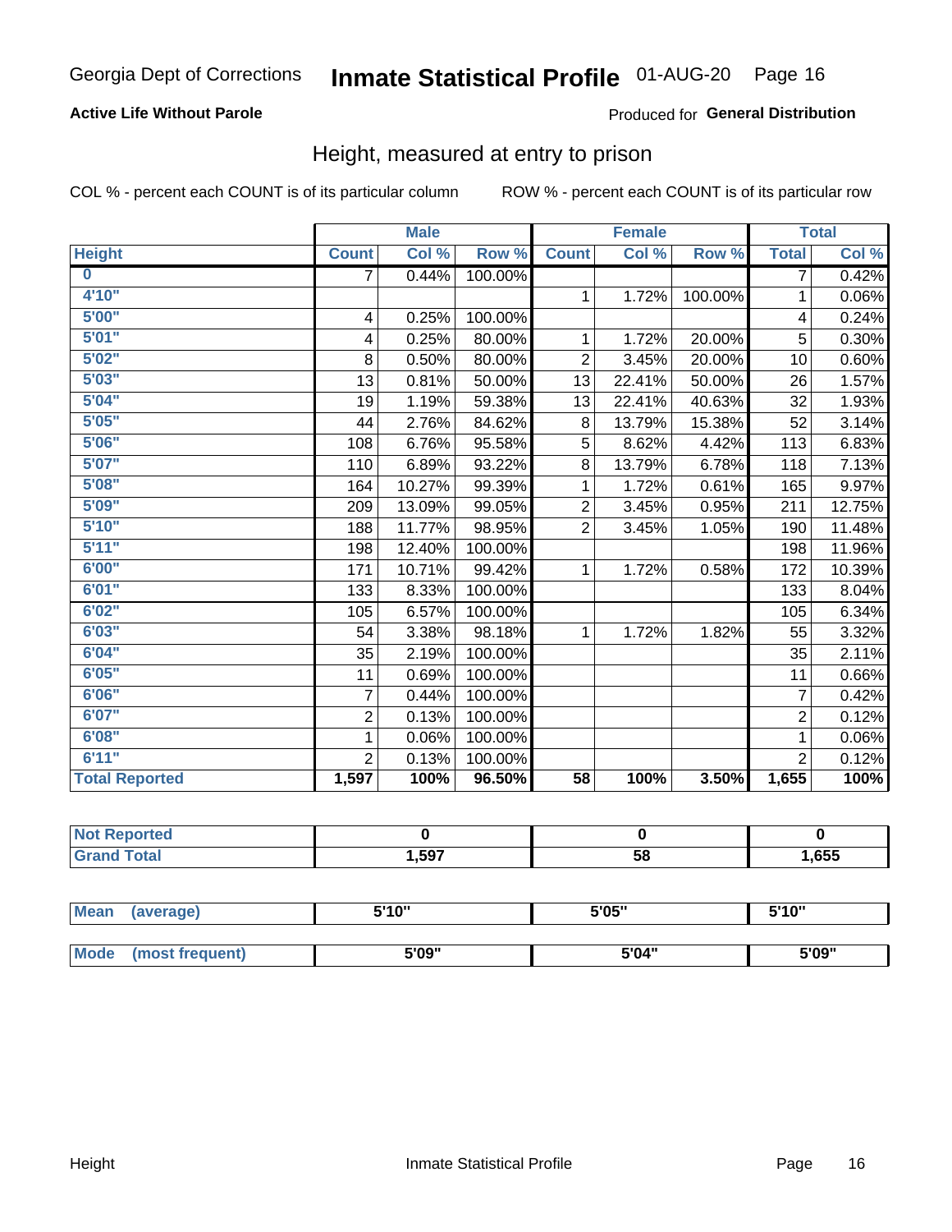Georgia Dept of Corrections **Inmate Statistical Profile** 01-AUG-20

**Active Life Without Parole**

Produced for **General Distribution**

## Height, measured at entry to prison

COL % - percent each COUNT is of its particular column ROW % - percent each COUNT is of its particular row

| | Male | | | Female | | | Total | |
|---|---|---|---|---|---|---|---|---|
| **Height** | **Count** | **Col %** | **Row %** | **Count** | **Col %** | **Row %** | **Total** | **Col %** |
| **0** | 7 | 0.44% | 100.00% | | | | 7 | 0.42% |
| **4'10"** | | | | 1 | 1.72% | 100.00% | 1 | 0.06% |
| **5'00"** | 4 | 0.25% | 100.00% | | | | 4 | 0.24% |
| **5'01"** | 4 | 0.25% | 80.00% | 1 | 1.72% | 20.00% | 5 | 0.30% |
| **5'02"** | 8 | 0.50% | 80.00% | 2 | 3.45% | 20.00% | 10 | 0.60% |
| **5'03"** | 13 | 0.81% | 50.00% | 13 | 22.41% | 50.00% | 26 | 1.57% |
| **5'04"** | 19 | 1.19% | 59.38% | 13 | 22.41% | 40.63% | 32 | 1.93% |
| **5'05"** | 44 | 2.76% | 84.62% | 8 | 13.79% | 15.38% | 52 | 3.14% |
| **5'06"** | 108 | 6.76% | 95.58% | 5 | 8.62% | 4.42% | 113 | 6.83% |
| **5'07"** | 110 | 6.89% | 93.22% | 8 | 13.79% | 6.78% | 118 | 7.13% |
| **5'08"** | 164 | 10.27% | 99.39% | 1 | 1.72% | 0.61% | 165 | 9.97% |
| **5'09"** | 209 | 13.09% | 99.05% | 2 | 3.45% | 0.95% | 211 | 12.75% |
| **5'10"** | 188 | 11.77% | 98.95% | 2 | 3.45% | 1.05% | 190 | 11.48% |
| **5'11"** | 198 | 12.40% | 100.00% | | | | 198 | 11.96% |
| **6'00"** | 171 | 10.71% | 99.42% | 1 | 1.72% | 0.58% | 172 | 10.39% |
| **6'01"** | 133 | 8.33% | 100.00% | | | | 133 | 8.04% |
| **6'02"** | 105 | 6.57% | 100.00% | | | | 105 | 6.34% |
| **6'03"** | 54 | 3.38% | 98.18% | 1 | 1.72% | 1.82% | 55 | 3.32% |
| **6'04"** | 35 | 2.19% | 100.00% | | | | 35 | 2.11% |
| **6'05"** | 11 | 0.69% | 100.00% | | | | 11 | 0.66% |
| **6'06"** | 7 | 0.44% | 100.00% | | | | 7 | 0.42% |
| **6'07"** | 2 | 0.13% | 100.00% | | | | 2 | 0.12% |
| **6'08"** | 1 | 0.06% | 100.00% | | | | 1 | 0.06% |
| **6'11"** | 2 | 0.13% | 100.00% | | | | 2 | 0.12% |
| **Total Reported** | **1,597** | **100%** | **96.50%** | **58** | **100%** | **3.50%** | **1,655** | **100%** |

| | Male | Female | Total |
|---|---|---|---|
| **Not Reported** | **0** | **0** | **0** |
| **Grand Total** | **1,597** | **58** | **1,655** |

| | Male | Female | Total |
|---|---|---|---|
| **Mean (average)** | **5'10"** | **5'05"** | **5'10"** |
| **Mode (most frequent)** | **5'09"** | **5'04"** | **5'09"** |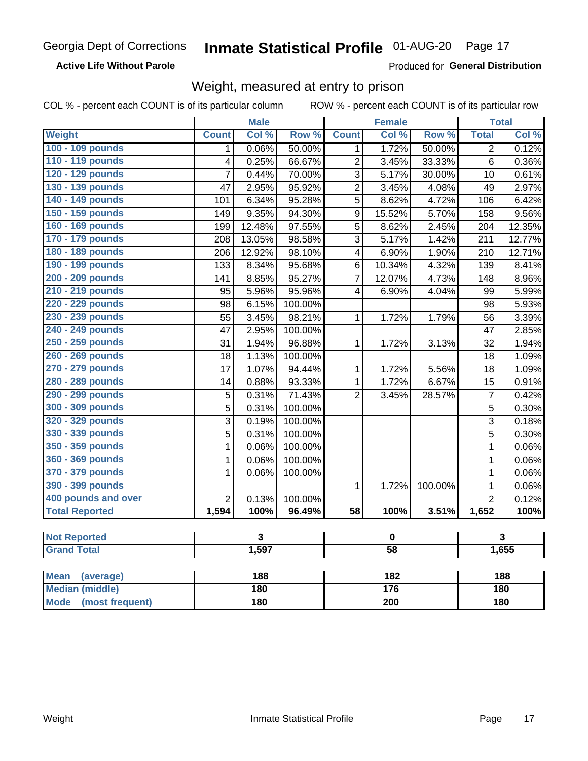Georgia Dept of Corrections **Inmate Statistical Profile** 01-AUG-20

**Active Life Without Parole**

Produced for **General Distribution**

## Weight, measured at entry to prison

COL % - percent each COUNT is of its particular column    ROW % - percent each COUNT is of its particular row

| Weight | Male | | | Female | | | Total | |
|---|---|---|---|---|---|---|---|---|
| | Count | Col % | Row % | Count | Col % | Row % | Total | Col % |
| 100 - 109 pounds | 1 | 0.06% | 50.00% | 1 | 1.72% | 50.00% | 2 | 0.12% |
| 110 - 119 pounds | 4 | 0.25% | 66.67% | 2 | 3.45% | 33.33% | 6 | 0.36% |
| 120 - 129 pounds | 7 | 0.44% | 70.00% | 3 | 5.17% | 30.00% | 10 | 0.61% |
| 130 - 139 pounds | 47 | 2.95% | 95.92% | 2 | 3.45% | 4.08% | 49 | 2.97% |
| 140 - 149 pounds | 101 | 6.34% | 95.28% | 5 | 8.62% | 4.72% | 106 | 6.42% |
| 150 - 159 pounds | 149 | 9.35% | 94.30% | 9 | 15.52% | 5.70% | 158 | 9.56% |
| 160 - 169 pounds | 199 | 12.48% | 97.55% | 5 | 8.62% | 2.45% | 204 | 12.35% |
| 170 - 179 pounds | 208 | 13.05% | 98.58% | 3 | 5.17% | 1.42% | 211 | 12.77% |
| 180 - 189 pounds | 206 | 12.92% | 98.10% | 4 | 6.90% | 1.90% | 210 | 12.71% |
| 190 - 199 pounds | 133 | 8.34% | 95.68% | 6 | 10.34% | 4.32% | 139 | 8.41% |
| 200 - 209 pounds | 141 | 8.85% | 95.27% | 7 | 12.07% | 4.73% | 148 | 8.96% |
| 210 - 219 pounds | 95 | 5.96% | 95.96% | 4 | 6.90% | 4.04% | 99 | 5.99% |
| 220 - 229 pounds | 98 | 6.15% | 100.00% | | | | 98 | 5.93% |
| 230 - 239 pounds | 55 | 3.45% | 98.21% | 1 | 1.72% | 1.79% | 56 | 3.39% |
| 240 - 249 pounds | 47 | 2.95% | 100.00% | | | | 47 | 2.85% |
| 250 - 259 pounds | 31 | 1.94% | 96.88% | 1 | 1.72% | 3.13% | 32 | 1.94% |
| 260 - 269 pounds | 18 | 1.13% | 100.00% | | | | 18 | 1.09% |
| 270 - 279 pounds | 17 | 1.07% | 94.44% | 1 | 1.72% | 5.56% | 18 | 1.09% |
| 280 - 289 pounds | 14 | 0.88% | 93.33% | 1 | 1.72% | 6.67% | 15 | 0.91% |
| 290 - 299 pounds | 5 | 0.31% | 71.43% | 2 | 3.45% | 28.57% | 7 | 0.42% |
| 300 - 309 pounds | 5 | 0.31% | 100.00% | | | | 5 | 0.30% |
| 320 - 329 pounds | 3 | 0.19% | 100.00% | | | | 3 | 0.18% |
| 330 - 339 pounds | 5 | 0.31% | 100.00% | | | | 5 | 0.30% |
| 350 - 359 pounds | 1 | 0.06% | 100.00% | | | | 1 | 0.06% |
| 360 - 369 pounds | 1 | 0.06% | 100.00% | | | | 1 | 0.06% |
| 370 - 379 pounds | 1 | 0.06% | 100.00% | | | | 1 | 0.06% |
| 390 - 399 pounds | | | | 1 | 1.72% | 100.00% | 1 | 0.06% |
| 400 pounds and over | 2 | 0.13% | 100.00% | | | | 2 | 0.12% |
| **Total Reported** | **1,594** | **100%** | **96.49%** | **58** | **100%** | **3.51%** | **1,652** | **100%** |

| | Male | Female | Total |
|---|---|---|---|
| Not Reported | 3 | 0 | 3 |
| Grand Total | 1,597 | 58 | 1,655 |

| | Male | Female | Total |
|---|---|---|---|
| Mean (average) | 188 | 182 | 188 |
| Median (middle) | 180 | 176 | 180 |
| Mode (most frequent) | 180 | 200 | 180 |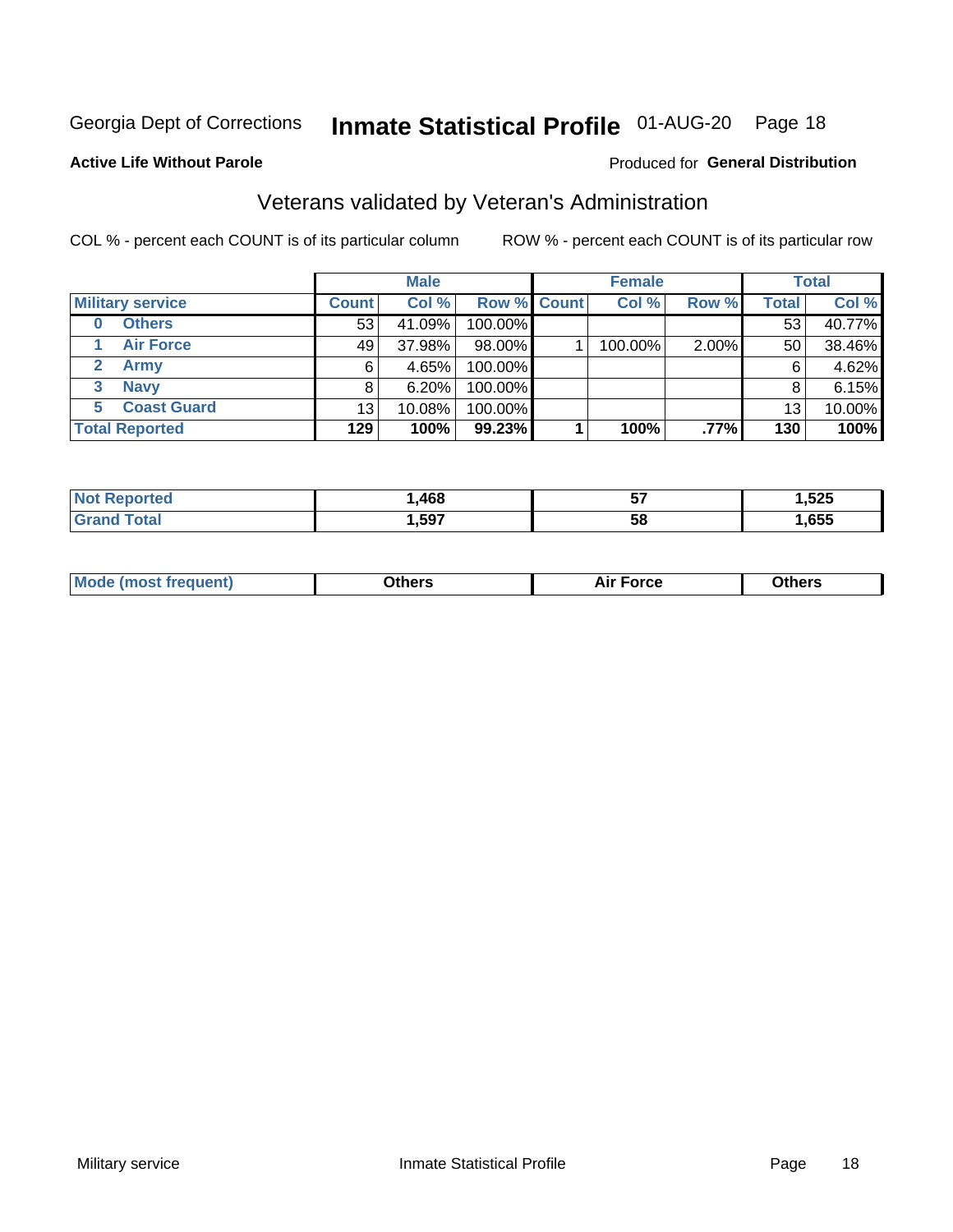Georgia Dept of Corrections **Inmate Statistical Profile** 01-AUG-20

**Active Life Without Parole**

Produced for **General Distribution**

## Veterans validated by Veteran's Administration

COL % - percent each COUNT is of its particular column

ROW % - percent each COUNT is of its particular row

| | Male | | | Female | | | Total | |
|---|---|---|---|---|---|---|---|---|
| **Military service** | **Count** | **Col %** | **Row %** | **Count** | **Col %** | **Row %** | **Total** | **Col %** |
| **0 Others** | 53 | 41.09% | 100.00% | | | | 53 | 40.77% |
| **1 Air Force** | 49 | 37.98% | 98.00% | 1 | 100.00% | 2.00% | 50 | 38.46% |
| **2 Army** | 6 | 4.65% | 100.00% | | | | 6 | 4.62% |
| **3 Navy** | 8 | 6.20% | 100.00% | | | | 8 | 6.15% |
| **5 Coast Guard** | 13 | 10.08% | 100.00% | | | | 13 | 10.00% |
| **Total Reported** | **129** | **100%** | **99.23%** | **1** | **100%** | **.77%** | **130** | **100%** |

| | Male | Female | Total |
|---|---|---|---|
| **Not Reported** | **1,468** | **57** | **1,525** |
| **Grand Total** | **1,597** | **58** | **1,655** |

| | Male | Female | Total |
|---|---|---|---|
| **Mode (most frequent)** | **Others** | **Air Force** | **Others** |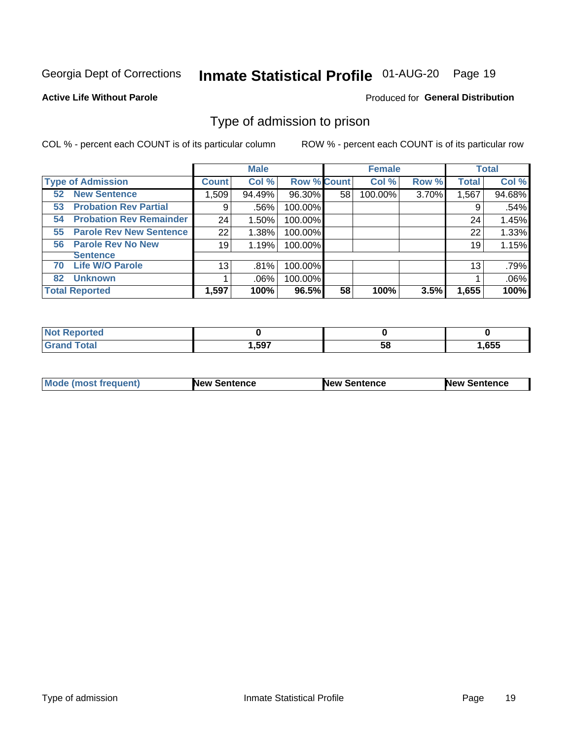Georgia Dept of Corrections **Inmate Statistical Profile** 01-AUG-20 Page 19

**Active Life Without Parole**

Produced for **General Distribution**

## Type of admission to prison

COL % - percent each COUNT is of its particular column ROW % - percent each COUNT is of its particular row

| | Male | | | Female | | | Total | |
|---|---|---|---|---|---|---|---|---|
| **Type of Admission** | **Count** | **Col %** | **Row %** | **Count** | **Col %** | **Row %** | **Total** | **Col %** |
| **52 New Sentence** | 1,509 | 94.49% | 96.30% | 58 | 100.00% | 3.70% | 1,567 | 94.68% |
| **53 Probation Rev Partial** | 9 | .56% | 100.00% | | | | 9 | .54% |
| **54 Probation Rev Remainder** | 24 | 1.50% | 100.00% | | | | 24 | 1.45% |
| **55 Parole Rev New Sentence** | 22 | 1.38% | 100.00% | | | | 22 | 1.33% |
| **56 Parole Rev No New Sentence** | 19 | 1.19% | 100.00% | | | | 19 | 1.15% |
| **70 Life W/O Parole** | 13 | .81% | 100.00% | | | | 13 | .79% |
| **82 Unknown** | 1 | .06% | 100.00% | | | | 1 | .06% |
| **Total Reported** | **1,597** | **100%** | **96.5%** | **58** | **100%** | **3.5%** | **1,655** | **100%** |

| | Male | Female | Total |
|---|---|---|---|
| **Not Reported** | **0** | **0** | **0** |
| **Grand Total** | **1,597** | **58** | **1,655** |

| | Male | Female | Total |
|---|---|---|---|
| **Mode (most frequent)** | **New Sentence** | **New Sentence** | **New Sentence** |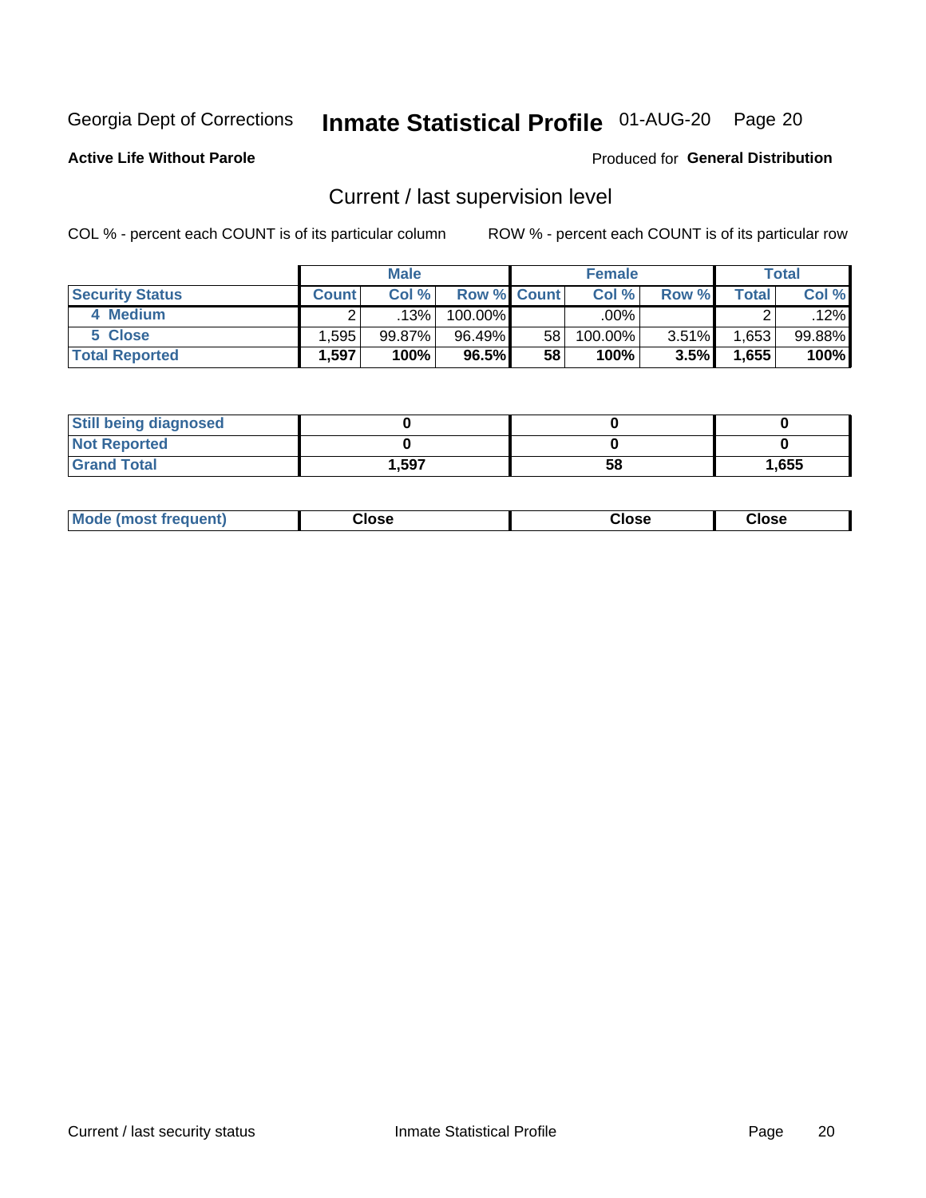Georgia Dept of Corrections **Inmate Statistical Profile** 01-AUG-20 Page 20

**Active Life Without Parole**

Produced for **General Distribution**

## Current / last supervision level

COL % - percent each COUNT is of its particular column

ROW % - percent each COUNT is of its particular row

| | Male | | | Female | | | Total | |
|---|---|---|---|---|---|---|---|---|
| **Security Status** | **Count** | **Col %** | **Row %** | **Count** | **Col %** | **Row %** | **Total** | **Col %** |
| **4 Medium** | 2 | .13% | 100.00% | | .00% | | 2 | .12% |
| **5 Close** | 1,595 | 99.87% | 96.49% | 58 | 100.00% | 3.51% | 1,653 | 99.88% |
| **Total Reported** | **1,597** | **100%** | **96.5%** | **58** | **100%** | **3.5%** | **1,655** | **100%** |

| | Male | Female | Total |
|---|---|---|---|
| **Still being diagnosed** | **0** | **0** | **0** |
| **Not Reported** | **0** | **0** | **0** |
| **Grand Total** | **1,597** | **58** | **1,655** |

| | Male | Female | Total |
|---|---|---|---|
| **Mode (most frequent)** | **Close** | **Close** | **Close** |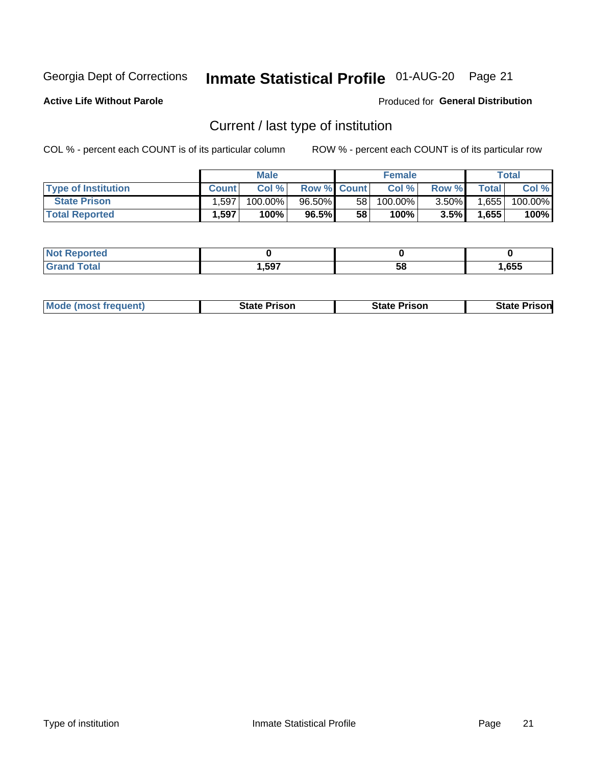Georgia Dept of Corrections **Inmate Statistical Profile** 01-AUG-20

**Active Life Without Parole**

Produced for **General Distribution**

## Current / last type of institution

COL % - percent each COUNT is of its particular column        ROW % - percent each COUNT is of its particular row

| | Male | | | Female | | | Total | |
|---|---|---|---|---|---|---|---|---|
| Type of Institution | Count | Col % | Row % | Count | Col % | Row % | Total | Col % |
| State Prison | 1,597 | 100.00% | 96.50% | 58 | 100.00% | 3.50% | 1,655 | 100.00% |
| **Total Reported** | **1,597** | **100%** | **96.5%** | **58** | **100%** | **3.5%** | **1,655** | **100%** |

| | Male | Female | Total |
|---|---|---|---|
| Not Reported | **0** | **0** | **0** |
| Grand Total | **1,597** | **58** | **1,655** |

| | Male | Female | Total |
|---|---|---|---|
| Mode (most frequent) | **State Prison** | **State Prison** | **State Prison** |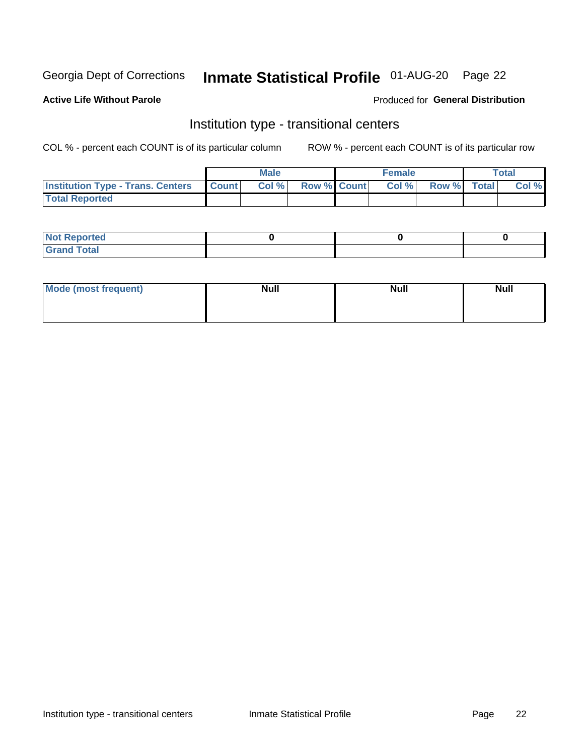Georgia Dept of Corrections **Inmate Statistical Profile** 01-AUG-20 Page 22

**Active Life Without Parole**

Produced for **General Distribution**

## Institution type - transitional centers

COL % - percent each COUNT is of its particular column ROW % - percent each COUNT is of its particular row

| | Male | | | Female | | | Total | |
|---|---|---|---|---|---|---|---|---|
| **Institution Type - Trans. Centers** | **Count** | **Col %** | **Row %** | **Count** | **Col %** | **Row %** | **Total** | **Col %** |
| **Total Reported** | | | | | | | | |

| | Male | Female | Total |
|---|---|---|---|
| **Not Reported** | 0 | 0 | 0 |
| **Grand Total** | | | |

| | Male | Female | Total |
|---|---|---|---|
| **Mode (most frequent)** | Null | Null | Null |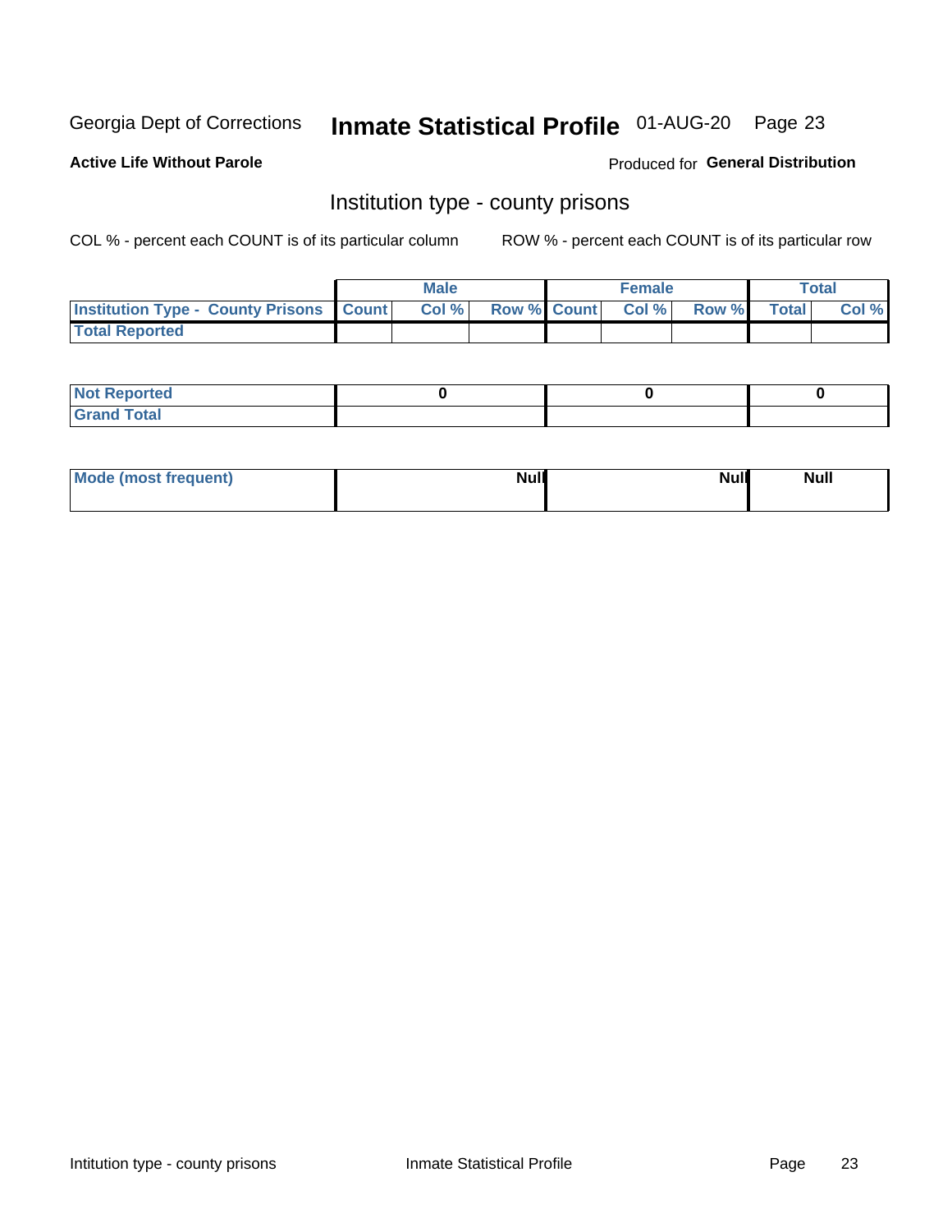Georgia Dept of Corrections **Inmate Statistical Profile** 01-AUG-20

**Active Life Without Parole**

Produced for **General Distribution**

## Institution type - county prisons

COL % - percent each COUNT is of its particular column

ROW % - percent each COUNT is of its particular row

| | Male | | | Female | | | Total | |
|---|---|---|---|---|---|---|---|---|
| **Institution Type - County Prisons** | **Count** | **Col %** | **Row %** | **Count** | **Col %** | **Row %** | **Total** | **Col %** |
| **Total Reported** | | | | | | | | |

| | Male | Female | Total |
|---|---|---|---|
| **Not Reported** | **0** | **0** | **0** |
| **Grand Total** | | | |

| | Male | Female | Total |
|---|---|---|---|
| **Mode (most frequent)** | **Null** | **Null** | **Null** |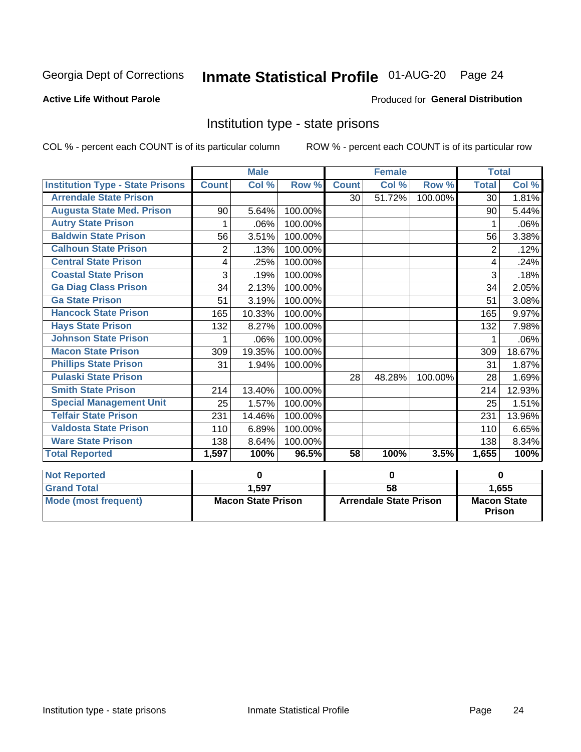Georgia Dept of Corrections **Inmate Statistical Profile** 01-AUG-20

**Active Life Without Parole**

Produced for **General Distribution**

## Institution type - state prisons

COL % - percent each COUNT is of its particular column ROW % - percent each COUNT is of its particular row

| | Male | | | Female | | | Total | |
|---|---|---|---|---|---|---|---|---|
| **Institution Type - State Prisons** | **Count** | **Col %** | **Row %** | **Count** | **Col %** | **Row %** | **Total** | **Col %** |
| Arrendale State Prison | | | | 30 | 51.72% | 100.00% | 30 | 1.81% |
| Augusta State Med. Prison | 90 | 5.64% | 100.00% | | | | 90 | 5.44% |
| Autry State Prison | 1 | .06% | 100.00% | | | | 1 | .06% |
| Baldwin State Prison | 56 | 3.51% | 100.00% | | | | 56 | 3.38% |
| Calhoun State Prison | 2 | .13% | 100.00% | | | | 2 | .12% |
| Central State Prison | 4 | .25% | 100.00% | | | | 4 | .24% |
| Coastal State Prison | 3 | .19% | 100.00% | | | | 3 | .18% |
| Ga Diag Class Prison | 34 | 2.13% | 100.00% | | | | 34 | 2.05% |
| Ga State Prison | 51 | 3.19% | 100.00% | | | | 51 | 3.08% |
| Hancock State Prison | 165 | 10.33% | 100.00% | | | | 165 | 9.97% |
| Hays State Prison | 132 | 8.27% | 100.00% | | | | 132 | 7.98% |
| Johnson State Prison | 1 | .06% | 100.00% | | | | 1 | .06% |
| Macon State Prison | 309 | 19.35% | 100.00% | | | | 309 | 18.67% |
| Phillips State Prison | 31 | 1.94% | 100.00% | | | | 31 | 1.87% |
| Pulaski State Prison | | | | 28 | 48.28% | 100.00% | 28 | 1.69% |
| Smith State Prison | 214 | 13.40% | 100.00% | | | | 214 | 12.93% |
| Special Management Unit | 25 | 1.57% | 100.00% | | | | 25 | 1.51% |
| Telfair State Prison | 231 | 14.46% | 100.00% | | | | 231 | 13.96% |
| Valdosta State Prison | 110 | 6.89% | 100.00% | | | | 110 | 6.65% |
| Ware State Prison | 138 | 8.64% | 100.00% | | | | 138 | 8.34% |
| **Total Reported** | **1,597** | **100%** | **96.5%** | **58** | **100%** | **3.5%** | **1,655** | **100%** |

| | Male | Female | Total |
|---|---|---|---|
| **Not Reported** | **0** | **0** | **0** |
| **Grand Total** | **1,597** | **58** | **1,655** |
| **Mode (most frequent)** | **Macon State Prison** | **Arrendale State Prison** | **Macon State Prison** |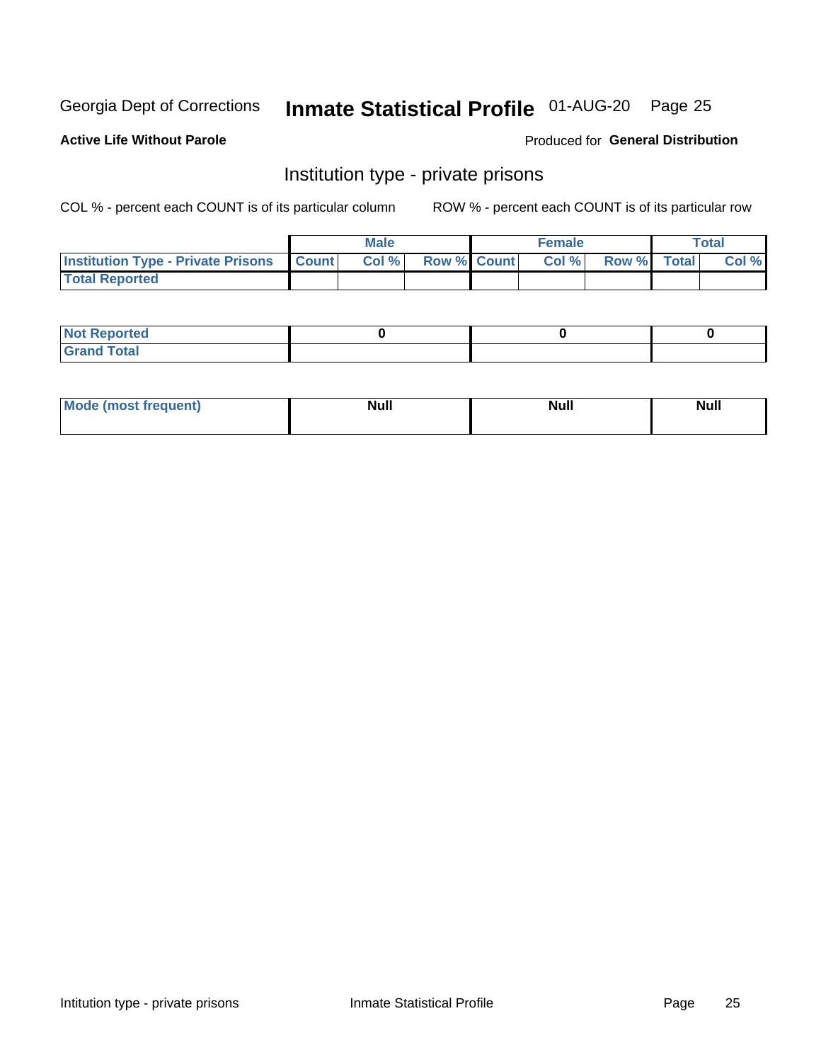Georgia Dept of Corrections **Inmate Statistical Profile** 01-AUG-20

**Active Life Without Parole**

Produced for **General Distribution**

## Institution type - private prisons

COL % - percent each COUNT is of its particular column

ROW % - percent each COUNT is of its particular row

| | Male | | | Female | | | Total | |
|---|---|---|---|---|---|---|---|---|
| **Institution Type - Private Prisons** | **Count** | **Col %** | **Row %** | **Count** | **Col %** | **Row %** | **Total** | **Col %** |
| **Total Reported** | | | | | | | | |

| | Male | Female | Total |
|---|---|---|---|
| **Not Reported** | 0 | 0 | 0 |
| **Grand Total** | | | |

| | Male | Female | Total |
|---|---|---|---|
| **Mode (most frequent)** | Null | Null | Null |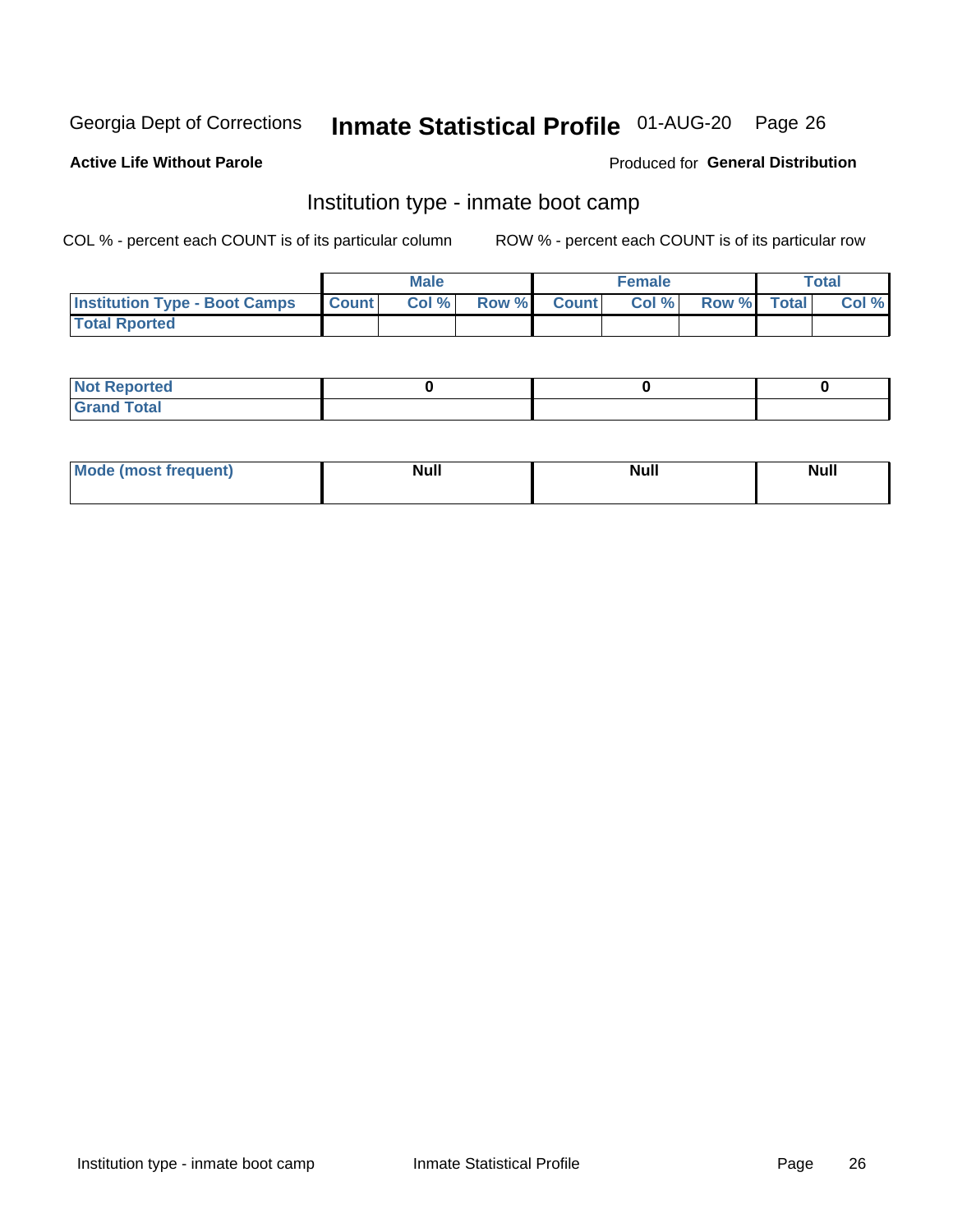Georgia Dept of Corrections **Inmate Statistical Profile** 01-AUG-20

**Active Life Without Parole**

Produced for **General Distribution**

## Institution type - inmate boot camp

COL % - percent each COUNT is of its particular column

ROW % - percent each COUNT is of its particular row

| | Male | | | Female | | | Total | |
|---|---|---|---|---|---|---|---|---|
| Institution Type - Boot Camps | Count | Col % | Row % | Count | Col % | Row % | Total | Col % |
| Total Rported | | | | | | | | |

| | Male | Female | Total |
|---|---|---|---|
| Not Reported | 0 | 0 | 0 |
| Grand Total | | | |

| | Male | Female | Total |
|---|---|---|---|
| Mode (most frequent) | Null | Null | Null |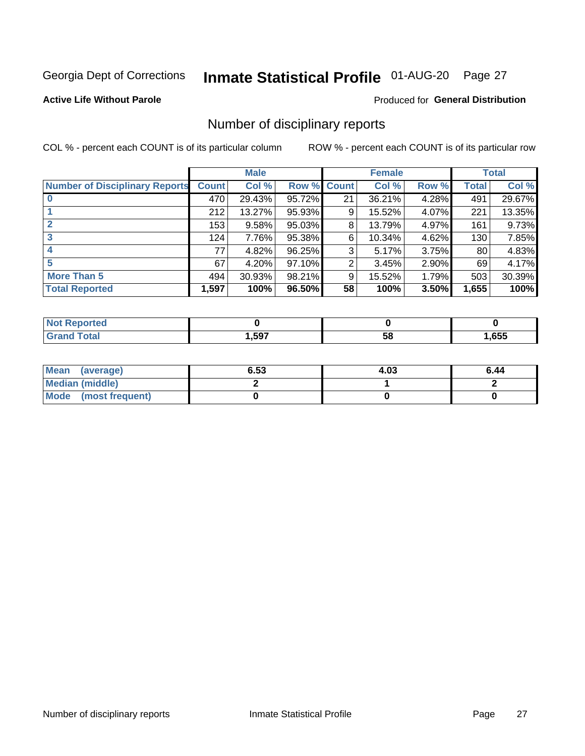Georgia Dept of Corrections **Inmate Statistical Profile** 01-AUG-20

**Active Life Without Parole**

Produced for **General Distribution**

## Number of disciplinary reports

COL % - percent each COUNT is of its particular column

ROW % - percent each COUNT is of its particular row

| | Male | | | Female | | | Total | |
|---|---|---|---|---|---|---|---|---|
| **Number of Disciplinary Reports** | **Count** | **Col %** | **Row %** | **Count** | **Col %** | **Row %** | **Total** | **Col %** |
| **0** | 470 | 29.43% | 95.72% | 21 | 36.21% | 4.28% | 491 | 29.67% |
| **1** | 212 | 13.27% | 95.93% | 9 | 15.52% | 4.07% | 221 | 13.35% |
| **2** | 153 | 9.58% | 95.03% | 8 | 13.79% | 4.97% | 161 | 9.73% |
| **3** | 124 | 7.76% | 95.38% | 6 | 10.34% | 4.62% | 130 | 7.85% |
| **4** | 77 | 4.82% | 96.25% | 3 | 5.17% | 3.75% | 80 | 4.83% |
| **5** | 67 | 4.20% | 97.10% | 2 | 3.45% | 2.90% | 69 | 4.17% |
| **More Than 5** | 494 | 30.93% | 98.21% | 9 | 15.52% | 1.79% | 503 | 30.39% |
| **Total Reported** | **1,597** | **100%** | **96.50%** | **58** | **100%** | **3.50%** | **1,655** | **100%** |

| | Male | Female | Total |
|---|---|---|---|
| **Not Reported** | **0** | **0** | **0** |
| **Grand Total** | **1,597** | **58** | **1,655** |

| | Male | Female | Total |
|---|---|---|---|
| **Mean (average)** | **6.53** | **4.03** | **6.44** |
| **Median (middle)** | **2** | **1** | **2** |
| **Mode (most frequent)** | **0** | **0** | **0** |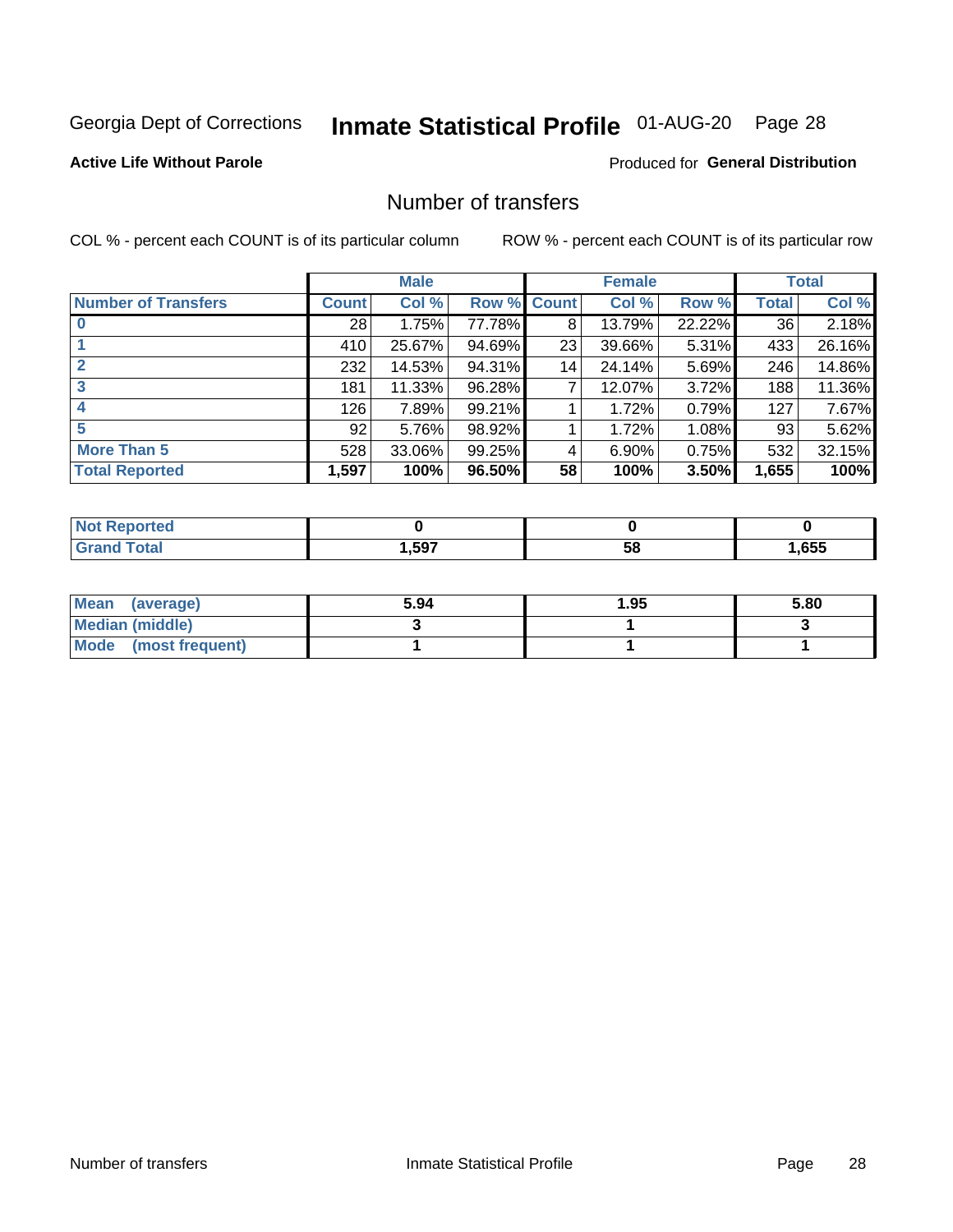Georgia Dept of Corrections **Inmate Statistical Profile** 01-AUG-20

**Active Life Without Parole**

Produced for **General Distribution**

## Number of transfers

COL % - percent each COUNT is of its particular column

ROW % - percent each COUNT is of its particular row

| | Male | | | Female | | | Total | |
|---|---|---|---|---|---|---|---|---|
| **Number of Transfers** | **Count** | **Col %** | **Row %** | **Count** | **Col %** | **Row %** | **Total** | **Col %** |
| **0** | 28 | 1.75% | 77.78% | 8 | 13.79% | 22.22% | 36 | 2.18% |
| **1** | 410 | 25.67% | 94.69% | 23 | 39.66% | 5.31% | 433 | 26.16% |
| **2** | 232 | 14.53% | 94.31% | 14 | 24.14% | 5.69% | 246 | 14.86% |
| **3** | 181 | 11.33% | 96.28% | 7 | 12.07% | 3.72% | 188 | 11.36% |
| **4** | 126 | 7.89% | 99.21% | 1 | 1.72% | 0.79% | 127 | 7.67% |
| **5** | 92 | 5.76% | 98.92% | 1 | 1.72% | 1.08% | 93 | 5.62% |
| **More Than 5** | 528 | 33.06% | 99.25% | 4 | 6.90% | 0.75% | 532 | 32.15% |
| **Total Reported** | **1,597** | **100%** | **96.50%** | **58** | **100%** | **3.50%** | **1,655** | **100%** |

| | Male | Female | Total |
|---|---|---|---|
| **Not Reported** | **0** | **0** | **0** |
| **Grand Total** | **1,597** | **58** | **1,655** |

| | Male | Female | Total |
|---|---|---|---|
| **Mean (average)** | **5.94** | **1.95** | **5.80** |
| **Median (middle)** | **3** | **1** | **3** |
| **Mode (most frequent)** | **1** | **1** | **1** |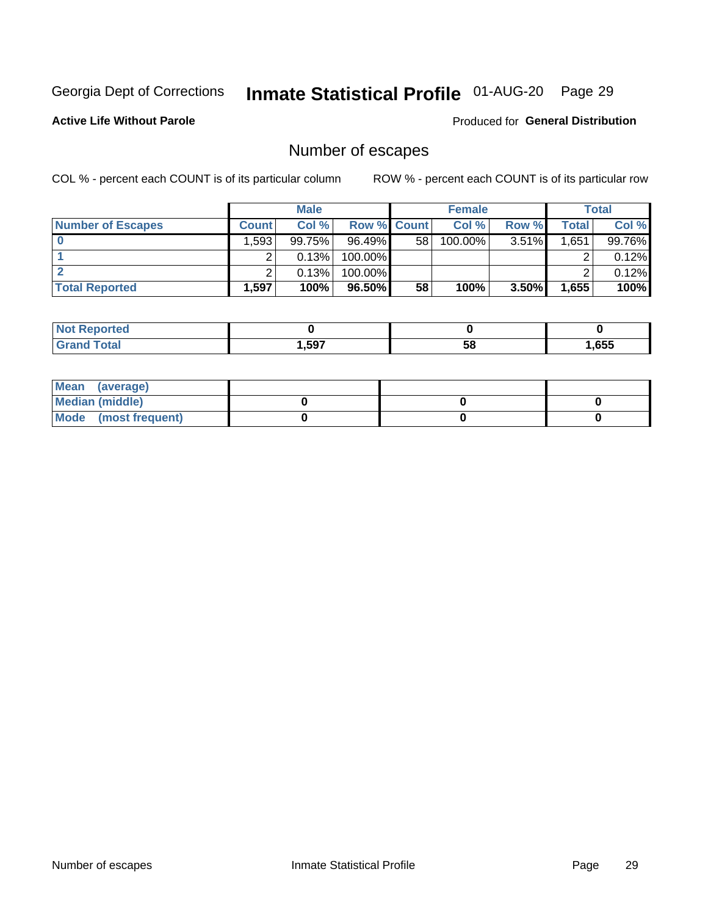Georgia Dept of Corrections **Inmate Statistical Profile** 01-AUG-20

**Active Life Without Parole**

Produced for **General Distribution**

## Number of escapes

COL % - percent each COUNT is of its particular column

ROW % - percent each COUNT is of its particular row

| | Male | | | Female | | | Total | |
|---|---|---|---|---|---|---|---|---|
| **Number of Escapes** | **Count** | **Col %** | **Row %** | **Count** | **Col %** | **Row %** | **Total** | **Col %** |
| **0** | 1,593 | 99.75% | 96.49% | 58 | 100.00% | 3.51% | 1,651 | 99.76% |
| **1** | 2 | 0.13% | 100.00% | | | | 2 | 0.12% |
| **2** | 2 | 0.13% | 100.00% | | | | 2 | 0.12% |
| **Total Reported** | **1,597** | **100%** | **96.50%** | **58** | **100%** | **3.50%** | **1,655** | **100%** |

| | Male | Female | Total |
|---|---|---|---|
| **Not Reported** | **0** | **0** | **0** |
| **Grand Total** | **1,597** | **58** | **1,655** |

| | Male | Female | Total |
|---|---|---|---|
| **Mean (average)** | | | |
| **Median (middle)** | **0** | **0** | **0** |
| **Mode (most frequent)** | **0** | **0** | **0** |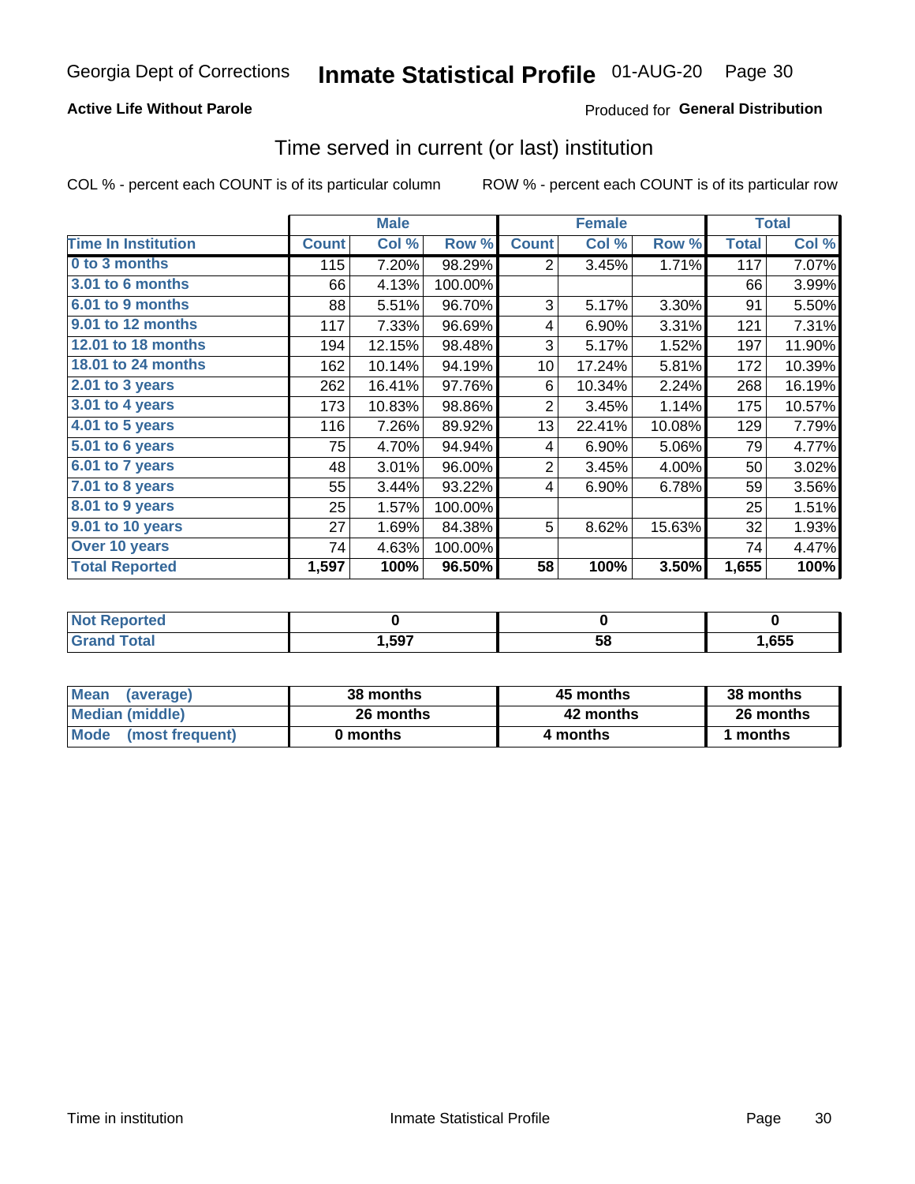Georgia Dept of Corrections **Inmate Statistical Profile** 01-AUG-20

**Active Life Without Parole**

Produced for **General Distribution**

## Time served in current (or last) institution

COL % - percent each COUNT is of its particular column ROW % - percent each COUNT is of its particular row

| | Male | | | Female | | | Total | |
|---|---|---|---|---|---|---|---|---|
| **Time In Institution** | **Count** | **Col %** | **Row %** | **Count** | **Col %** | **Row %** | **Total** | **Col %** |
| **0 to 3 months** | 115 | 7.20% | 98.29% | 2 | 3.45% | 1.71% | 117 | 7.07% |
| **3.01 to 6 months** | 66 | 4.13% | 100.00% | | | | 66 | 3.99% |
| **6.01 to 9 months** | 88 | 5.51% | 96.70% | 3 | 5.17% | 3.30% | 91 | 5.50% |
| **9.01 to 12 months** | 117 | 7.33% | 96.69% | 4 | 6.90% | 3.31% | 121 | 7.31% |
| **12.01 to 18 months** | 194 | 12.15% | 98.48% | 3 | 5.17% | 1.52% | 197 | 11.90% |
| **18.01 to 24 months** | 162 | 10.14% | 94.19% | 10 | 17.24% | 5.81% | 172 | 10.39% |
| **2.01 to 3 years** | 262 | 16.41% | 97.76% | 6 | 10.34% | 2.24% | 268 | 16.19% |
| **3.01 to 4 years** | 173 | 10.83% | 98.86% | 2 | 3.45% | 1.14% | 175 | 10.57% |
| **4.01 to 5 years** | 116 | 7.26% | 89.92% | 13 | 22.41% | 10.08% | 129 | 7.79% |
| **5.01 to 6 years** | 75 | 4.70% | 94.94% | 4 | 6.90% | 5.06% | 79 | 4.77% |
| **6.01 to 7 years** | 48 | 3.01% | 96.00% | 2 | 3.45% | 4.00% | 50 | 3.02% |
| **7.01 to 8 years** | 55 | 3.44% | 93.22% | 4 | 6.90% | 6.78% | 59 | 3.56% |
| **8.01 to 9 years** | 25 | 1.57% | 100.00% | | | | 25 | 1.51% |
| **9.01 to 10 years** | 27 | 1.69% | 84.38% | 5 | 8.62% | 15.63% | 32 | 1.93% |
| **Over 10 years** | 74 | 4.63% | 100.00% | | | | 74 | 4.47% |
| **Total Reported** | **1,597** | **100%** | **96.50%** | **58** | **100%** | **3.50%** | **1,655** | **100%** |

| | Male | Female | Total |
|---|---|---|---|
| **Not Reported** | **0** | **0** | **0** |
| **Grand Total** | **1,597** | **58** | **1,655** |

| | Male | Female | Total |
|---|---|---|---|
| **Mean (average)** | **38 months** | **45 months** | **38 months** |
| **Median (middle)** | **26 months** | **42 months** | **26 months** |
| **Mode (most frequent)** | **0 months** | **4 months** | **1 months** |

Time in institution Inmate Statistical Profile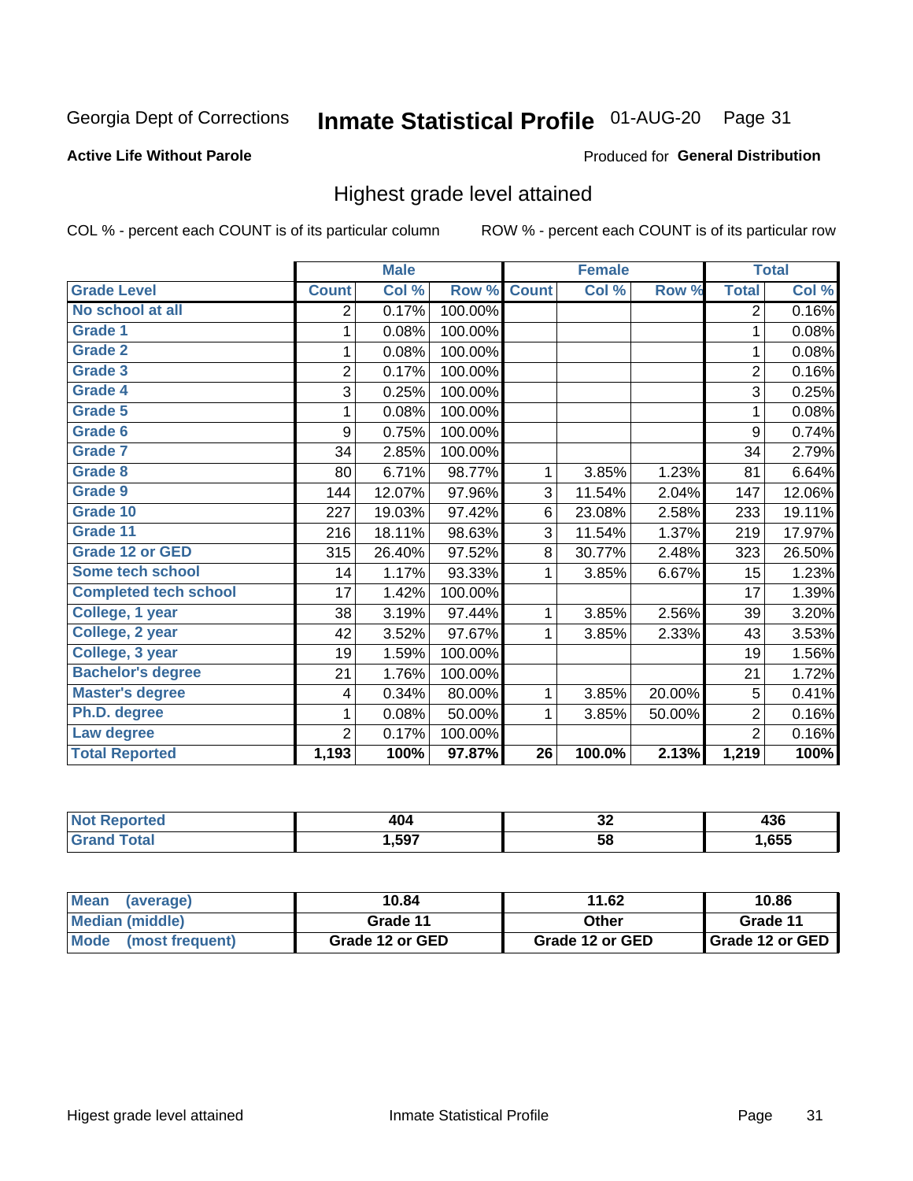# Georgia Dept of Corrections — Inmate Statistical Profile 01-AUG-20

**Active Life Without Parole**

Produced for **General Distribution**

## Highest grade level attained

COL % - percent each COUNT is of its particular column

ROW % - percent each COUNT is of its particular row

| | Male | | | Female | | | Total | |
|---|---|---|---|---|---|---|---|---|
| **Grade Level** | **Count** | **Col %** | **Row %** | **Count** | **Col %** | **Row %** | **Total** | **Col %** |
| No school at all | 2 | 0.17% | 100.00% | | | | 2 | 0.16% |
| Grade 1 | 1 | 0.08% | 100.00% | | | | 1 | 0.08% |
| Grade 2 | 1 | 0.08% | 100.00% | | | | 1 | 0.08% |
| Grade 3 | 2 | 0.17% | 100.00% | | | | 2 | 0.16% |
| Grade 4 | 3 | 0.25% | 100.00% | | | | 3 | 0.25% |
| Grade 5 | 1 | 0.08% | 100.00% | | | | 1 | 0.08% |
| Grade 6 | 9 | 0.75% | 100.00% | | | | 9 | 0.74% |
| Grade 7 | 34 | 2.85% | 100.00% | | | | 34 | 2.79% |
| Grade 8 | 80 | 6.71% | 98.77% | 1 | 3.85% | 1.23% | 81 | 6.64% |
| Grade 9 | 144 | 12.07% | 97.96% | 3 | 11.54% | 2.04% | 147 | 12.06% |
| Grade 10 | 227 | 19.03% | 97.42% | 6 | 23.08% | 2.58% | 233 | 19.11% |
| Grade 11 | 216 | 18.11% | 98.63% | 3 | 11.54% | 1.37% | 219 | 17.97% |
| Grade 12 or GED | 315 | 26.40% | 97.52% | 8 | 30.77% | 2.48% | 323 | 26.50% |
| Some tech school | 14 | 1.17% | 93.33% | 1 | 3.85% | 6.67% | 15 | 1.23% |
| Completed tech school | 17 | 1.42% | 100.00% | | | | 17 | 1.39% |
| College, 1 year | 38 | 3.19% | 97.44% | 1 | 3.85% | 2.56% | 39 | 3.20% |
| College, 2 year | 42 | 3.52% | 97.67% | 1 | 3.85% | 2.33% | 43 | 3.53% |
| College, 3 year | 19 | 1.59% | 100.00% | | | | 19 | 1.56% |
| Bachelor's degree | 21 | 1.76% | 100.00% | | | | 21 | 1.72% |
| Master's degree | 4 | 0.34% | 80.00% | 1 | 3.85% | 20.00% | 5 | 0.41% |
| Ph.D. degree | 1 | 0.08% | 50.00% | 1 | 3.85% | 50.00% | 2 | 0.16% |
| Law degree | 2 | 0.17% | 100.00% | | | | 2 | 0.16% |
| **Total Reported** | **1,193** | **100%** | **97.87%** | **26** | **100.0%** | **2.13%** | **1,219** | **100%** |

| | Male | Female | Total |
|---|---|---|---|
| Not Reported | 404 | 32 | 436 |
| Grand Total | 1,597 | 58 | 1,655 |

| | Male | Female | Total |
|---|---|---|---|
| Mean (average) | 10.84 | 11.62 | 10.86 |
| Median (middle) | Grade 11 | Other | Grade 11 |
| Mode (most frequent) | Grade 12 or GED | Grade 12 or GED | Grade 12 or GED |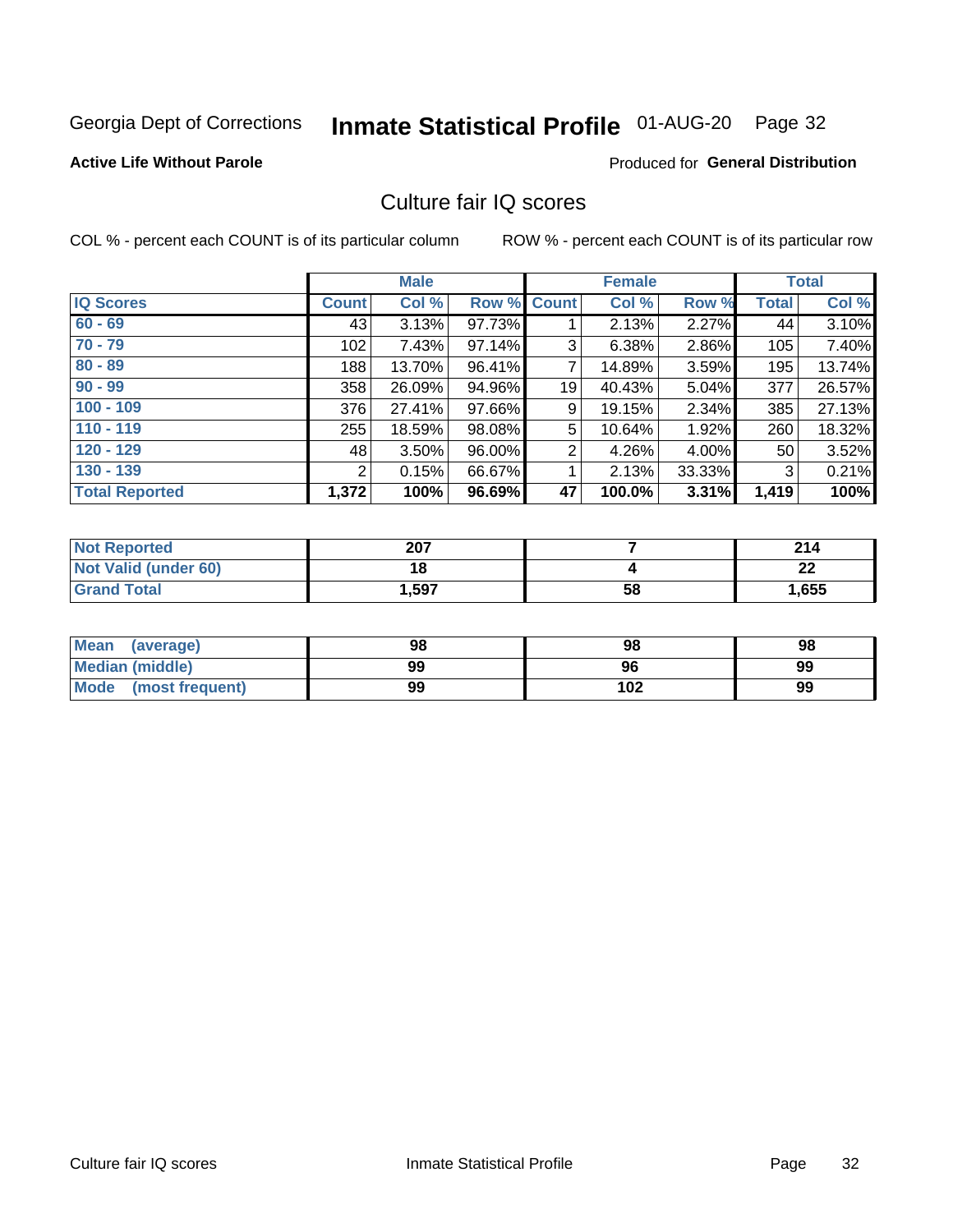Georgia Dept of Corrections **Inmate Statistical Profile** 01-AUG-20 Page 32

**Active Life Without Parole**

Produced for **General Distribution**

## Culture fair IQ scores

COL % - percent each COUNT is of its particular column ROW % - percent each COUNT is of its particular row

| | Male | | | Female | | | Total | |
|---|---|---|---|---|---|---|---|---|
| **IQ Scores** | **Count** | **Col %** | **Row %** | **Count** | **Col %** | **Row %** | **Total** | **Col %** |
| 60 - 69 | 43 | 3.13% | 97.73% | 1 | 2.13% | 2.27% | 44 | 3.10% |
| 70 - 79 | 102 | 7.43% | 97.14% | 3 | 6.38% | 2.86% | 105 | 7.40% |
| 80 - 89 | 188 | 13.70% | 96.41% | 7 | 14.89% | 3.59% | 195 | 13.74% |
| 90 - 99 | 358 | 26.09% | 94.96% | 19 | 40.43% | 5.04% | 377 | 26.57% |
| 100 - 109 | 376 | 27.41% | 97.66% | 9 | 19.15% | 2.34% | 385 | 27.13% |
| 110 - 119 | 255 | 18.59% | 98.08% | 5 | 10.64% | 1.92% | 260 | 18.32% |
| 120 - 129 | 48 | 3.50% | 96.00% | 2 | 4.26% | 4.00% | 50 | 3.52% |
| 130 - 139 | 2 | 0.15% | 66.67% | 1 | 2.13% | 33.33% | 3 | 0.21% |
| **Total Reported** | **1,372** | **100%** | **96.69%** | **47** | **100.0%** | **3.31%** | **1,419** | **100%** |

| | Male | Female | Total |
|---|---|---|---|
| Not Reported | 207 | 7 | 214 |
| Not Valid (under 60) | 18 | 4 | 22 |
| Grand Total | 1,597 | 58 | 1,655 |

| | Male | Female | Total |
|---|---|---|---|
| Mean (average) | 98 | 98 | 98 |
| Median (middle) | 99 | 96 | 99 |
| Mode (most frequent) | 99 | 102 | 99 |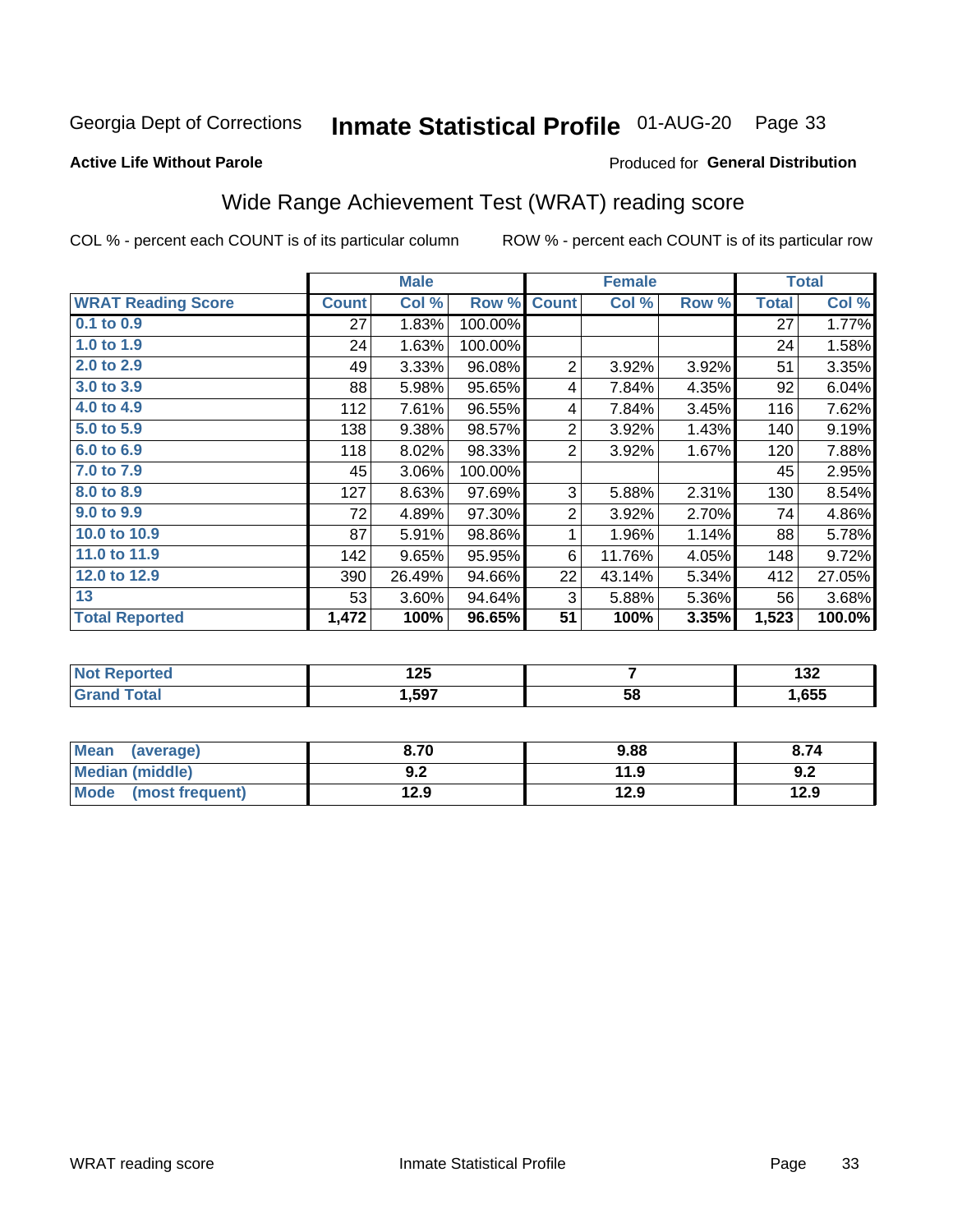Georgia Dept of Corrections **Inmate Statistical Profile** 01-AUG-20 Page 33

**Active Life Without Parole**

Produced for **General Distribution**

## Wide Range Achievement Test (WRAT) reading score

COL % - percent each COUNT is of its particular column ROW % - percent each COUNT is of its particular row

| | Male | | | Female | | | Total | |
|---|---|---|---|---|---|---|---|---|
| **WRAT Reading Score** | **Count** | **Col %** | **Row %** | **Count** | **Col %** | **Row %** | **Total** | **Col %** |
| 0.1 to 0.9 | 27 | 1.83% | 100.00% | | | | 27 | 1.77% |
| 1.0 to 1.9 | 24 | 1.63% | 100.00% | | | | 24 | 1.58% |
| 2.0 to 2.9 | 49 | 3.33% | 96.08% | 2 | 3.92% | 3.92% | 51 | 3.35% |
| 3.0 to 3.9 | 88 | 5.98% | 95.65% | 4 | 7.84% | 4.35% | 92 | 6.04% |
| 4.0 to 4.9 | 112 | 7.61% | 96.55% | 4 | 7.84% | 3.45% | 116 | 7.62% |
| 5.0 to 5.9 | 138 | 9.38% | 98.57% | 2 | 3.92% | 1.43% | 140 | 9.19% |
| 6.0 to 6.9 | 118 | 8.02% | 98.33% | 2 | 3.92% | 1.67% | 120 | 7.88% |
| 7.0 to 7.9 | 45 | 3.06% | 100.00% | | | | 45 | 2.95% |
| 8.0 to 8.9 | 127 | 8.63% | 97.69% | 3 | 5.88% | 2.31% | 130 | 8.54% |
| 9.0 to 9.9 | 72 | 4.89% | 97.30% | 2 | 3.92% | 2.70% | 74 | 4.86% |
| 10.0 to 10.9 | 87 | 5.91% | 98.86% | 1 | 1.96% | 1.14% | 88 | 5.78% |
| 11.0 to 11.9 | 142 | 9.65% | 95.95% | 6 | 11.76% | 4.05% | 148 | 9.72% |
| 12.0 to 12.9 | 390 | 26.49% | 94.66% | 22 | 43.14% | 5.34% | 412 | 27.05% |
| 13 | 53 | 3.60% | 94.64% | 3 | 5.88% | 5.36% | 56 | 3.68% |
| **Total Reported** | **1,472** | **100%** | **96.65%** | **51** | **100%** | **3.35%** | **1,523** | **100.0%** |

| | Male | Female | Total |
|---|---|---|---|
| Not Reported | 125 | 7 | 132 |
| Grand Total | 1,597 | 58 | 1,655 |

| | Male | Female | Total |
|---|---|---|---|
| Mean (average) | 8.70 | 9.88 | 8.74 |
| Median (middle) | 9.2 | 11.9 | 9.2 |
| Mode (most frequent) | 12.9 | 12.9 | 12.9 |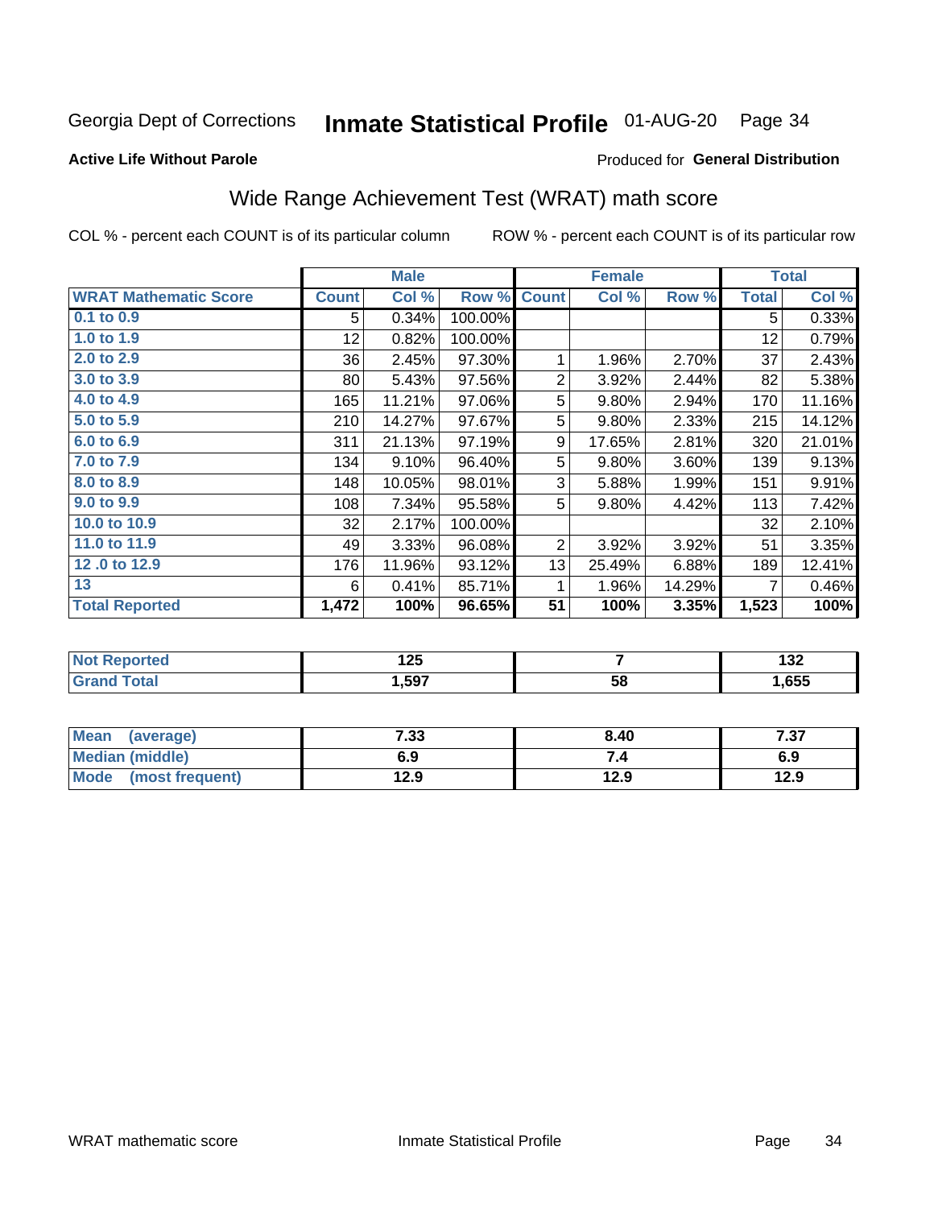Georgia Dept of Corrections **Inmate Statistical Profile** 01-AUG-20

**Active Life Without Parole**

Produced for **General Distribution**

## Wide Range Achievement Test (WRAT) math score

COL % - percent each COUNT is of its particular column

ROW % - percent each COUNT is of its particular row

| | Male | | | Female | | | Total | |
|---|---|---|---|---|---|---|---|---|
| **WRAT Mathematic Score** | **Count** | **Col %** | **Row %** | **Count** | **Col %** | **Row %** | **Total** | **Col %** |
| 0.1 to 0.9 | 5 | 0.34% | 100.00% | | | | 5 | 0.33% |
| 1.0 to 1.9 | 12 | 0.82% | 100.00% | | | | 12 | 0.79% |
| 2.0 to 2.9 | 36 | 2.45% | 97.30% | 1 | 1.96% | 2.70% | 37 | 2.43% |
| 3.0 to 3.9 | 80 | 5.43% | 97.56% | 2 | 3.92% | 2.44% | 82 | 5.38% |
| 4.0 to 4.9 | 165 | 11.21% | 97.06% | 5 | 9.80% | 2.94% | 170 | 11.16% |
| 5.0 to 5.9 | 210 | 14.27% | 97.67% | 5 | 9.80% | 2.33% | 215 | 14.12% |
| 6.0 to 6.9 | 311 | 21.13% | 97.19% | 9 | 17.65% | 2.81% | 320 | 21.01% |
| 7.0 to 7.9 | 134 | 9.10% | 96.40% | 5 | 9.80% | 3.60% | 139 | 9.13% |
| 8.0 to 8.9 | 148 | 10.05% | 98.01% | 3 | 5.88% | 1.99% | 151 | 9.91% |
| 9.0 to 9.9 | 108 | 7.34% | 95.58% | 5 | 9.80% | 4.42% | 113 | 7.42% |
| 10.0 to 10.9 | 32 | 2.17% | 100.00% | | | | 32 | 2.10% |
| 11.0 to 11.9 | 49 | 3.33% | 96.08% | 2 | 3.92% | 3.92% | 51 | 3.35% |
| 12 .0 to 12.9 | 176 | 11.96% | 93.12% | 13 | 25.49% | 6.88% | 189 | 12.41% |
| 13 | 6 | 0.41% | 85.71% | 1 | 1.96% | 14.29% | 7 | 0.46% |
| **Total Reported** | **1,472** | **100%** | **96.65%** | **51** | **100%** | **3.35%** | **1,523** | **100%** |

| | Male | Female | Total |
|---|---|---|---|
| Not Reported | **125** | **7** | **132** |
| Grand Total | **1,597** | **58** | **1,655** |

| | Male | Female | Total |
|---|---|---|---|
| Mean (average) | **7.33** | **8.40** | **7.37** |
| Median (middle) | **6.9** | **7.4** | **6.9** |
| Mode (most frequent) | **12.9** | **12.9** | **12.9** |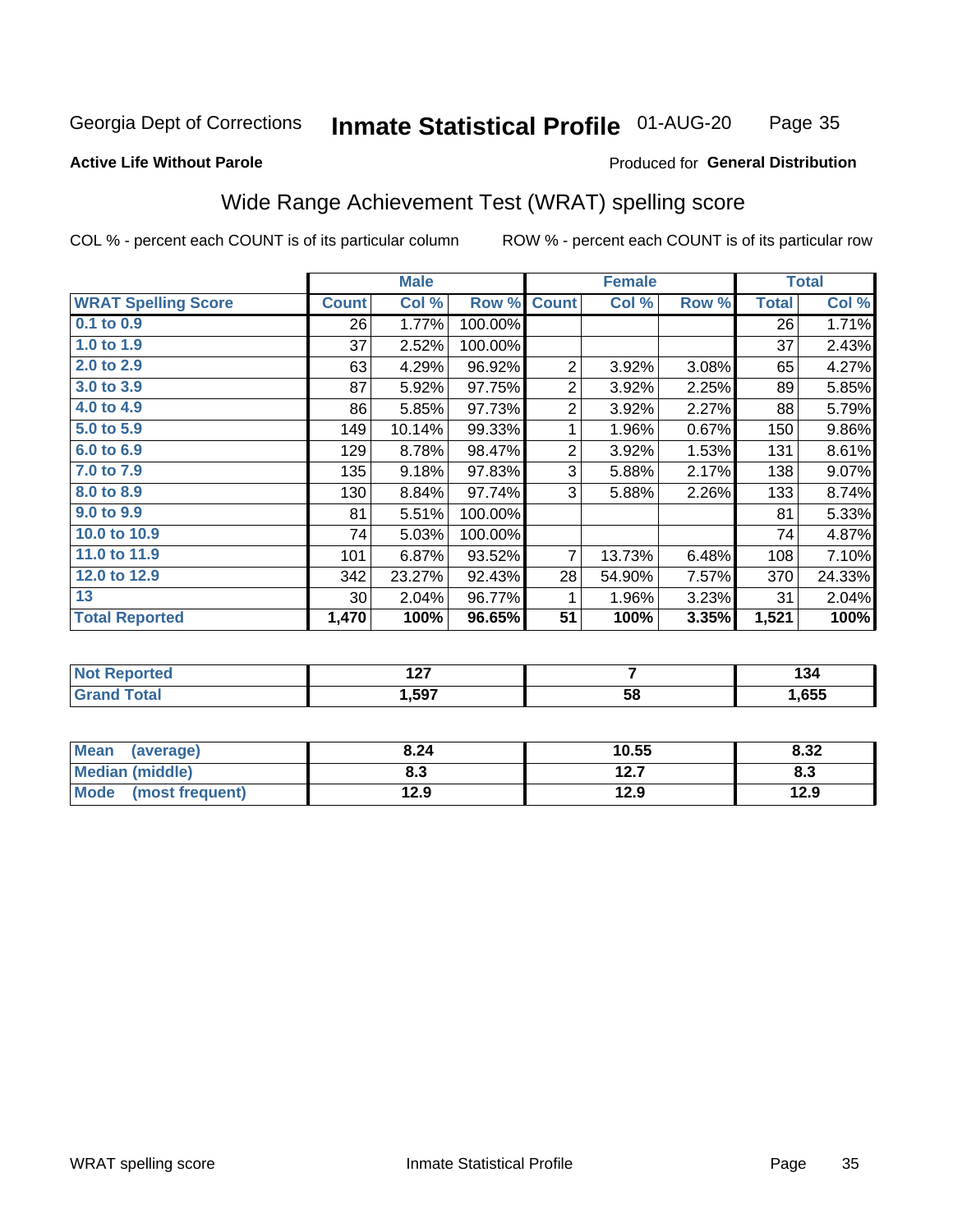Georgia Dept of Corrections **Inmate Statistical Profile** 01-AUG-20

**Active Life Without Parole**

Produced for **General Distribution**

## Wide Range Achievement Test (WRAT) spelling score

COL % - percent each COUNT is of its particular column ROW % - percent each COUNT is of its particular row

| | Male | | | Female | | | Total | |
|---|---|---|---|---|---|---|---|---|
| **WRAT Spelling Score** | **Count** | **Col %** | **Row %** | **Count** | **Col %** | **Row %** | **Total** | **Col %** |
| 0.1 to 0.9 | 26 | 1.77% | 100.00% | | | | 26 | 1.71% |
| 1.0 to 1.9 | 37 | 2.52% | 100.00% | | | | 37 | 2.43% |
| 2.0 to 2.9 | 63 | 4.29% | 96.92% | 2 | 3.92% | 3.08% | 65 | 4.27% |
| 3.0 to 3.9 | 87 | 5.92% | 97.75% | 2 | 3.92% | 2.25% | 89 | 5.85% |
| 4.0 to 4.9 | 86 | 5.85% | 97.73% | 2 | 3.92% | 2.27% | 88 | 5.79% |
| 5.0 to 5.9 | 149 | 10.14% | 99.33% | 1 | 1.96% | 0.67% | 150 | 9.86% |
| 6.0 to 6.9 | 129 | 8.78% | 98.47% | 2 | 3.92% | 1.53% | 131 | 8.61% |
| 7.0 to 7.9 | 135 | 9.18% | 97.83% | 3 | 5.88% | 2.17% | 138 | 9.07% |
| 8.0 to 8.9 | 130 | 8.84% | 97.74% | 3 | 5.88% | 2.26% | 133 | 8.74% |
| 9.0 to 9.9 | 81 | 5.51% | 100.00% | | | | 81 | 5.33% |
| 10.0 to 10.9 | 74 | 5.03% | 100.00% | | | | 74 | 4.87% |
| 11.0 to 11.9 | 101 | 6.87% | 93.52% | 7 | 13.73% | 6.48% | 108 | 7.10% |
| 12.0 to 12.9 | 342 | 23.27% | 92.43% | 28 | 54.90% | 7.57% | 370 | 24.33% |
| 13 | 30 | 2.04% | 96.77% | 1 | 1.96% | 3.23% | 31 | 2.04% |
| **Total Reported** | **1,470** | **100%** | **96.65%** | **51** | **100%** | **3.35%** | **1,521** | **100%** |

| | Male | Female | Total |
|---|---|---|---|
| **Not Reported** | **127** | **7** | **134** |
| **Grand Total** | **1,597** | **58** | **1,655** |

| | Male | Female | Total |
|---|---|---|---|
| **Mean (average)** | **8.24** | **10.55** | **8.32** |
| **Median (middle)** | **8.3** | **12.7** | **8.3** |
| **Mode (most frequent)** | **12.9** | **12.9** | **12.9** |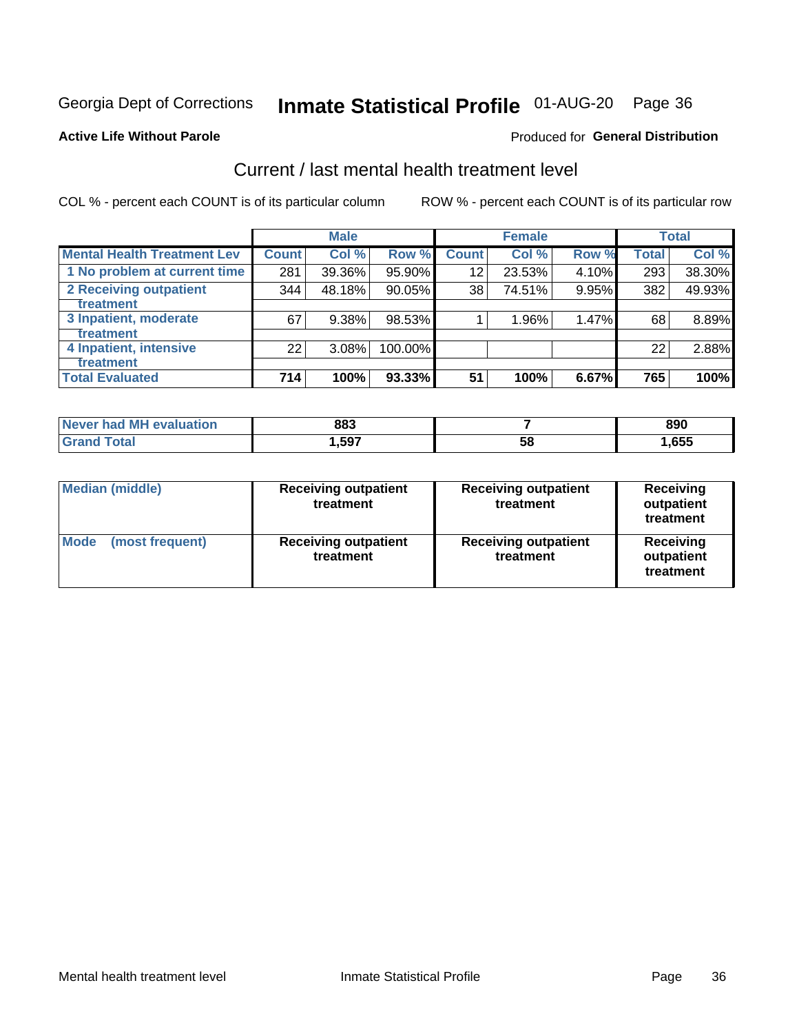Georgia Dept of Corrections **Inmate Statistical Profile** 01-AUG-20

**Active Life Without Parole**

Produced for **General Distribution**

## Current / last mental health treatment level

COL % - percent each COUNT is of its particular column     ROW % - percent each COUNT is of its particular row

| | Male | | | Female | | | Total | |
|---|---|---|---|---|---|---|---|---|
| **Mental Health Treatment Lev** | **Count** | **Col %** | **Row %** | **Count** | **Col %** | **Row %** | **Total** | **Col %** |
| 1 No problem at current time | 281 | 39.36% | 95.90% | 12 | 23.53% | 4.10% | 293 | 38.30% |
| 2 Receiving outpatient treatment | 344 | 48.18% | 90.05% | 38 | 74.51% | 9.95% | 382 | 49.93% |
| 3 Inpatient, moderate treatment | 67 | 9.38% | 98.53% | 1 | 1.96% | 1.47% | 68 | 8.89% |
| 4 Inpatient, intensive treatment | 22 | 3.08% | 100.00% | | | | 22 | 2.88% |
| **Total Evaluated** | **714** | **100%** | **93.33%** | **51** | **100%** | **6.67%** | **765** | **100%** |

| | Male | Female | Total |
|---|---|---|---|
| Never had MH evaluation | 883 | 7 | 890 |
| Grand Total | 1,597 | 58 | 1,655 |

| | Male | Female | Total |
|---|---|---|---|
| Median (middle) | Receiving outpatient treatment | Receiving outpatient treatment | Receiving outpatient treatment |
| Mode (most frequent) | Receiving outpatient treatment | Receiving outpatient treatment | Receiving outpatient treatment |

Mental health treatment level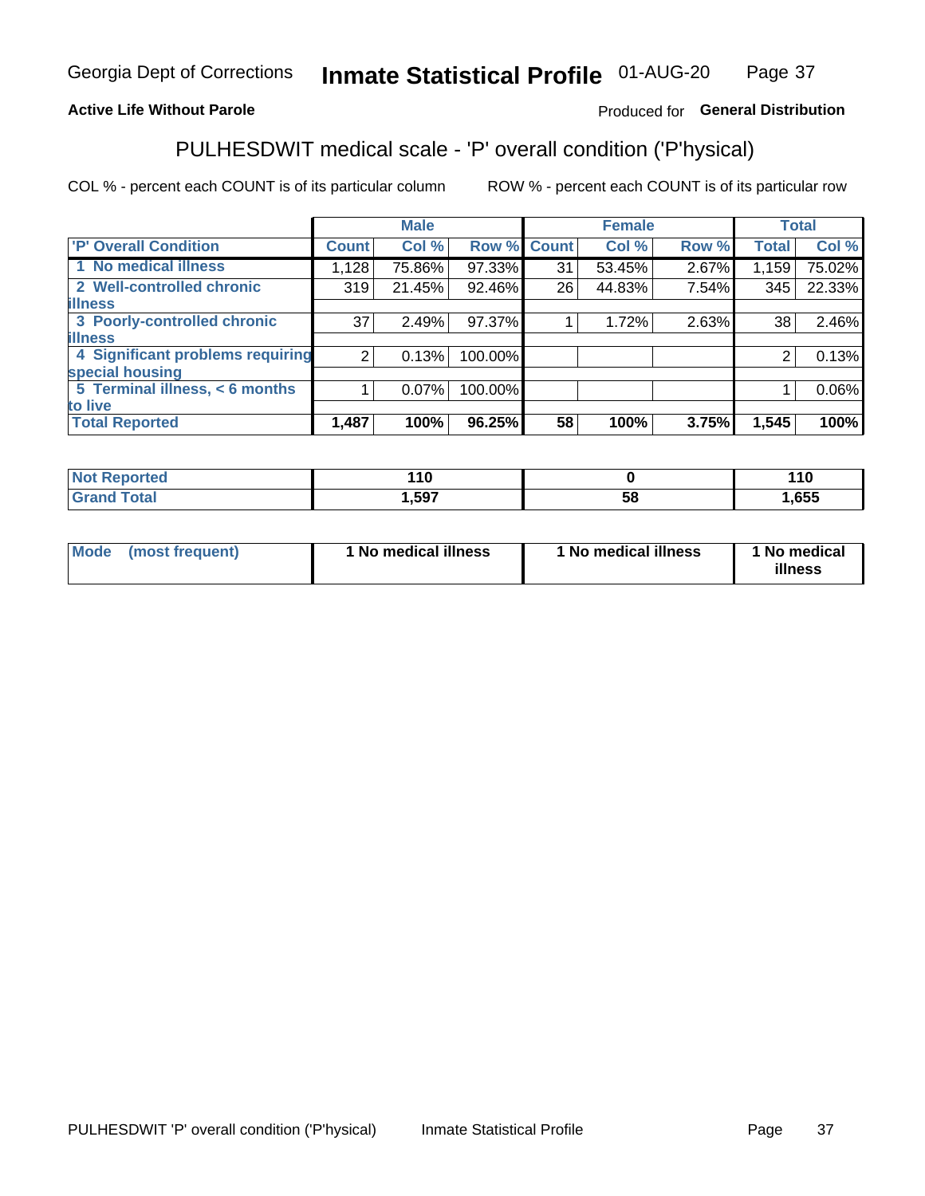Georgia Dept of Corrections **Inmate Statistical Profile** 01-AUG-20

**Active Life Without Parole**

Produced for **General Distribution**

## PULHESDWIT medical scale - 'P' overall condition ('P'hysical)

COL % - percent each COUNT is of its particular column

ROW % - percent each COUNT is of its particular row

| | Male | | | Female | | | Total | |
|---|---|---|---|---|---|---|---|---|
| 'P' Overall Condition | Count | Col % | Row % | Count | Col % | Row % | Total | Col % |
| 1 No medical illness | 1,128 | 75.86% | 97.33% | 31 | 53.45% | 2.67% | 1,159 | 75.02% |
| 2 Well-controlled chronic illness | 319 | 21.45% | 92.46% | 26 | 44.83% | 7.54% | 345 | 22.33% |
| 3 Poorly-controlled chronic illness | 37 | 2.49% | 97.37% | 1 | 1.72% | 2.63% | 38 | 2.46% |
| 4 Significant problems requiring special housing | 2 | 0.13% | 100.00% | | | | 2 | 0.13% |
| 5 Terminal illness, < 6 months to live | 1 | 0.07% | 100.00% | | | | 1 | 0.06% |
| **Total Reported** | **1,487** | **100%** | **96.25%** | **58** | **100%** | **3.75%** | **1,545** | **100%** |

| | Male | Female | Total |
|---|---|---|---|
| Not Reported | 110 | 0 | 110 |
| Grand Total | 1,597 | 58 | 1,655 |

| | Male | Female | Total |
|---|---|---|---|
| Mode (most frequent) | 1 No medical illness | 1 No medical illness | 1 No medical illness |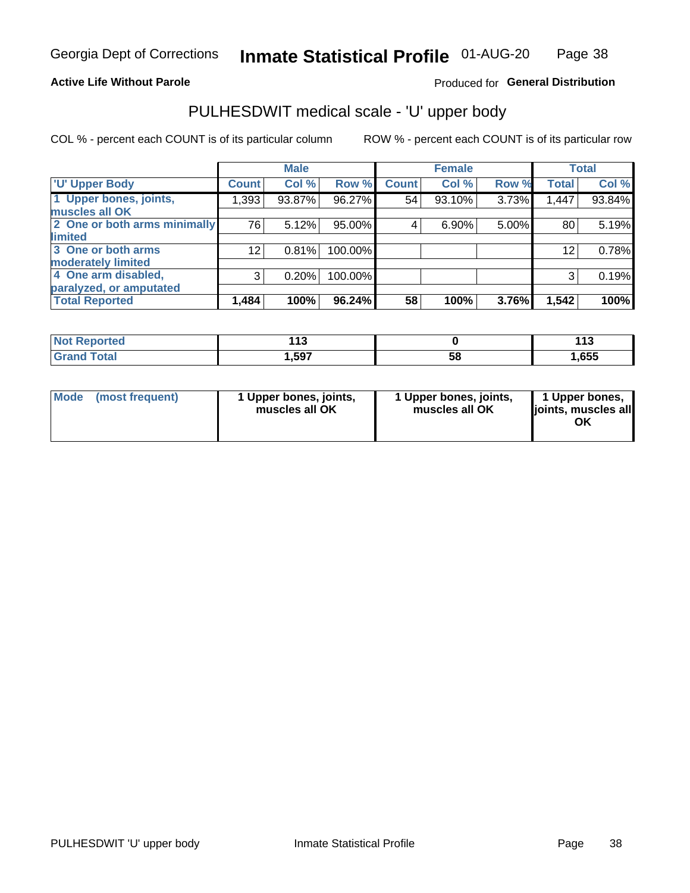Georgia Dept of Corrections **Inmate Statistical Profile** 01-AUG-20

**Active Life Without Parole**

Produced for **General Distribution**

## PULHESDWIT medical scale - 'U' upper body

COL % - percent each COUNT is of its particular column

ROW % - percent each COUNT is of its particular row

| | Male | | | Female | | | Total | |
|---|---|---|---|---|---|---|---|---|
| 'U' Upper Body | Count | Col % | Row % | Count | Col % | Row % | Total | Col % |
| 1 Upper bones, joints, muscles all OK | 1,393 | 93.87% | 96.27% | 54 | 93.10% | 3.73% | 1,447 | 93.84% |
| 2 One or both arms minimally limited | 76 | 5.12% | 95.00% | 4 | 6.90% | 5.00% | 80 | 5.19% |
| 3 One or both arms moderately limited | 12 | 0.81% | 100.00% | | | | 12 | 0.78% |
| 4 One arm disabled, paralyzed, or amputated | 3 | 0.20% | 100.00% | | | | 3 | 0.19% |
| **Total Reported** | **1,484** | **100%** | **96.24%** | **58** | **100%** | **3.76%** | **1,542** | **100%** |

| | Male | Female | Total |
|---|---|---|---|
| Not Reported | 113 | 0 | 113 |
| Grand Total | 1,597 | 58 | 1,655 |

| | Male | Female | Total |
|---|---|---|---|
| Mode (most frequent) | 1 Upper bones, joints, muscles all OK | 1 Upper bones, joints, muscles all OK | 1 Upper bones, joints, muscles all OK |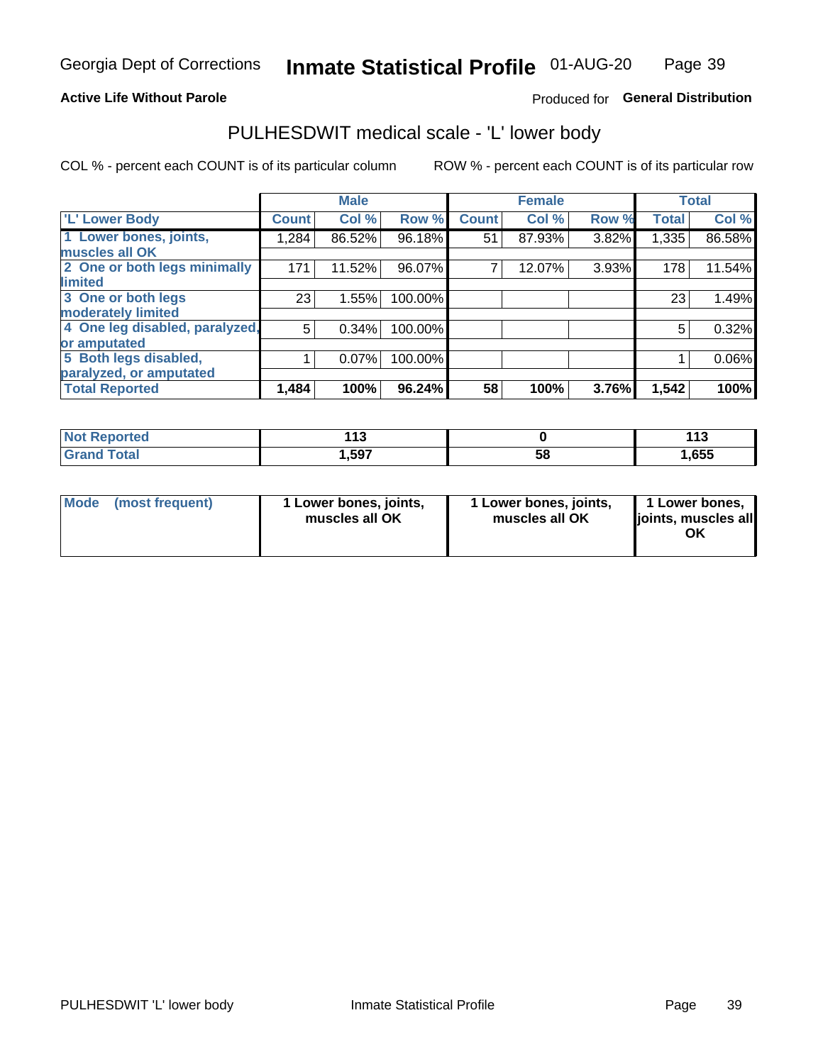Georgia Dept of Corrections **Inmate Statistical Profile** 01-AUG-20

**Active Life Without Parole**

Produced for **General Distribution**

## PULHESDWIT medical scale - 'L' lower body

COL % - percent each COUNT is of its particular column

ROW % - percent each COUNT is of its particular row

| | Male | | | Female | | | Total | |
|---|---|---|---|---|---|---|---|---|
| 'L' Lower Body | Count | Col % | Row % | Count | Col % | Row % | Total | Col % |
| 1 Lower bones, joints, muscles all OK | 1,284 | 86.52% | 96.18% | 51 | 87.93% | 3.82% | 1,335 | 86.58% |
| 2 One or both legs minimally limited | 171 | 11.52% | 96.07% | 7 | 12.07% | 3.93% | 178 | 11.54% |
| 3 One or both legs moderately limited | 23 | 1.55% | 100.00% | | | | 23 | 1.49% |
| 4 One leg disabled, paralyzed, or amputated | 5 | 0.34% | 100.00% | | | | 5 | 0.32% |
| 5 Both legs disabled, paralyzed, or amputated | 1 | 0.07% | 100.00% | | | | 1 | 0.06% |
| **Total Reported** | **1,484** | **100%** | **96.24%** | **58** | **100%** | **3.76%** | **1,542** | **100%** |

| | Male | Female | Total |
|---|---|---|---|
| Not Reported | 113 | 0 | 113 |
| Grand Total | 1,597 | 58 | 1,655 |

| | Male | Female | Total |
|---|---|---|---|
| Mode (most frequent) | 1 Lower bones, joints, muscles all OK | 1 Lower bones, joints, muscles all OK | 1 Lower bones, joints, muscles all OK |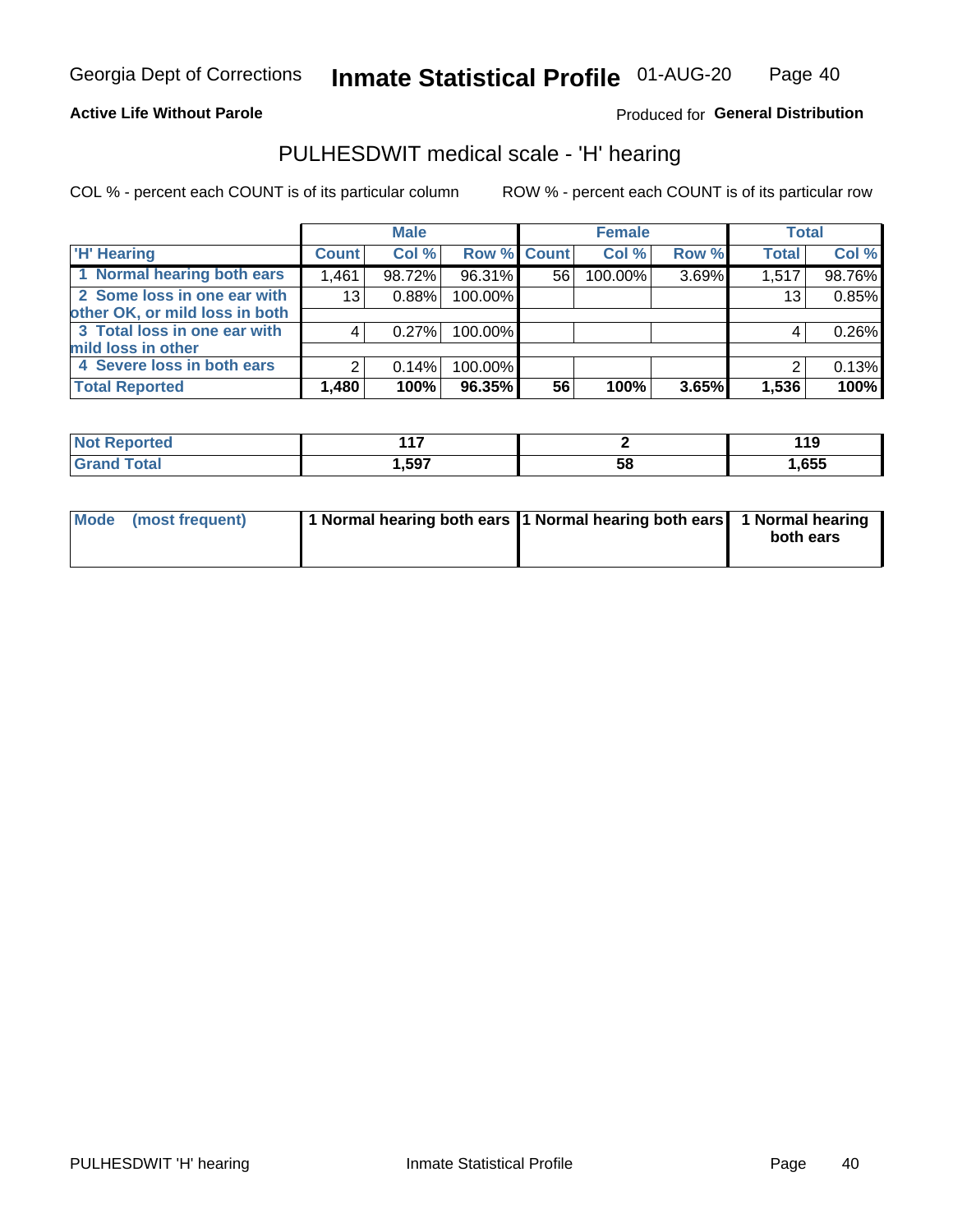Georgia Dept of Corrections **Inmate Statistical Profile** 01-AUG-20

**Active Life Without Parole**

Produced for **General Distribution**

## PULHESDWIT medical scale - 'H' hearing

COL % - percent each COUNT is of its particular column ROW % - percent each COUNT is of its particular row

| | Male | | | Female | | | Total | |
|---|---|---|---|---|---|---|---|---|
| 'H' Hearing | Count | Col % | Row % | Count | Col % | Row % | Total | Col % |
| 1 Normal hearing both ears | 1,461 | 98.72% | 96.31% | 56 | 100.00% | 3.69% | 1,517 | 98.76% |
| 2 Some loss in one ear with other OK, or mild loss in both | 13 | 0.88% | 100.00% | | | | 13 | 0.85% |
| 3 Total loss in one ear with mild loss in other | 4 | 0.27% | 100.00% | | | | 4 | 0.26% |
| 4 Severe loss in both ears | 2 | 0.14% | 100.00% | | | | 2 | 0.13% |
| **Total Reported** | **1,480** | **100%** | **96.35%** | **56** | **100%** | **3.65%** | **1,536** | **100%** |

| | Male | Female | Total |
|---|---|---|---|
| Not Reported | 117 | 2 | 119 |
| Grand Total | 1,597 | 58 | 1,655 |

| | Male | Female | Total |
|---|---|---|---|
| Mode (most frequent) | 1 Normal hearing both ears | 1 Normal hearing both ears | 1 Normal hearing both ears |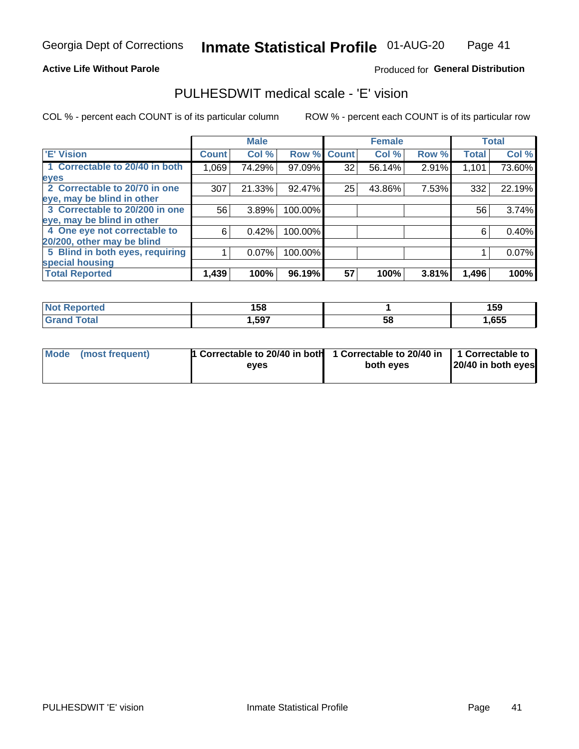Georgia Dept of Corrections **Inmate Statistical Profile** 01-AUG-20

**Active Life Without Parole**

Produced for **General Distribution**

## PULHESDWIT medical scale - 'E' vision

COL % - percent each COUNT is of its particular column

ROW % - percent each COUNT is of its particular row

| | Male | | | Female | | | Total | |
|---|---|---|---|---|---|---|---|---|
| 'E' Vision | Count | Col % | Row % | Count | Col % | Row % | Total | Col % |
| 1 Correctable to 20/40 in both eyes | 1,069 | 74.29% | 97.09% | 32 | 56.14% | 2.91% | 1,101 | 73.60% |
| 2 Correctable to 20/70 in one eye, may be blind in other | 307 | 21.33% | 92.47% | 25 | 43.86% | 7.53% | 332 | 22.19% |
| 3 Correctable to 20/200 in one eye, may be blind in other | 56 | 3.89% | 100.00% | | | | 56 | 3.74% |
| 4 One eye not correctable to 20/200, other may be blind | 6 | 0.42% | 100.00% | | | | 6 | 0.40% |
| 5 Blind in both eyes, requiring special housing | 1 | 0.07% | 100.00% | | | | 1 | 0.07% |
| **Total Reported** | **1,439** | **100%** | **96.19%** | **57** | **100%** | **3.81%** | **1,496** | **100%** |

| | Male | Female | Total |
|---|---|---|---|
| **Not Reported** | **158** | **1** | **159** |
| **Grand Total** | **1,597** | **58** | **1,655** |

| | Male | Female | Total |
|---|---|---|---|
| **Mode (most frequent)** | **1 Correctable to 20/40 in both eyes** | **1 Correctable to 20/40 in both eyes** | **1 Correctable to 20/40 in both eyes** |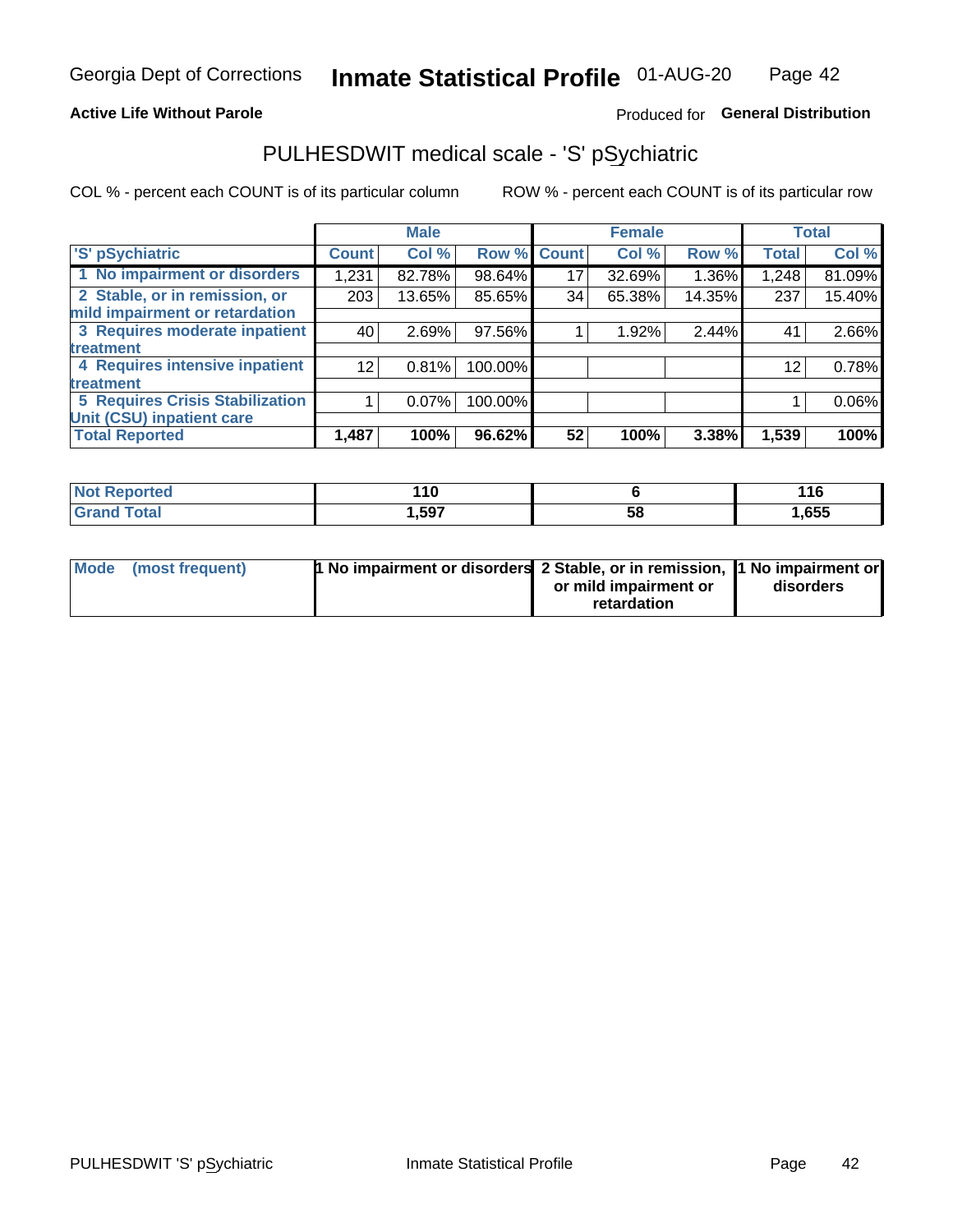Georgia Dept of Corrections **Inmate Statistical Profile** 01-AUG-20

**Active Life Without Parole**

Produced for **General Distribution**

## PULHESDWIT medical scale - 'S' pSychiatric

COL % - percent each COUNT is of its particular column

ROW % - percent each COUNT is of its particular row

| | Male | | | Female | | | Total | |
|---|---|---|---|---|---|---|---|---|
| 'S' pSychiatric | Count | Col % | Row % | Count | Col % | Row % | Total | Col % |
| 1 No impairment or disorders | 1,231 | 82.78% | 98.64% | 17 | 32.69% | 1.36% | 1,248 | 81.09% |
| 2 Stable, or in remission, or mild impairment or retardation | 203 | 13.65% | 85.65% | 34 | 65.38% | 14.35% | 237 | 15.40% |
| 3 Requires moderate inpatient treatment | 40 | 2.69% | 97.56% | 1 | 1.92% | 2.44% | 41 | 2.66% |
| 4 Requires intensive inpatient treatment | 12 | 0.81% | 100.00% | | | | 12 | 0.78% |
| 5 Requires Crisis Stabilization Unit (CSU) inpatient care | 1 | 0.07% | 100.00% | | | | 1 | 0.06% |
| **Total Reported** | **1,487** | **100%** | **96.62%** | **52** | **100%** | **3.38%** | **1,539** | **100%** |

| | Male | Female | Total |
|---|---|---|---|
| Not Reported | 110 | 6 | 116 |
| Grand Total | 1,597 | 58 | 1,655 |

| | Male | Female | Total |
|---|---|---|---|
| Mode (most frequent) | 1 No impairment or disorders | 2 Stable, or in remission, or mild impairment or retardation | 1 No impairment or disorders |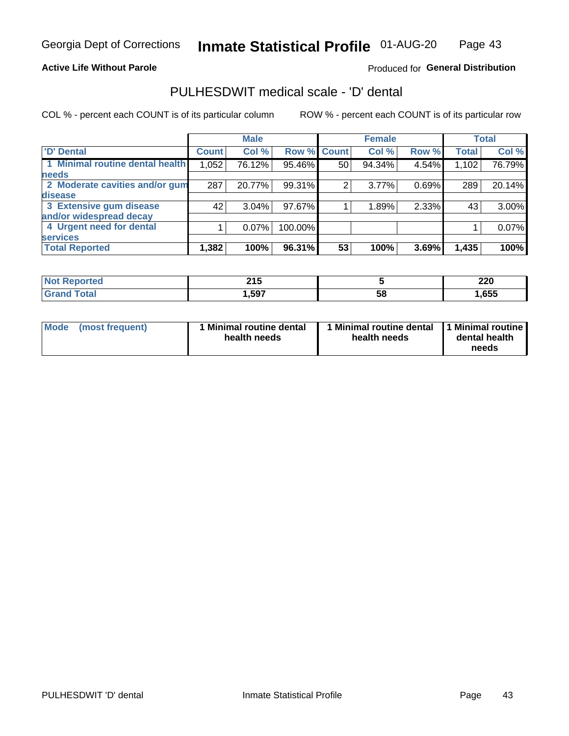Georgia Dept of Corrections **Inmate Statistical Profile** 01-AUG-20

**Active Life Without Parole**

Produced for **General Distribution**

## PULHESDWIT medical scale - 'D' dental

COL % - percent each COUNT is of its particular column

ROW % - percent each COUNT is of its particular row

| | Male | | | Female | | | Total | |
|---|---|---|---|---|---|---|---|---|
| 'D' Dental | Count | Col % | Row % | Count | Col % | Row % | Total | Col % |
| 1 Minimal routine dental health needs | 1,052 | 76.12% | 95.46% | 50 | 94.34% | 4.54% | 1,102 | 76.79% |
| 2 Moderate cavities and/or gum disease | 287 | 20.77% | 99.31% | 2 | 3.77% | 0.69% | 289 | 20.14% |
| 3 Extensive gum disease and/or widespread decay | 42 | 3.04% | 97.67% | 1 | 1.89% | 2.33% | 43 | 3.00% |
| 4 Urgent need for dental services | 1 | 0.07% | 100.00% | | | | 1 | 0.07% |
| **Total Reported** | **1,382** | **100%** | **96.31%** | **53** | **100%** | **3.69%** | **1,435** | **100%** |

| | Male | Female | Total |
|---|---|---|---|
| **Not Reported** | **215** | **5** | **220** |
| **Grand Total** | **1,597** | **58** | **1,655** |

| | Male | Female | Total |
|---|---|---|---|
| **Mode (most frequent)** | **1 Minimal routine dental health needs** | **1 Minimal routine dental health needs** | **1 Minimal routine dental health needs** |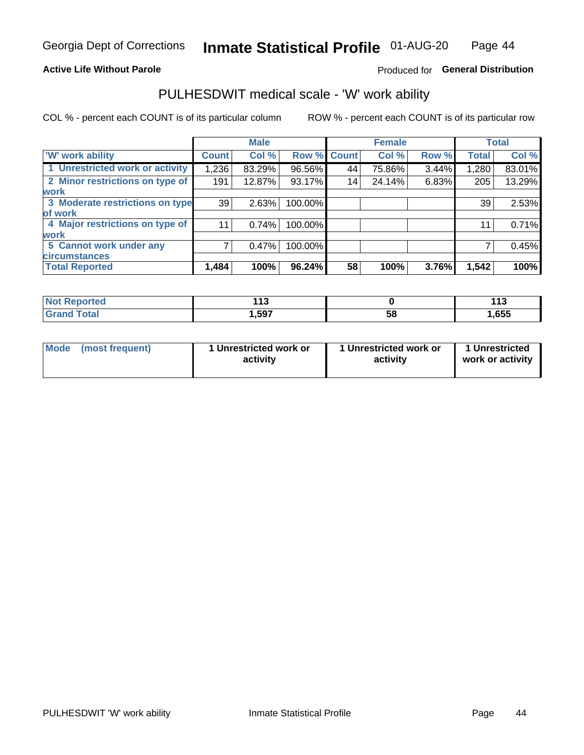Georgia Dept of Corrections **Inmate Statistical Profile** 01-AUG-20

**Active Life Without Parole**

Produced for **General Distribution**

## PULHESDWIT medical scale - 'W' work ability

COL % - percent each COUNT is of its particular column

ROW % - percent each COUNT is of its particular row

| | Male | | | Female | | | Total | |
|---|---|---|---|---|---|---|---|---|
| 'W' work ability | Count | Col % | Row % | Count | Col % | Row % | Total | Col % |
| 1 Unrestricted work or activity | 1,236 | 83.29% | 96.56% | 44 | 75.86% | 3.44% | 1,280 | 83.01% |
| 2 Minor restrictions on type of work | 191 | 12.87% | 93.17% | 14 | 24.14% | 6.83% | 205 | 13.29% |
| 3 Moderate restrictions on type of work | 39 | 2.63% | 100.00% | | | | 39 | 2.53% |
| 4 Major restrictions on type of work | 11 | 0.74% | 100.00% | | | | 11 | 0.71% |
| 5 Cannot work under any circumstances | 7 | 0.47% | 100.00% | | | | 7 | 0.45% |
| **Total Reported** | **1,484** | **100%** | **96.24%** | **58** | **100%** | **3.76%** | **1,542** | **100%** |

| | Male | Female | Total |
|---|---|---|---|
| Not Reported | 113 | 0 | 113 |
| Grand Total | 1,597 | 58 | 1,655 |

| | Male | Female | Total |
|---|---|---|---|
| Mode (most frequent) | 1 Unrestricted work or activity | 1 Unrestricted work or activity | 1 Unrestricted work or activity |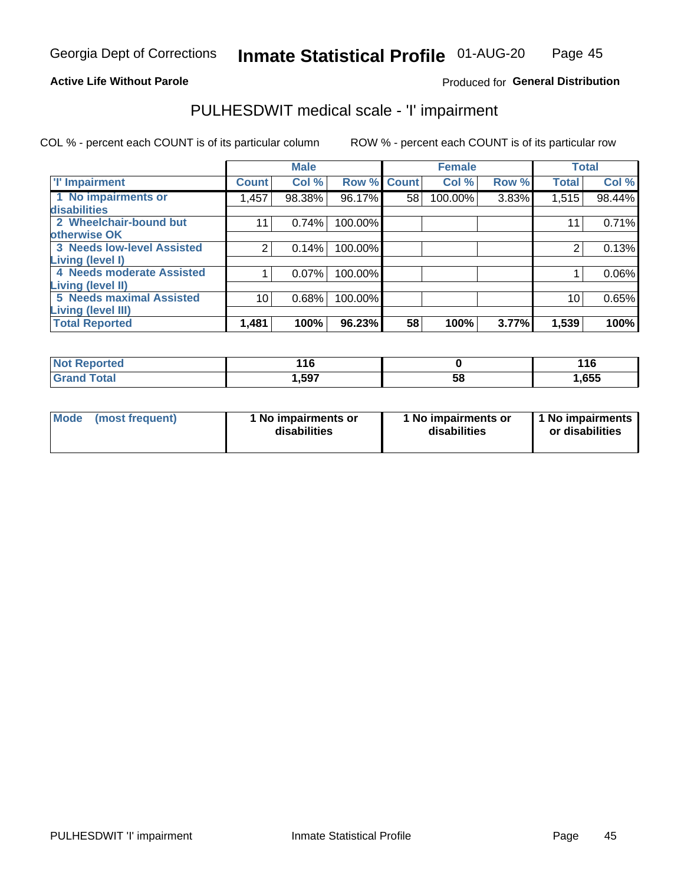Georgia Dept of Corrections **Inmate Statistical Profile** 01-AUG-20

**Active Life Without Parole**

Produced for **General Distribution**

## PULHESDWIT medical scale - 'I' impairment

COL % - percent each COUNT is of its particular column     ROW % - percent each COUNT is of its particular row

| | Male | | | Female | | | Total | |
|---|---|---|---|---|---|---|---|---|
| 'I' Impairment | Count | Col % | Row % | Count | Col % | Row % | Total | Col % |
| 1 No impairments or disabilities | 1,457 | 98.38% | 96.17% | 58 | 100.00% | 3.83% | 1,515 | 98.44% |
| 2 Wheelchair-bound but otherwise OK | 11 | 0.74% | 100.00% | | | | 11 | 0.71% |
| 3 Needs low-level Assisted Living (level I) | 2 | 0.14% | 100.00% | | | | 2 | 0.13% |
| 4 Needs moderate Assisted Living (level II) | 1 | 0.07% | 100.00% | | | | 1 | 0.06% |
| 5 Needs maximal Assisted Living (level III) | 10 | 0.68% | 100.00% | | | | 10 | 0.65% |
| **Total Reported** | **1,481** | **100%** | **96.23%** | **58** | **100%** | **3.77%** | **1,539** | **100%** |

| | Male | Female | Total |
|---|---|---|---|
| Not Reported | 116 | 0 | 116 |
| Grand Total | 1,597 | 58 | 1,655 |

| | Male | Female | Total |
|---|---|---|---|
| Mode (most frequent) | 1 No impairments or disabilities | 1 No impairments or disabilities | 1 No impairments or disabilities |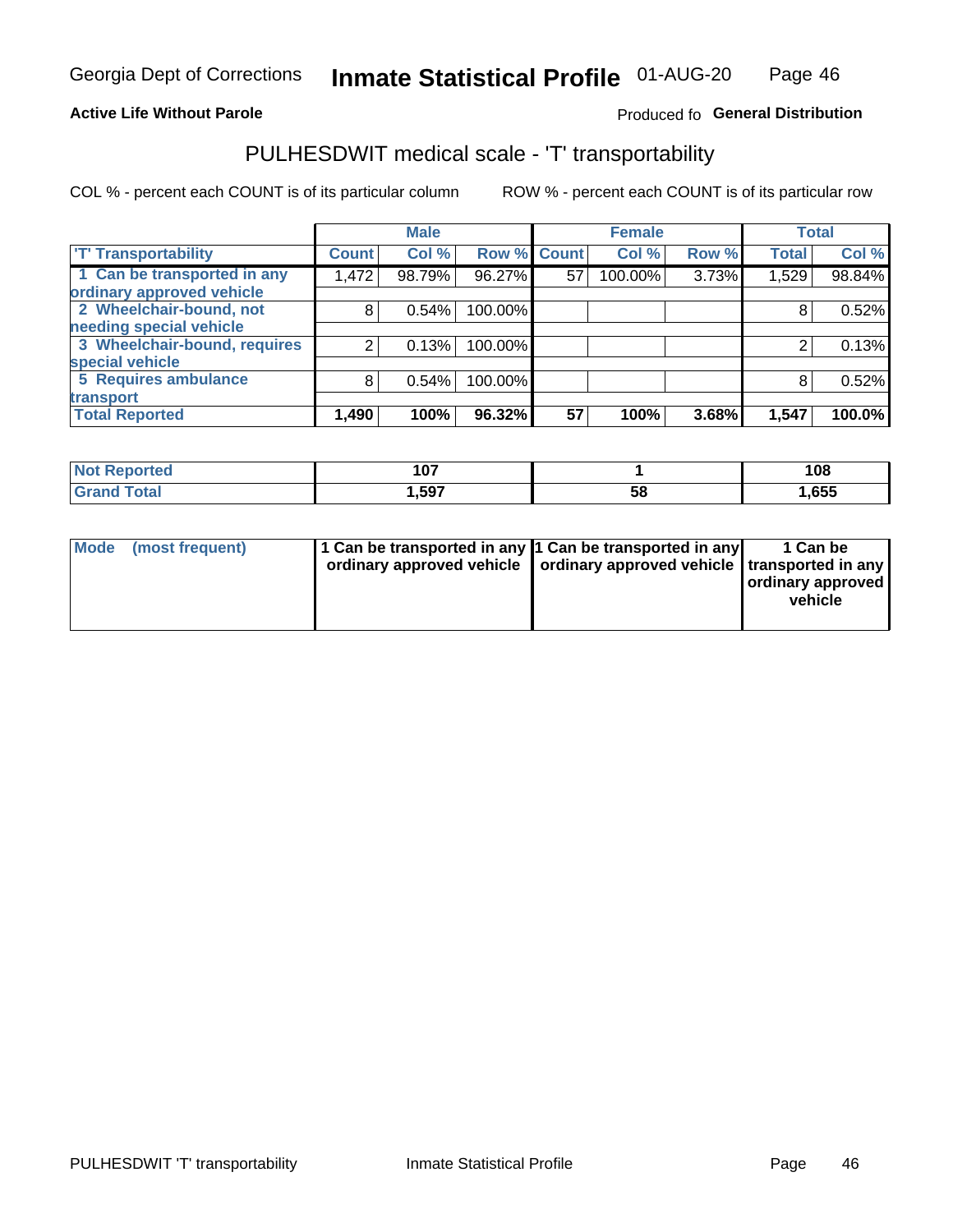Georgia Dept of Corrections **Inmate Statistical Profile** 01-AUG-20

**Active Life Without Parole**

Produced fo **General Distribution**

## PULHESDWIT medical scale - 'T' transportability

COL % - percent each COUNT is of its particular column    ROW % - percent each COUNT is of its particular row

| | Male | | | Female | | | Total | |
|---|---|---|---|---|---|---|---|---|
| 'T' Transportability | Count | Col % | Row % | Count | Col % | Row % | Total | Col % |
| 1 Can be transported in any ordinary approved vehicle | 1,472 | 98.79% | 96.27% | 57 | 100.00% | 3.73% | 1,529 | 98.84% |
| 2 Wheelchair-bound, not needing special vehicle | 8 | 0.54% | 100.00% | | | | 8 | 0.52% |
| 3 Wheelchair-bound, requires special vehicle | 2 | 0.13% | 100.00% | | | | 2 | 0.13% |
| 5 Requires ambulance transport | 8 | 0.54% | 100.00% | | | | 8 | 0.52% |
| **Total Reported** | **1,490** | **100%** | **96.32%** | **57** | **100%** | **3.68%** | **1,547** | **100.0%** |

| | Male | Female | Total |
|---|---|---|---|
| Not Reported | 107 | 1 | 108 |
| Grand Total | 1,597 | 58 | 1,655 |

| | Male | Female | Total |
|---|---|---|---|
| Mode (most frequent) | 1 Can be transported in any ordinary approved vehicle | 1 Can be transported in any ordinary approved vehicle | 1 Can be transported in any ordinary approved vehicle |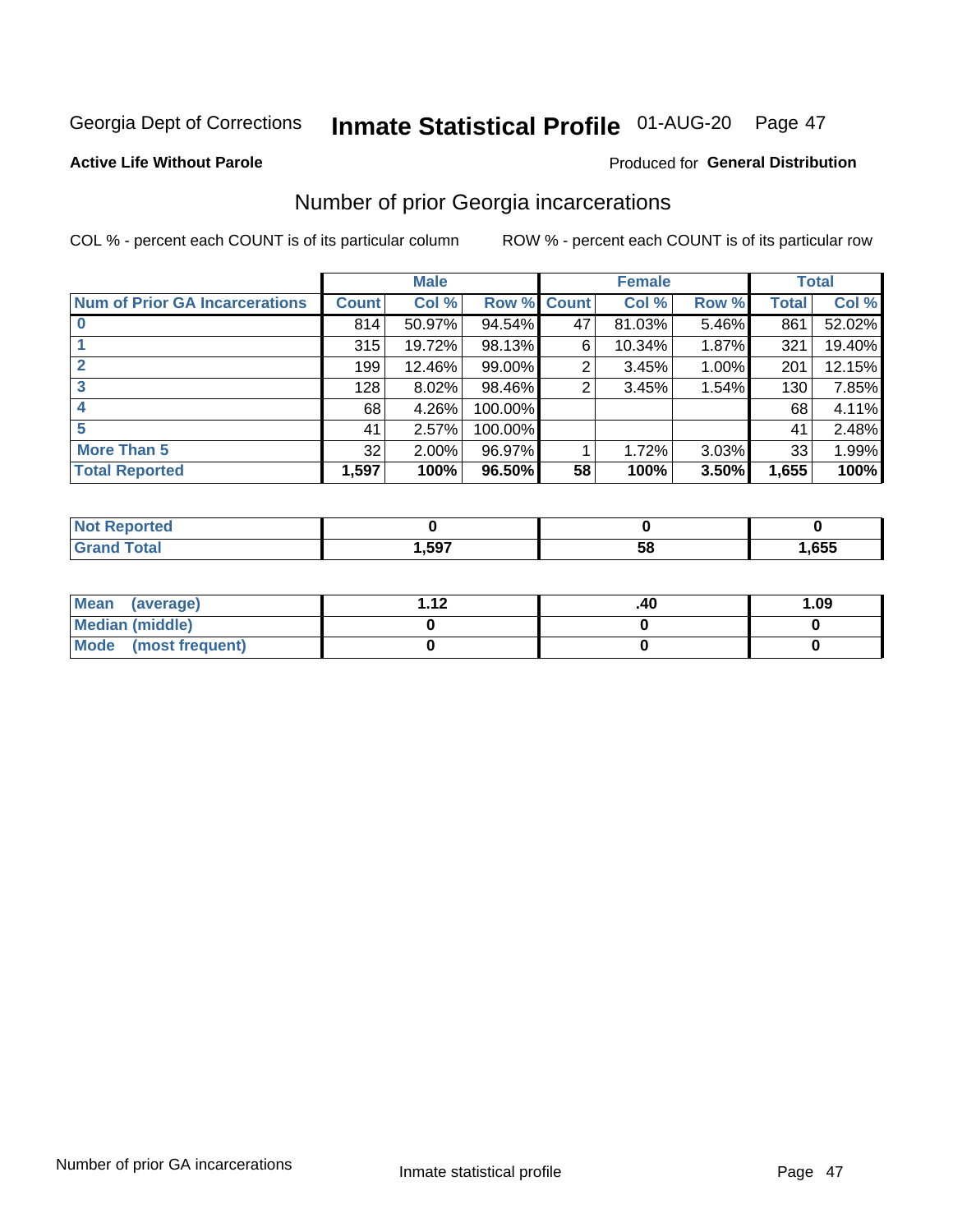Georgia Dept of Corrections **Inmate Statistical Profile** 01-AUG-20

**Active Life Without Parole**

Produced for **General Distribution**

## Number of prior Georgia incarcerations

COL % - percent each COUNT is of its particular column ROW % - percent each COUNT is of its particular row

| | Male | | | Female | | | Total | |
|---|---|---|---|---|---|---|---|---|
| **Num of Prior GA Incarcerations** | **Count** | **Col %** | **Row %** | **Count** | **Col %** | **Row %** | **Total** | **Col %** |
| **0** | 814 | 50.97% | 94.54% | 47 | 81.03% | 5.46% | 861 | 52.02% |
| **1** | 315 | 19.72% | 98.13% | 6 | 10.34% | 1.87% | 321 | 19.40% |
| **2** | 199 | 12.46% | 99.00% | 2 | 3.45% | 1.00% | 201 | 12.15% |
| **3** | 128 | 8.02% | 98.46% | 2 | 3.45% | 1.54% | 130 | 7.85% |
| **4** | 68 | 4.26% | 100.00% | | | | 68 | 4.11% |
| **5** | 41 | 2.57% | 100.00% | | | | 41 | 2.48% |
| **More Than 5** | 32 | 2.00% | 96.97% | 1 | 1.72% | 3.03% | 33 | 1.99% |
| **Total Reported** | **1,597** | **100%** | **96.50%** | **58** | **100%** | **3.50%** | **1,655** | **100%** |

| | Male | Female | Total |
|---|---|---|---|
| **Not Reported** | **0** | **0** | **0** |
| **Grand Total** | **1,597** | **58** | **1,655** |

| | Male | Female | Total |
|---|---|---|---|
| **Mean (average)** | **1.12** | **.40** | **1.09** |
| **Median (middle)** | **0** | **0** | **0** |
| **Mode (most frequent)** | **0** | **0** | **0** |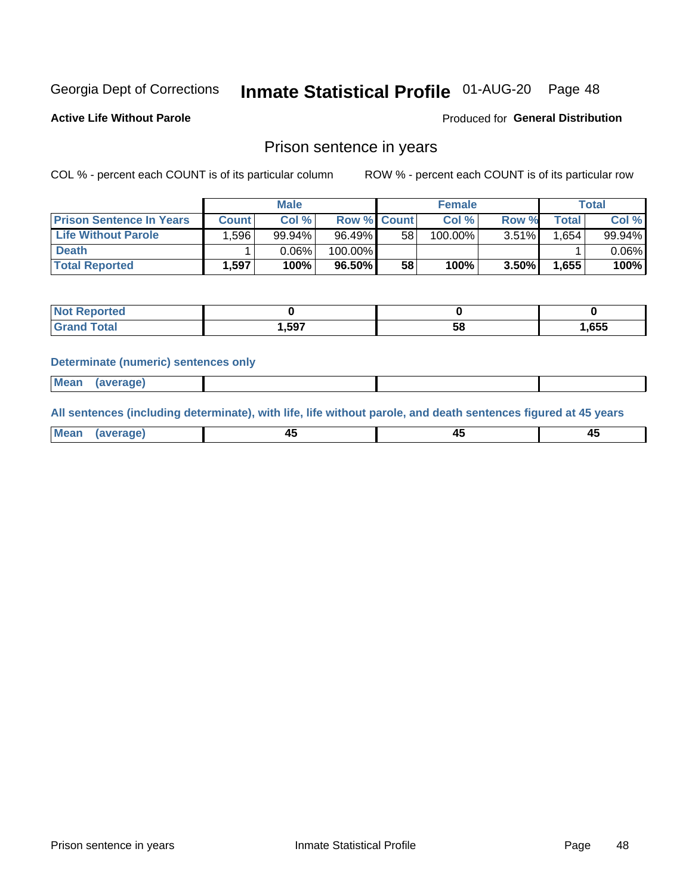Georgia Dept of Corrections **Inmate Statistical Profile** 01-AUG-20 Page 48

**Active Life Without Parole**

Produced for **General Distribution**

## Prison sentence in years

COL % - percent each COUNT is of its particular column

ROW % - percent each COUNT is of its particular row

| | Male | | | Female | | | Total | |
|---|---|---|---|---|---|---|---|---|
| **Prison Sentence In Years** | **Count** | **Col %** | **Row %** | **Count** | **Col %** | **Row %** | **Total** | **Col %** |
| **Life Without Parole** | 1,596 | 99.94% | 96.49% | 58 | 100.00% | 3.51% | 1,654 | 99.94% |
| **Death** | 1 | 0.06% | 100.00% | | | | 1 | 0.06% |
| **Total Reported** | **1,597** | **100%** | **96.50%** | **58** | **100%** | **3.50%** | **1,655** | **100%** |

| | Male | Female | Total |
|---|---|---|---|
| **Not Reported** | **0** | **0** | **0** |
| **Grand Total** | **1,597** | **58** | **1,655** |

**Determinate (numeric) sentences only**

| | Male | Female | Total |
|---|---|---|---|
| **Mean (average)** | | | |

**All sentences (including determinate), with life, life without parole, and death sentences figured at 45 years**

| | Male | Female | Total |
|---|---|---|---|
| **Mean (average)** | **45** | **45** | **45** |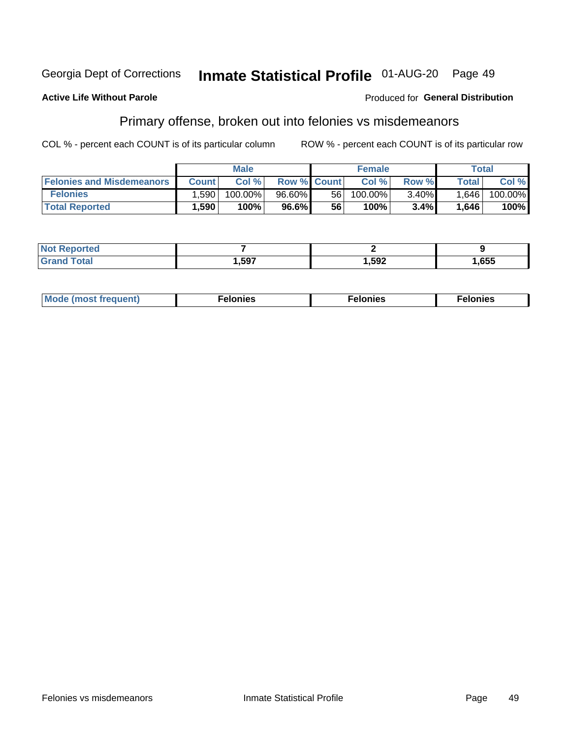Georgia Dept of Corrections **Inmate Statistical Profile** 01-AUG-20

**Active Life Without Parole**

Produced for **General Distribution**

## Primary offense, broken out into felonies vs misdemeanors

COL % - percent each COUNT is of its particular column

ROW % - percent each COUNT is of its particular row

| | Male | | | Female | | | Total | |
|---|---|---|---|---|---|---|---|---|
| **Felonies and Misdemeanors** | **Count** | **Col %** | **Row %** | **Count** | **Col %** | **Row %** | **Total** | **Col %** |
| **Felonies** | 1,590 | 100.00% | 96.60% | 56 | 100.00% | 3.40% | 1,646 | 100.00% |
| **Total Reported** | **1,590** | **100%** | **96.6%** | **56** | **100%** | **3.4%** | **1,646** | **100%** |

| | Male | Female | Total |
|---|---|---|---|
| **Not Reported** | **7** | **2** | **9** |
| **Grand Total** | **1,597** | **1,592** | **1,655** |

| | Male | Female | Total |
|---|---|---|---|
| **Mode (most frequent)** | **Felonies** | **Felonies** | **Felonies** |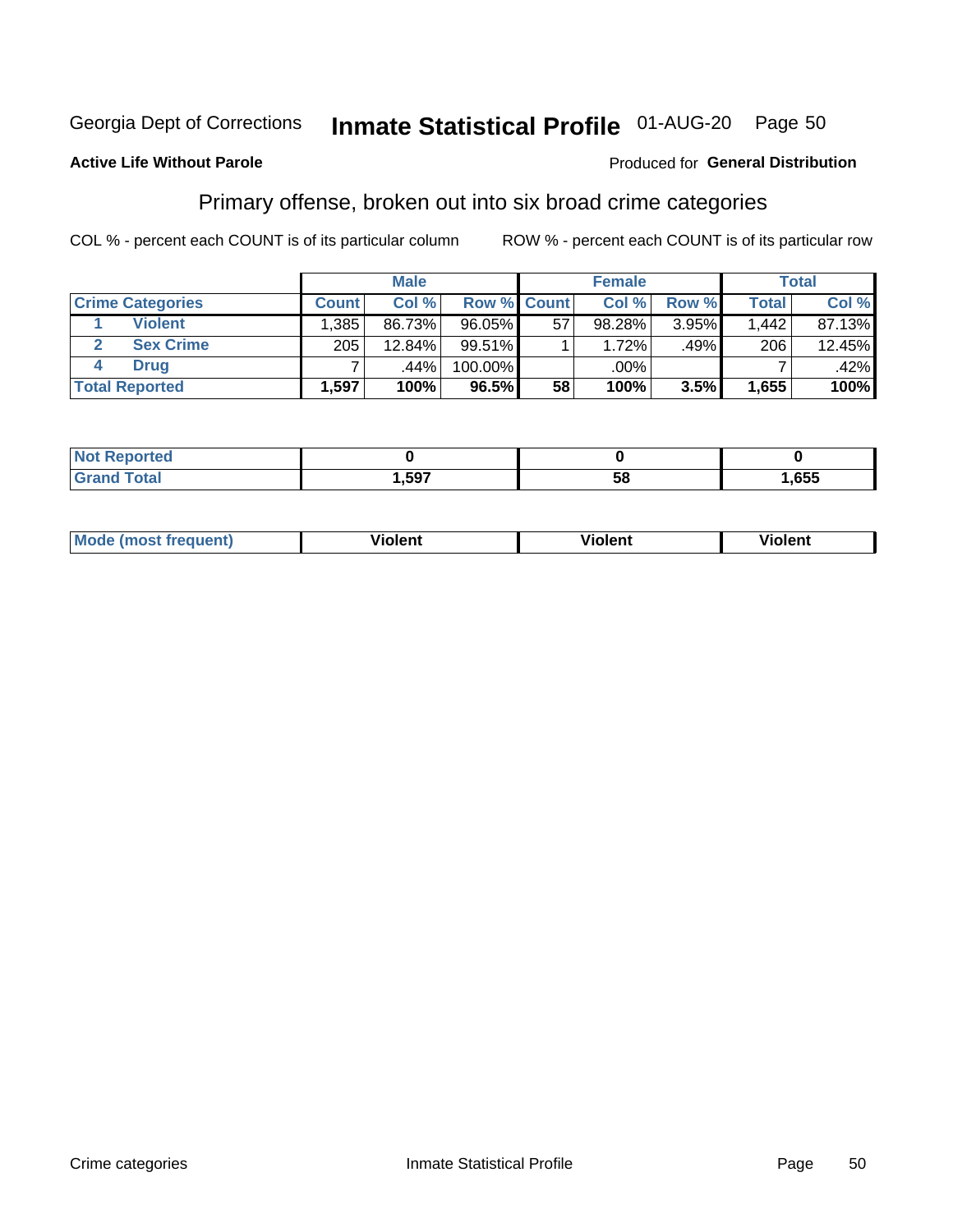Georgia Dept of Corrections **Inmate Statistical Profile** 01-AUG-20

**Active Life Without Parole**

Produced for **General Distribution**

## Primary offense, broken out into six broad crime categories

COL % - percent each COUNT is of its particular column

ROW % - percent each COUNT is of its particular row

| | | Male | | | Female | | | Total | |
|---|---|---|---|---|---|---|---|---|---|
| **Crime Categories** | | **Count** | **Col %** | **Row %** | **Count** | **Col %** | **Row %** | **Total** | **Col %** |
| 1 | **Violent** | 1,385 | 86.73% | 96.05% | 57 | 98.28% | 3.95% | 1,442 | 87.13% |
| 2 | **Sex Crime** | 205 | 12.84% | 99.51% | 1 | 1.72% | .49% | 206 | 12.45% |
| 4 | **Drug** | 7 | .44% | 100.00% | | .00% | | 7 | .42% |
| **Total Reported** | | **1,597** | **100%** | **96.5%** | **58** | **100%** | **3.5%** | **1,655** | **100%** |

| | Male | Female | Total |
|---|---|---|---|
| **Not Reported** | **0** | **0** | **0** |
| **Grand Total** | **1,597** | **58** | **1,655** |

| | Male | Female | Total |
|---|---|---|---|
| **Mode (most frequent)** | **Violent** | **Violent** | **Violent** |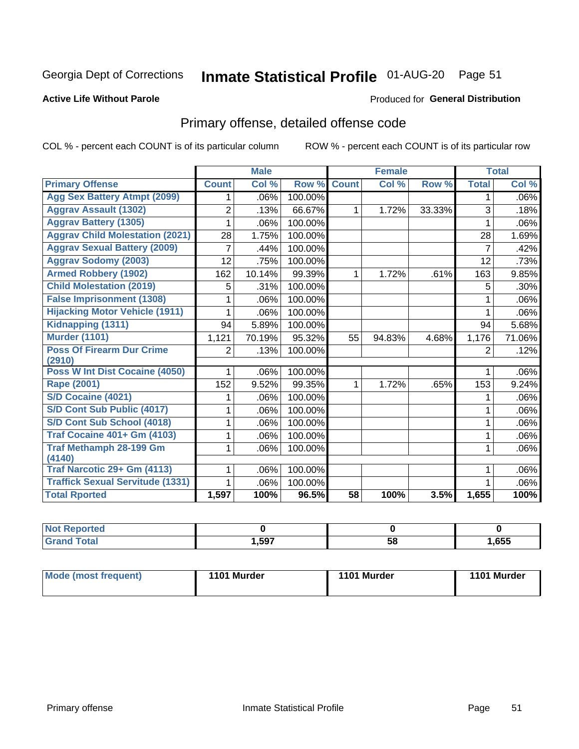Georgia Dept of Corrections **Inmate Statistical Profile** 01-AUG-20 Page 51

**Active Life Without Parole**

Produced for **General Distribution**

## Primary offense, detailed offense code

COL % - percent each COUNT is of its particular column

ROW % - percent each COUNT is of its particular row

| | Male | | | Female | | | Total | |
|---|---|---|---|---|---|---|---|---|
| **Primary Offense** | **Count** | **Col %** | **Row %** | **Count** | **Col %** | **Row %** | **Total** | **Col %** |
| Agg Sex Battery Atmpt (2099) | 1 | .06% | 100.00% | | | | 1 | .06% |
| Aggrav Assault (1302) | 2 | .13% | 66.67% | 1 | 1.72% | 33.33% | 3 | .18% |
| Aggrav Battery (1305) | 1 | .06% | 100.00% | | | | 1 | .06% |
| Aggrav Child Molestation (2021) | 28 | 1.75% | 100.00% | | | | 28 | 1.69% |
| Aggrav Sexual Battery (2009) | 7 | .44% | 100.00% | | | | 7 | .42% |
| Aggrav Sodomy (2003) | 12 | .75% | 100.00% | | | | 12 | .73% |
| Armed Robbery (1902) | 162 | 10.14% | 99.39% | 1 | 1.72% | .61% | 163 | 9.85% |
| Child Molestation (2019) | 5 | .31% | 100.00% | | | | 5 | .30% |
| False Imprisonment (1308) | 1 | .06% | 100.00% | | | | 1 | .06% |
| Hijacking Motor Vehicle (1911) | 1 | .06% | 100.00% | | | | 1 | .06% |
| Kidnapping (1311) | 94 | 5.89% | 100.00% | | | | 94 | 5.68% |
| Murder (1101) | 1,121 | 70.19% | 95.32% | 55 | 94.83% | 4.68% | 1,176 | 71.06% |
| Poss Of Firearm Dur Crime (2910) | 2 | .13% | 100.00% | | | | 2 | .12% |
| Poss W Int Dist Cocaine (4050) | 1 | .06% | 100.00% | | | | 1 | .06% |
| Rape (2001) | 152 | 9.52% | 99.35% | 1 | 1.72% | .65% | 153 | 9.24% |
| S/D Cocaine (4021) | 1 | .06% | 100.00% | | | | 1 | .06% |
| S/D Cont Sub Public (4017) | 1 | .06% | 100.00% | | | | 1 | .06% |
| S/D Cont Sub School (4018) | 1 | .06% | 100.00% | | | | 1 | .06% |
| Traf Cocaine 401+ Gm (4103) | 1 | .06% | 100.00% | | | | 1 | .06% |
| Traf Methamph 28-199 Gm (4140) | 1 | .06% | 100.00% | | | | 1 | .06% |
| Traf Narcotic 29+ Gm (4113) | 1 | .06% | 100.00% | | | | 1 | .06% |
| Traffick Sexual Servitude (1331) | 1 | .06% | 100.00% | | | | 1 | .06% |
| **Total Rported** | **1,597** | **100%** | **96.5%** | **58** | **100%** | **3.5%** | **1,655** | **100%** |

| | Male | Female | Total |
|---|---|---|---|
| Not Reported | 0 | 0 | 0 |
| Grand Total | 1,597 | 58 | 1,655 |

| | Male | Female | Total |
|---|---|---|---|
| Mode (most frequent) | 1101 Murder | 1101 Murder | 1101 Murder |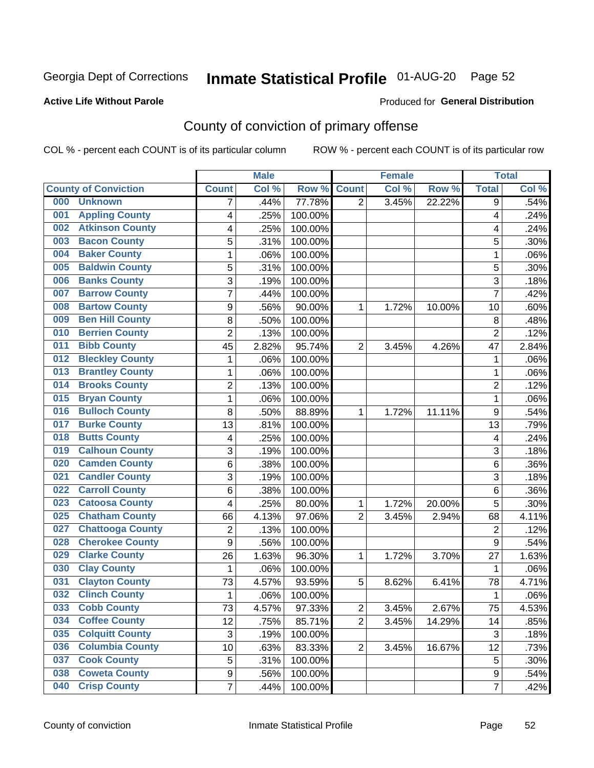Georgia Dept of Corrections **Inmate Statistical Profile** 01-AUG-20

**Active Life Without Parole**

Produced for **General Distribution**

## County of conviction of primary offense

COL % - percent each COUNT is of its particular column ROW % - percent each COUNT is of its particular row

| County of Conviction | Male | | | Female | | | Total | |
|---|---|---|---|---|---|---|---|---|
| | Count | Col % | Row % | Count | Col % | Row % | Total | Col % |
| 000 Unknown | 7 | .44% | 77.78% | 2 | 3.45% | 22.22% | 9 | .54% |
| 001 Appling County | 4 | .25% | 100.00% | | | | 4 | .24% |
| 002 Atkinson County | 4 | .25% | 100.00% | | | | 4 | .24% |
| 003 Bacon County | 5 | .31% | 100.00% | | | | 5 | .30% |
| 004 Baker County | 1 | .06% | 100.00% | | | | 1 | .06% |
| 005 Baldwin County | 5 | .31% | 100.00% | | | | 5 | .30% |
| 006 Banks County | 3 | .19% | 100.00% | | | | 3 | .18% |
| 007 Barrow County | 7 | .44% | 100.00% | | | | 7 | .42% |
| 008 Bartow County | 9 | .56% | 90.00% | 1 | 1.72% | 10.00% | 10 | .60% |
| 009 Ben Hill County | 8 | .50% | 100.00% | | | | 8 | .48% |
| 010 Berrien County | 2 | .13% | 100.00% | | | | 2 | .12% |
| 011 Bibb County | 45 | 2.82% | 95.74% | 2 | 3.45% | 4.26% | 47 | 2.84% |
| 012 Bleckley County | 1 | .06% | 100.00% | | | | 1 | .06% |
| 013 Brantley County | 1 | .06% | 100.00% | | | | 1 | .06% |
| 014 Brooks County | 2 | .13% | 100.00% | | | | 2 | .12% |
| 015 Bryan County | 1 | .06% | 100.00% | | | | 1 | .06% |
| 016 Bulloch County | 8 | .50% | 88.89% | 1 | 1.72% | 11.11% | 9 | .54% |
| 017 Burke County | 13 | .81% | 100.00% | | | | 13 | .79% |
| 018 Butts County | 4 | .25% | 100.00% | | | | 4 | .24% |
| 019 Calhoun County | 3 | .19% | 100.00% | | | | 3 | .18% |
| 020 Camden County | 6 | .38% | 100.00% | | | | 6 | .36% |
| 021 Candler County | 3 | .19% | 100.00% | | | | 3 | .18% |
| 022 Carroll County | 6 | .38% | 100.00% | | | | 6 | .36% |
| 023 Catoosa County | 4 | .25% | 80.00% | 1 | 1.72% | 20.00% | 5 | .30% |
| 025 Chatham County | 66 | 4.13% | 97.06% | 2 | 3.45% | 2.94% | 68 | 4.11% |
| 027 Chattooga County | 2 | .13% | 100.00% | | | | 2 | .12% |
| 028 Cherokee County | 9 | .56% | 100.00% | | | | 9 | .54% |
| 029 Clarke County | 26 | 1.63% | 96.30% | 1 | 1.72% | 3.70% | 27 | 1.63% |
| 030 Clay County | 1 | .06% | 100.00% | | | | 1 | .06% |
| 031 Clayton County | 73 | 4.57% | 93.59% | 5 | 8.62% | 6.41% | 78 | 4.71% |
| 032 Clinch County | 1 | .06% | 100.00% | | | | 1 | .06% |
| 033 Cobb County | 73 | 4.57% | 97.33% | 2 | 3.45% | 2.67% | 75 | 4.53% |
| 034 Coffee County | 12 | .75% | 85.71% | 2 | 3.45% | 14.29% | 14 | .85% |
| 035 Colquitt County | 3 | .19% | 100.00% | | | | 3 | .18% |
| 036 Columbia County | 10 | .63% | 83.33% | 2 | 3.45% | 16.67% | 12 | .73% |
| 037 Cook County | 5 | .31% | 100.00% | | | | 5 | .30% |
| 038 Coweta County | 9 | .56% | 100.00% | | | | 9 | .54% |
| 040 Crisp County | 7 | .44% | 100.00% | | | | 7 | .42% |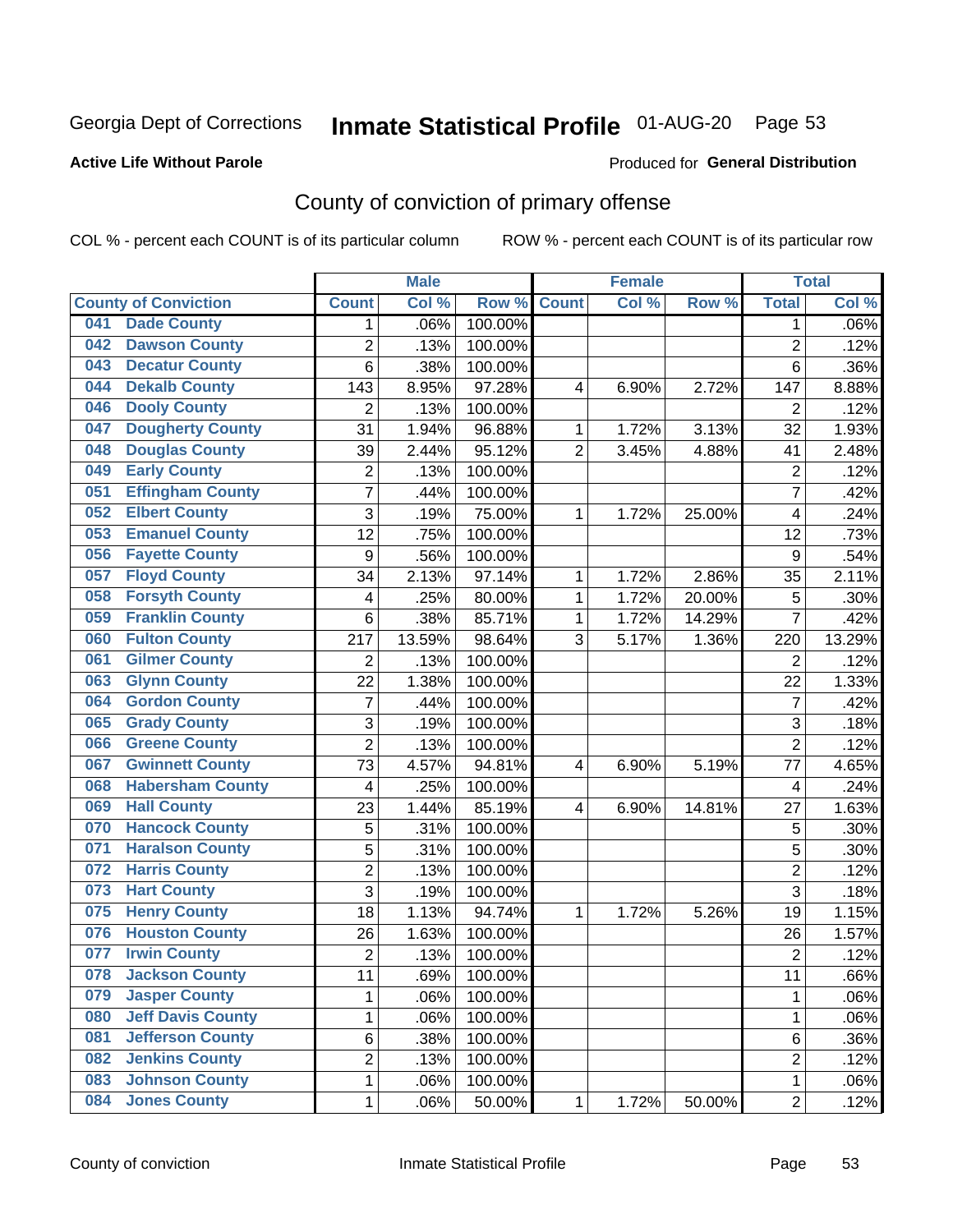Georgia Dept of Corrections **Inmate Statistical Profile** 01-AUG-20

**Active Life Without Parole**

Produced for **General Distribution**

## County of conviction of primary offense

COL % - percent each COUNT is of its particular column ROW % - percent each COUNT is of its particular row

| County of Conviction | Male | | | Female | | | Total | |
|---|---|---|---|---|---|---|---|---|
| | Count | Col % | Row % | Count | Col % | Row % | Total | Col % |
| 041 Dade County | 1 | .06% | 100.00% | | | | 1 | .06% |
| 042 Dawson County | 2 | .13% | 100.00% | | | | 2 | .12% |
| 043 Decatur County | 6 | .38% | 100.00% | | | | 6 | .36% |
| 044 Dekalb County | 143 | 8.95% | 97.28% | 4 | 6.90% | 2.72% | 147 | 8.88% |
| 046 Dooly County | 2 | .13% | 100.00% | | | | 2 | .12% |
| 047 Dougherty County | 31 | 1.94% | 96.88% | 1 | 1.72% | 3.13% | 32 | 1.93% |
| 048 Douglas County | 39 | 2.44% | 95.12% | 2 | 3.45% | 4.88% | 41 | 2.48% |
| 049 Early County | 2 | .13% | 100.00% | | | | 2 | .12% |
| 051 Effingham County | 7 | .44% | 100.00% | | | | 7 | .42% |
| 052 Elbert County | 3 | .19% | 75.00% | 1 | 1.72% | 25.00% | 4 | .24% |
| 053 Emanuel County | 12 | .75% | 100.00% | | | | 12 | .73% |
| 056 Fayette County | 9 | .56% | 100.00% | | | | 9 | .54% |
| 057 Floyd County | 34 | 2.13% | 97.14% | 1 | 1.72% | 2.86% | 35 | 2.11% |
| 058 Forsyth County | 4 | .25% | 80.00% | 1 | 1.72% | 20.00% | 5 | .30% |
| 059 Franklin County | 6 | .38% | 85.71% | 1 | 1.72% | 14.29% | 7 | .42% |
| 060 Fulton County | 217 | 13.59% | 98.64% | 3 | 5.17% | 1.36% | 220 | 13.29% |
| 061 Gilmer County | 2 | .13% | 100.00% | | | | 2 | .12% |
| 063 Glynn County | 22 | 1.38% | 100.00% | | | | 22 | 1.33% |
| 064 Gordon County | 7 | .44% | 100.00% | | | | 7 | .42% |
| 065 Grady County | 3 | .19% | 100.00% | | | | 3 | .18% |
| 066 Greene County | 2 | .13% | 100.00% | | | | 2 | .12% |
| 067 Gwinnett County | 73 | 4.57% | 94.81% | 4 | 6.90% | 5.19% | 77 | 4.65% |
| 068 Habersham County | 4 | .25% | 100.00% | | | | 4 | .24% |
| 069 Hall County | 23 | 1.44% | 85.19% | 4 | 6.90% | 14.81% | 27 | 1.63% |
| 070 Hancock County | 5 | .31% | 100.00% | | | | 5 | .30% |
| 071 Haralson County | 5 | .31% | 100.00% | | | | 5 | .30% |
| 072 Harris County | 2 | .13% | 100.00% | | | | 2 | .12% |
| 073 Hart County | 3 | .19% | 100.00% | | | | 3 | .18% |
| 075 Henry County | 18 | 1.13% | 94.74% | 1 | 1.72% | 5.26% | 19 | 1.15% |
| 076 Houston County | 26 | 1.63% | 100.00% | | | | 26 | 1.57% |
| 077 Irwin County | 2 | .13% | 100.00% | | | | 2 | .12% |
| 078 Jackson County | 11 | .69% | 100.00% | | | | 11 | .66% |
| 079 Jasper County | 1 | .06% | 100.00% | | | | 1 | .06% |
| 080 Jeff Davis County | 1 | .06% | 100.00% | | | | 1 | .06% |
| 081 Jefferson County | 6 | .38% | 100.00% | | | | 6 | .36% |
| 082 Jenkins County | 2 | .13% | 100.00% | | | | 2 | .12% |
| 083 Johnson County | 1 | .06% | 100.00% | | | | 1 | .06% |
| 084 Jones County | 1 | .06% | 50.00% | 1 | 1.72% | 50.00% | 2 | .12% |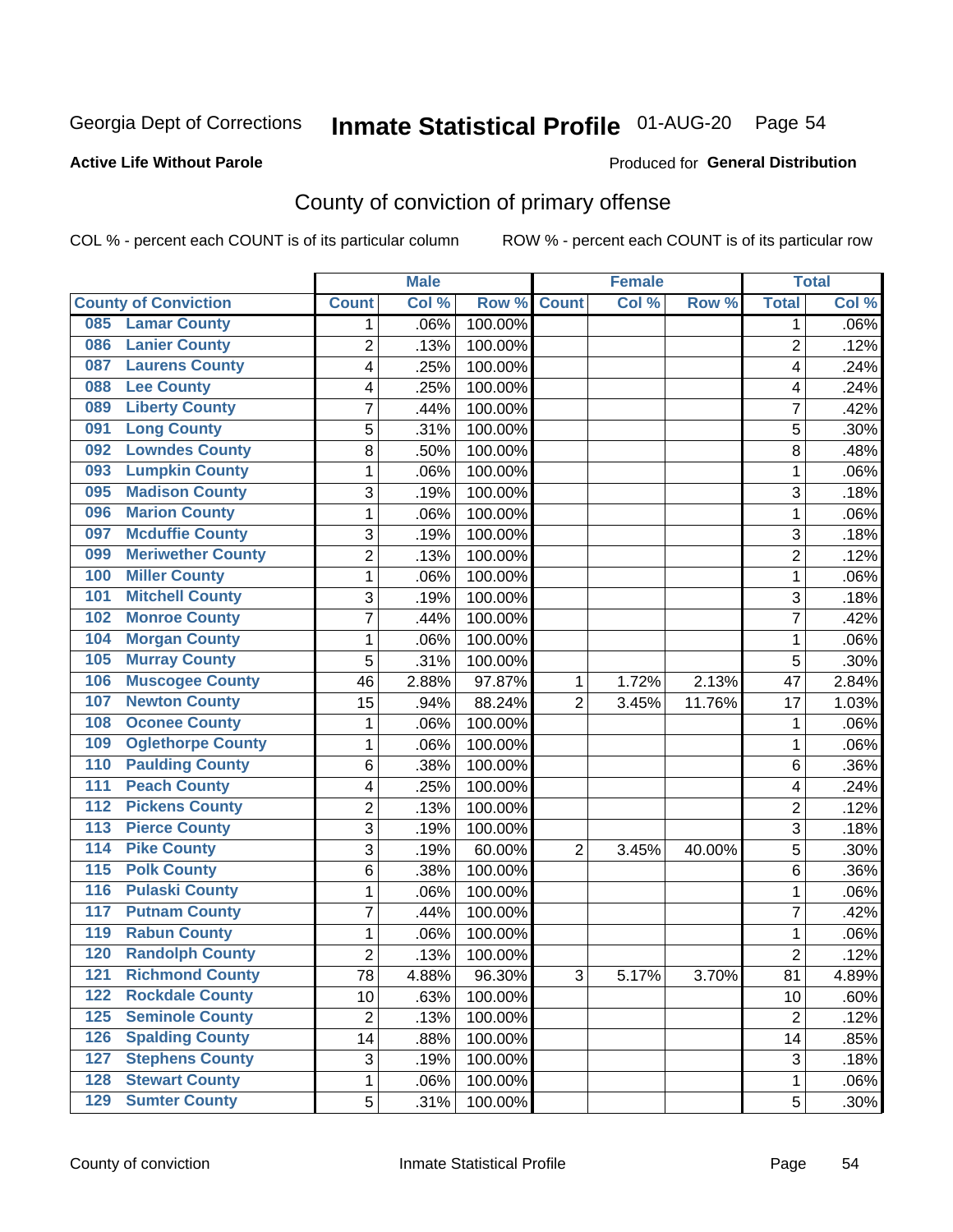Georgia Dept of Corrections

# Inmate Statistical Profile 01-AUG-20

**Active Life Without Parole**

Produced for **General Distribution**

## County of conviction of primary offense

COL % - percent each COUNT is of its particular column     ROW % - percent each COUNT is of its particular row

| County of Conviction | Male | | | Female | | | Total | |
|---|---|---|---|---|---|---|---|---|
| | Count | Col % | Row % | Count | Col % | Row % | Total | Col % |
| 085 Lamar County | 1 | .06% | 100.00% | | | | 1 | .06% |
| 086 Lanier County | 2 | .13% | 100.00% | | | | 2 | .12% |
| 087 Laurens County | 4 | .25% | 100.00% | | | | 4 | .24% |
| 088 Lee County | 4 | .25% | 100.00% | | | | 4 | .24% |
| 089 Liberty County | 7 | .44% | 100.00% | | | | 7 | .42% |
| 091 Long County | 5 | .31% | 100.00% | | | | 5 | .30% |
| 092 Lowndes County | 8 | .50% | 100.00% | | | | 8 | .48% |
| 093 Lumpkin County | 1 | .06% | 100.00% | | | | 1 | .06% |
| 095 Madison County | 3 | .19% | 100.00% | | | | 3 | .18% |
| 096 Marion County | 1 | .06% | 100.00% | | | | 1 | .06% |
| 097 Mcduffie County | 3 | .19% | 100.00% | | | | 3 | .18% |
| 099 Meriwether County | 2 | .13% | 100.00% | | | | 2 | .12% |
| 100 Miller County | 1 | .06% | 100.00% | | | | 1 | .06% |
| 101 Mitchell County | 3 | .19% | 100.00% | | | | 3 | .18% |
| 102 Monroe County | 7 | .44% | 100.00% | | | | 7 | .42% |
| 104 Morgan County | 1 | .06% | 100.00% | | | | 1 | .06% |
| 105 Murray County | 5 | .31% | 100.00% | | | | 5 | .30% |
| 106 Muscogee County | 46 | 2.88% | 97.87% | 1 | 1.72% | 2.13% | 47 | 2.84% |
| 107 Newton County | 15 | .94% | 88.24% | 2 | 3.45% | 11.76% | 17 | 1.03% |
| 108 Oconee County | 1 | .06% | 100.00% | | | | 1 | .06% |
| 109 Oglethorpe County | 1 | .06% | 100.00% | | | | 1 | .06% |
| 110 Paulding County | 6 | .38% | 100.00% | | | | 6 | .36% |
| 111 Peach County | 4 | .25% | 100.00% | | | | 4 | .24% |
| 112 Pickens County | 2 | .13% | 100.00% | | | | 2 | .12% |
| 113 Pierce County | 3 | .19% | 100.00% | | | | 3 | .18% |
| 114 Pike County | 3 | .19% | 60.00% | 2 | 3.45% | 40.00% | 5 | .30% |
| 115 Polk County | 6 | .38% | 100.00% | | | | 6 | .36% |
| 116 Pulaski County | 1 | .06% | 100.00% | | | | 1 | .06% |
| 117 Putnam County | 7 | .44% | 100.00% | | | | 7 | .42% |
| 119 Rabun County | 1 | .06% | 100.00% | | | | 1 | .06% |
| 120 Randolph County | 2 | .13% | 100.00% | | | | 2 | .12% |
| 121 Richmond County | 78 | 4.88% | 96.30% | 3 | 5.17% | 3.70% | 81 | 4.89% |
| 122 Rockdale County | 10 | .63% | 100.00% | | | | 10 | .60% |
| 125 Seminole County | 2 | .13% | 100.00% | | | | 2 | .12% |
| 126 Spalding County | 14 | .88% | 100.00% | | | | 14 | .85% |
| 127 Stephens County | 3 | .19% | 100.00% | | | | 3 | .18% |
| 128 Stewart County | 1 | .06% | 100.00% | | | | 1 | .06% |
| 129 Sumter County | 5 | .31% | 100.00% | | | | 5 | .30% |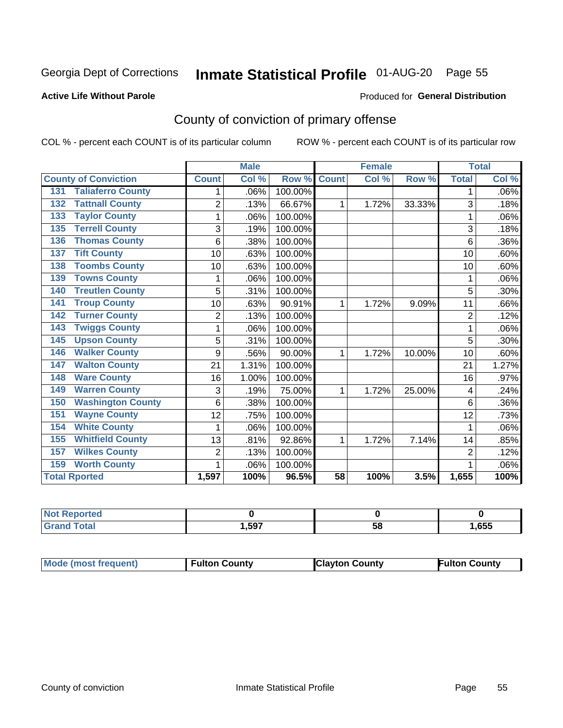Georgia Dept of Corrections **Inmate Statistical Profile** 01-AUG-20

**Active Life Without Parole**

Produced for **General Distribution**

## County of conviction of primary offense

COL % - percent each COUNT is of its particular column     ROW % - percent each COUNT is of its particular row

| County of Conviction | Male | | | Female | | | Total | |
|---|---|---|---|---|---|---|---|---|
| | Count | Col % | Row % | Count | Col % | Row % | Total | Col % |
| 131 Taliaferro County | 1 | .06% | 100.00% | | | | 1 | .06% |
| 132 Tattnall County | 2 | .13% | 66.67% | 1 | 1.72% | 33.33% | 3 | .18% |
| 133 Taylor County | 1 | .06% | 100.00% | | | | 1 | .06% |
| 135 Terrell County | 3 | .19% | 100.00% | | | | 3 | .18% |
| 136 Thomas County | 6 | .38% | 100.00% | | | | 6 | .36% |
| 137 Tift County | 10 | .63% | 100.00% | | | | 10 | .60% |
| 138 Toombs County | 10 | .63% | 100.00% | | | | 10 | .60% |
| 139 Towns County | 1 | .06% | 100.00% | | | | 1 | .06% |
| 140 Treutlen County | 5 | .31% | 100.00% | | | | 5 | .30% |
| 141 Troup County | 10 | .63% | 90.91% | 1 | 1.72% | 9.09% | 11 | .66% |
| 142 Turner County | 2 | .13% | 100.00% | | | | 2 | .12% |
| 143 Twiggs County | 1 | .06% | 100.00% | | | | 1 | .06% |
| 145 Upson County | 5 | .31% | 100.00% | | | | 5 | .30% |
| 146 Walker County | 9 | .56% | 90.00% | 1 | 1.72% | 10.00% | 10 | .60% |
| 147 Walton County | 21 | 1.31% | 100.00% | | | | 21 | 1.27% |
| 148 Ware County | 16 | 1.00% | 100.00% | | | | 16 | .97% |
| 149 Warren County | 3 | .19% | 75.00% | 1 | 1.72% | 25.00% | 4 | .24% |
| 150 Washington County | 6 | .38% | 100.00% | | | | 6 | .36% |
| 151 Wayne County | 12 | .75% | 100.00% | | | | 12 | .73% |
| 154 White County | 1 | .06% | 100.00% | | | | 1 | .06% |
| 155 Whitfield County | 13 | .81% | 92.86% | 1 | 1.72% | 7.14% | 14 | .85% |
| 157 Wilkes County | 2 | .13% | 100.00% | | | | 2 | .12% |
| 159 Worth County | 1 | .06% | 100.00% | | | | 1 | .06% |
| **Total Rported** | **1,597** | **100%** | **96.5%** | **58** | **100%** | **3.5%** | **1,655** | **100%** |

| | Male | Female | Total |
|---|---|---|---|
| Not Reported | **0** | **0** | **0** |
| Grand Total | **1,597** | **58** | **1,655** |

| | Male | Female | Total |
|---|---|---|---|
| Mode (most frequent) | **Fulton County** | **Clayton County** | **Fulton County** |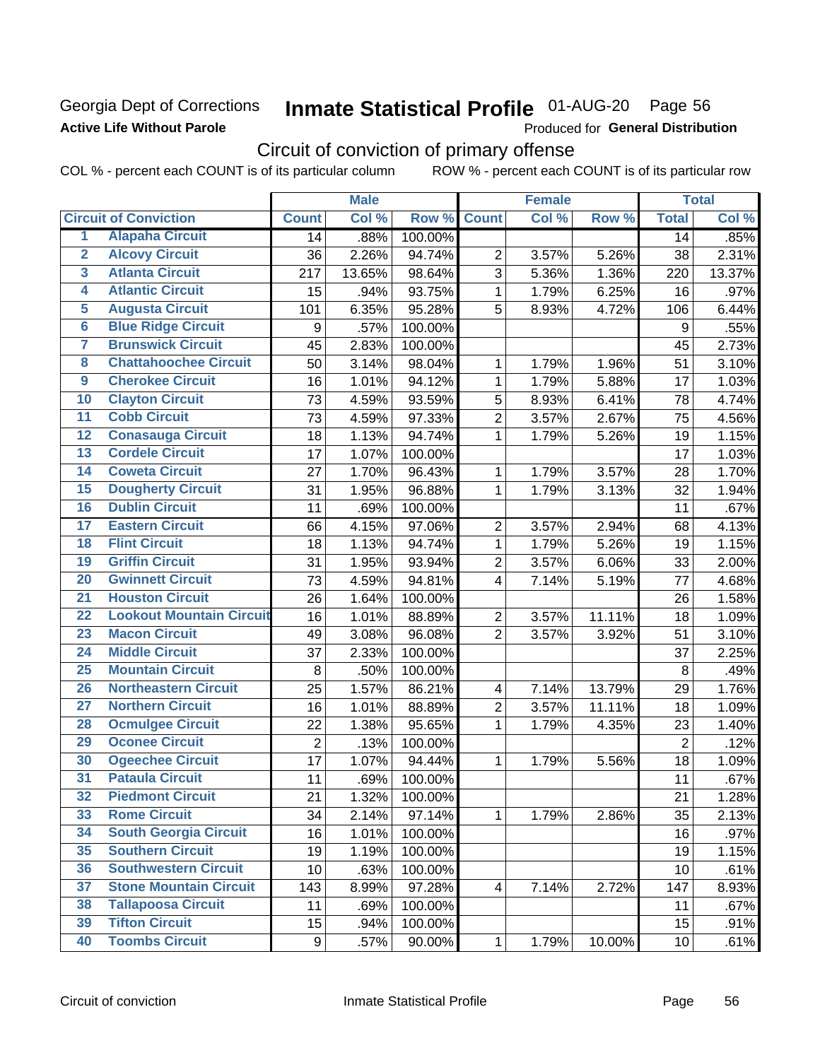Georgia Dept of Corrections

**Active Life Without Parole**

# Inmate Statistical Profile 01-AUG-20 Page 56

Produced for **General Distribution**

## Circuit of conviction of primary offense

COL % - percent each COUNT is of its particular column ROW % - percent each COUNT is of its particular row

| | Circuit of Conviction | Male | | | Female | | | Total | |
|---|---|---|---|---|---|---|---|---|---|
| | | Count | Col % | Row % | Count | Col % | Row % | Total | Col % |
| 1 | Alapaha Circuit | 14 | .88% | 100.00% | | | | 14 | .85% |
| 2 | Alcovy Circuit | 36 | 2.26% | 94.74% | 2 | 3.57% | 5.26% | 38 | 2.31% |
| 3 | Atlanta Circuit | 217 | 13.65% | 98.64% | 3 | 5.36% | 1.36% | 220 | 13.37% |
| 4 | Atlantic Circuit | 15 | .94% | 93.75% | 1 | 1.79% | 6.25% | 16 | .97% |
| 5 | Augusta Circuit | 101 | 6.35% | 95.28% | 5 | 8.93% | 4.72% | 106 | 6.44% |
| 6 | Blue Ridge Circuit | 9 | .57% | 100.00% | | | | 9 | .55% |
| 7 | Brunswick Circuit | 45 | 2.83% | 100.00% | | | | 45 | 2.73% |
| 8 | Chattahoochee Circuit | 50 | 3.14% | 98.04% | 1 | 1.79% | 1.96% | 51 | 3.10% |
| 9 | Cherokee Circuit | 16 | 1.01% | 94.12% | 1 | 1.79% | 5.88% | 17 | 1.03% |
| 10 | Clayton Circuit | 73 | 4.59% | 93.59% | 5 | 8.93% | 6.41% | 78 | 4.74% |
| 11 | Cobb Circuit | 73 | 4.59% | 97.33% | 2 | 3.57% | 2.67% | 75 | 4.56% |
| 12 | Conasauga Circuit | 18 | 1.13% | 94.74% | 1 | 1.79% | 5.26% | 19 | 1.15% |
| 13 | Cordele Circuit | 17 | 1.07% | 100.00% | | | | 17 | 1.03% |
| 14 | Coweta Circuit | 27 | 1.70% | 96.43% | 1 | 1.79% | 3.57% | 28 | 1.70% |
| 15 | Dougherty Circuit | 31 | 1.95% | 96.88% | 1 | 1.79% | 3.13% | 32 | 1.94% |
| 16 | Dublin Circuit | 11 | .69% | 100.00% | | | | 11 | .67% |
| 17 | Eastern Circuit | 66 | 4.15% | 97.06% | 2 | 3.57% | 2.94% | 68 | 4.13% |
| 18 | Flint Circuit | 18 | 1.13% | 94.74% | 1 | 1.79% | 5.26% | 19 | 1.15% |
| 19 | Griffin Circuit | 31 | 1.95% | 93.94% | 2 | 3.57% | 6.06% | 33 | 2.00% |
| 20 | Gwinnett Circuit | 73 | 4.59% | 94.81% | 4 | 7.14% | 5.19% | 77 | 4.68% |
| 21 | Houston Circuit | 26 | 1.64% | 100.00% | | | | 26 | 1.58% |
| 22 | Lookout Mountain Circuit | 16 | 1.01% | 88.89% | 2 | 3.57% | 11.11% | 18 | 1.09% |
| 23 | Macon Circuit | 49 | 3.08% | 96.08% | 2 | 3.57% | 3.92% | 51 | 3.10% |
| 24 | Middle Circuit | 37 | 2.33% | 100.00% | | | | 37 | 2.25% |
| 25 | Mountain Circuit | 8 | .50% | 100.00% | | | | 8 | .49% |
| 26 | Northeastern Circuit | 25 | 1.57% | 86.21% | 4 | 7.14% | 13.79% | 29 | 1.76% |
| 27 | Northern Circuit | 16 | 1.01% | 88.89% | 2 | 3.57% | 11.11% | 18 | 1.09% |
| 28 | Ocmulgee Circuit | 22 | 1.38% | 95.65% | 1 | 1.79% | 4.35% | 23 | 1.40% |
| 29 | Oconee Circuit | 2 | .13% | 100.00% | | | | 2 | .12% |
| 30 | Ogeechee Circuit | 17 | 1.07% | 94.44% | 1 | 1.79% | 5.56% | 18 | 1.09% |
| 31 | Pataula Circuit | 11 | .69% | 100.00% | | | | 11 | .67% |
| 32 | Piedmont Circuit | 21 | 1.32% | 100.00% | | | | 21 | 1.28% |
| 33 | Rome Circuit | 34 | 2.14% | 97.14% | 1 | 1.79% | 2.86% | 35 | 2.13% |
| 34 | South Georgia Circuit | 16 | 1.01% | 100.00% | | | | 16 | .97% |
| 35 | Southern Circuit | 19 | 1.19% | 100.00% | | | | 19 | 1.15% |
| 36 | Southwestern Circuit | 10 | .63% | 100.00% | | | | 10 | .61% |
| 37 | Stone Mountain Circuit | 143 | 8.99% | 97.28% | 4 | 7.14% | 2.72% | 147 | 8.93% |
| 38 | Tallapoosa Circuit | 11 | .69% | 100.00% | | | | 11 | .67% |
| 39 | Tifton Circuit | 15 | .94% | 100.00% | | | | 15 | .91% |
| 40 | Toombs Circuit | 9 | .57% | 90.00% | 1 | 1.79% | 10.00% | 10 | .61% |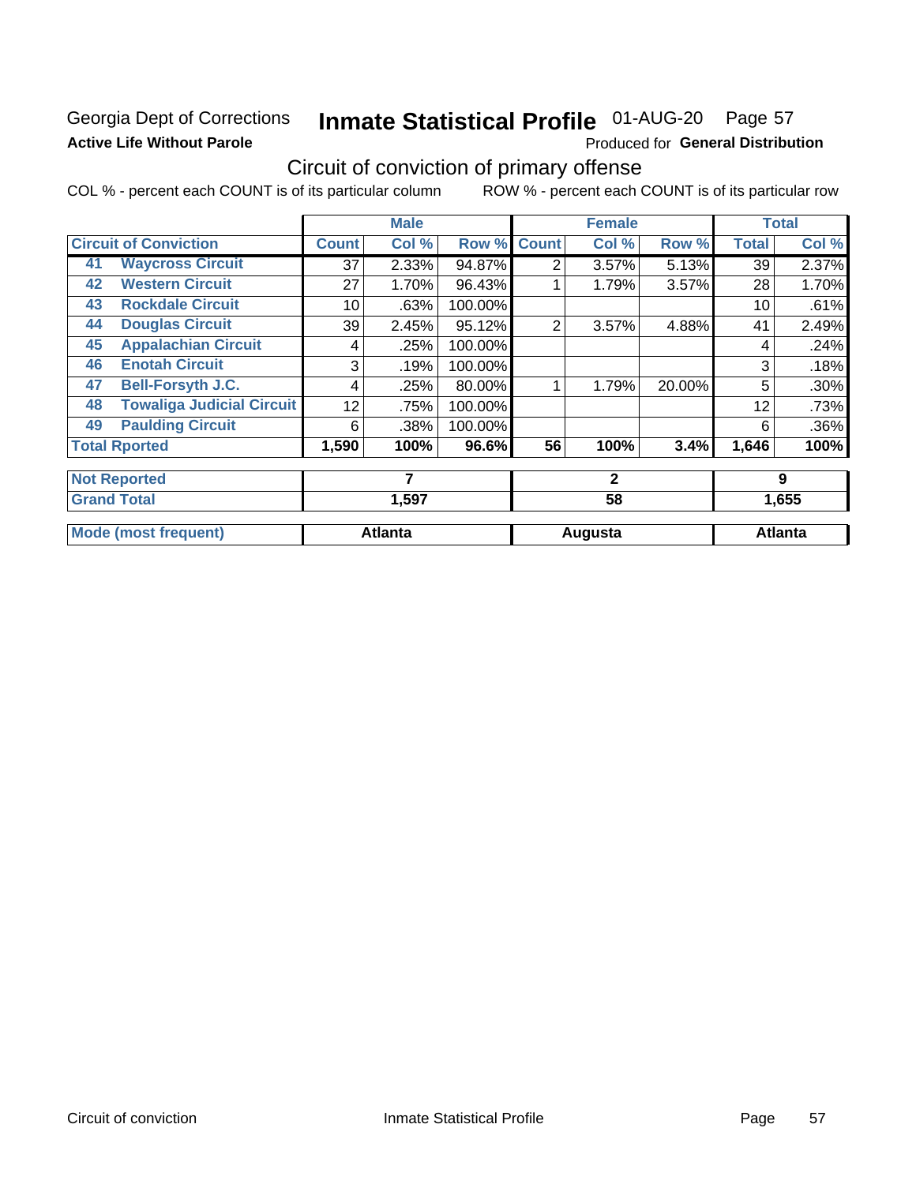Georgia Dept of Corrections **Inmate Statistical Profile** 01-AUG-20 Page 57

**Active Life Without Parole**

Produced for **General Distribution**

## Circuit of conviction of primary offense

COL % - percent each COUNT is of its particular column ROW % - percent each COUNT is of its particular row

| | | Male | | | Female | | | Total | |
|---|---|---|---|---|---|---|---|---|---|
| **Circuit of Conviction** | | **Count** | **Col %** | **Row %** | **Count** | **Col %** | **Row %** | **Total** | **Col %** |
| 41 | Waycross Circuit | 37 | 2.33% | 94.87% | 2 | 3.57% | 5.13% | 39 | 2.37% |
| 42 | Western Circuit | 27 | 1.70% | 96.43% | 1 | 1.79% | 3.57% | 28 | 1.70% |
| 43 | Rockdale Circuit | 10 | .63% | 100.00% | | | | 10 | .61% |
| 44 | Douglas Circuit | 39 | 2.45% | 95.12% | 2 | 3.57% | 4.88% | 41 | 2.49% |
| 45 | Appalachian Circuit | 4 | .25% | 100.00% | | | | 4 | .24% |
| 46 | Enotah Circuit | 3 | .19% | 100.00% | | | | 3 | .18% |
| 47 | Bell-Forsyth J.C. | 4 | .25% | 80.00% | 1 | 1.79% | 20.00% | 5 | .30% |
| 48 | Towaliga Judicial Circuit | 12 | .75% | 100.00% | | | | 12 | .73% |
| 49 | Paulding Circuit | 6 | .38% | 100.00% | | | | 6 | .36% |
| **Total Rported** | | **1,590** | **100%** | **96.6%** | **56** | **100%** | **3.4%** | **1,646** | **100%** |
| **Not Reported** | | **7** | | | **2** | | | **9** | |
| **Grand Total** | | **1,597** | | | **58** | | | **1,655** | |
| **Mode (most frequent)** | | **Atlanta** | | | **Augusta** | | | **Atlanta** | |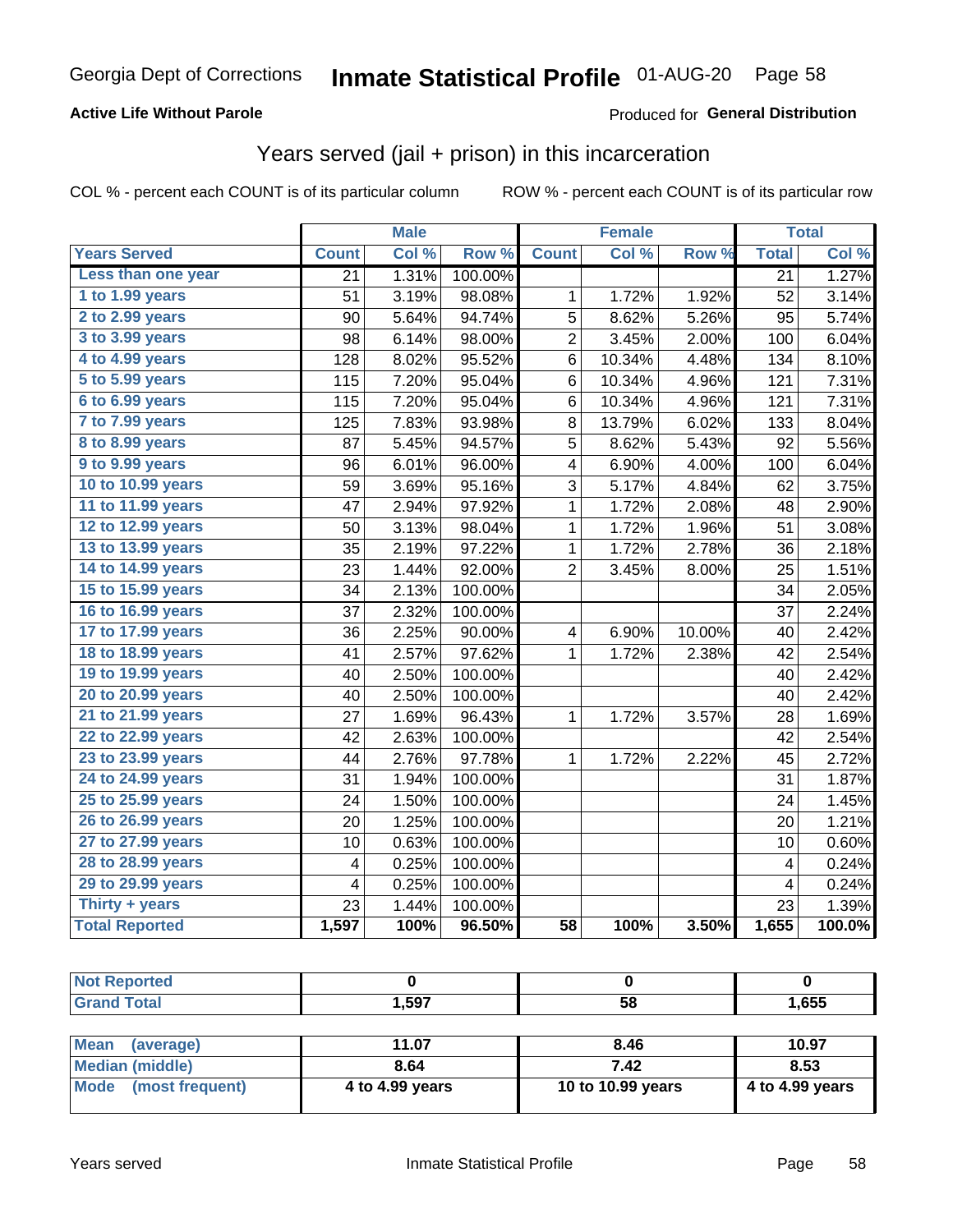Georgia Dept of Corrections **Inmate Statistical Profile** 01-AUG-20

**Active Life Without Parole**

Produced for **General Distribution**

## Years served (jail + prison) in this incarceration

COL % - percent each COUNT is of its particular column    ROW % - percent each COUNT is of its particular row

| | Male | | | Female | | | Total | |
|---|---|---|---|---|---|---|---|---|
| **Years Served** | **Count** | **Col %** | **Row %** | **Count** | **Col %** | **Row %** | **Total** | **Col %** |
| Less than one year | 21 | 1.31% | 100.00% | | | | 21 | 1.27% |
| 1 to 1.99 years | 51 | 3.19% | 98.08% | 1 | 1.72% | 1.92% | 52 | 3.14% |
| 2 to 2.99 years | 90 | 5.64% | 94.74% | 5 | 8.62% | 5.26% | 95 | 5.74% |
| 3 to 3.99 years | 98 | 6.14% | 98.00% | 2 | 3.45% | 2.00% | 100 | 6.04% |
| 4 to 4.99 years | 128 | 8.02% | 95.52% | 6 | 10.34% | 4.48% | 134 | 8.10% |
| 5 to 5.99 years | 115 | 7.20% | 95.04% | 6 | 10.34% | 4.96% | 121 | 7.31% |
| 6 to 6.99 years | 115 | 7.20% | 95.04% | 6 | 10.34% | 4.96% | 121 | 7.31% |
| 7 to 7.99 years | 125 | 7.83% | 93.98% | 8 | 13.79% | 6.02% | 133 | 8.04% |
| 8 to 8.99 years | 87 | 5.45% | 94.57% | 5 | 8.62% | 5.43% | 92 | 5.56% |
| 9 to 9.99 years | 96 | 6.01% | 96.00% | 4 | 6.90% | 4.00% | 100 | 6.04% |
| 10 to 10.99 years | 59 | 3.69% | 95.16% | 3 | 5.17% | 4.84% | 62 | 3.75% |
| 11 to 11.99 years | 47 | 2.94% | 97.92% | 1 | 1.72% | 2.08% | 48 | 2.90% |
| 12 to 12.99 years | 50 | 3.13% | 98.04% | 1 | 1.72% | 1.96% | 51 | 3.08% |
| 13 to 13.99 years | 35 | 2.19% | 97.22% | 1 | 1.72% | 2.78% | 36 | 2.18% |
| 14 to 14.99 years | 23 | 1.44% | 92.00% | 2 | 3.45% | 8.00% | 25 | 1.51% |
| 15 to 15.99 years | 34 | 2.13% | 100.00% | | | | 34 | 2.05% |
| 16 to 16.99 years | 37 | 2.32% | 100.00% | | | | 37 | 2.24% |
| 17 to 17.99 years | 36 | 2.25% | 90.00% | 4 | 6.90% | 10.00% | 40 | 2.42% |
| 18 to 18.99 years | 41 | 2.57% | 97.62% | 1 | 1.72% | 2.38% | 42 | 2.54% |
| 19 to 19.99 years | 40 | 2.50% | 100.00% | | | | 40 | 2.42% |
| 20 to 20.99 years | 40 | 2.50% | 100.00% | | | | 40 | 2.42% |
| 21 to 21.99 years | 27 | 1.69% | 96.43% | 1 | 1.72% | 3.57% | 28 | 1.69% |
| 22 to 22.99 years | 42 | 2.63% | 100.00% | | | | 42 | 2.54% |
| 23 to 23.99 years | 44 | 2.76% | 97.78% | 1 | 1.72% | 2.22% | 45 | 2.72% |
| 24 to 24.99 years | 31 | 1.94% | 100.00% | | | | 31 | 1.87% |
| 25 to 25.99 years | 24 | 1.50% | 100.00% | | | | 24 | 1.45% |
| 26 to 26.99 years | 20 | 1.25% | 100.00% | | | | 20 | 1.21% |
| 27 to 27.99 years | 10 | 0.63% | 100.00% | | | | 10 | 0.60% |
| 28 to 28.99 years | 4 | 0.25% | 100.00% | | | | 4 | 0.24% |
| 29 to 29.99 years | 4 | 0.25% | 100.00% | | | | 4 | 0.24% |
| Thirty + years | 23 | 1.44% | 100.00% | | | | 23 | 1.39% |
| **Total Reported** | **1,597** | **100%** | **96.50%** | **58** | **100%** | **3.50%** | **1,655** | **100.0%** |

| | Male | Female | Total |
|---|---|---|---|
| Not Reported | 0 | 0 | 0 |
| Grand Total | 1,597 | 58 | 1,655 |

| | Male | Female | Total |
|---|---|---|---|
| Mean (average) | 11.07 | 8.46 | 10.97 |
| Median (middle) | 8.64 | 7.42 | 8.53 |
| Mode (most frequent) | 4 to 4.99 years | 10 to 10.99 years | 4 to 4.99 years |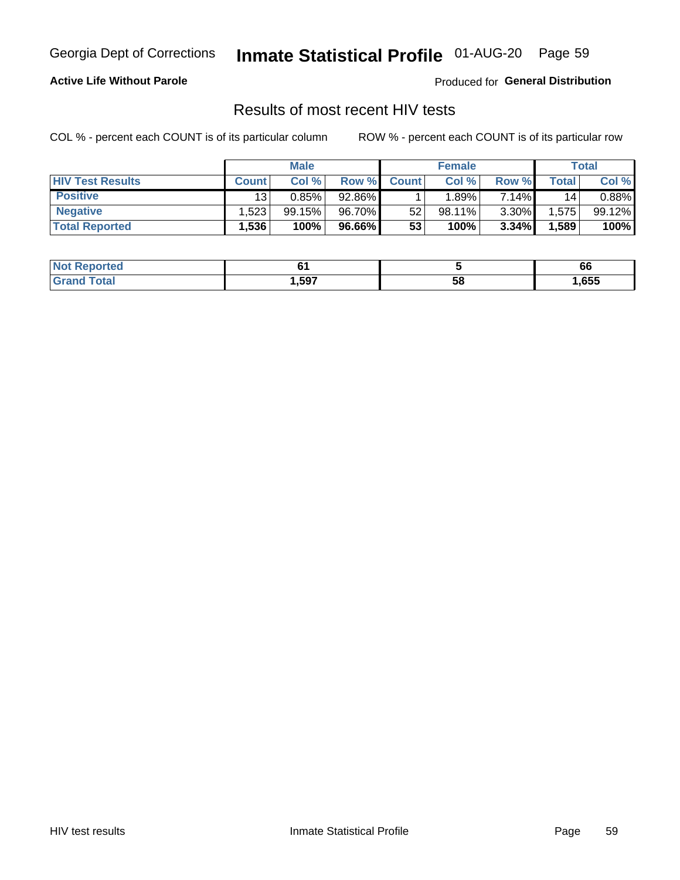Georgia Dept of Corrections **Inmate Statistical Profile** 01-AUG-20

**Active Life Without Parole**

Produced for **General Distribution**

## Results of most recent HIV tests

COL % - percent each COUNT is of its particular column

ROW % - percent each COUNT is of its particular row

| | Male | | | Female | | | Total | |
|---|---|---|---|---|---|---|---|---|
| **HIV Test Results** | **Count** | **Col %** | **Row %** | **Count** | **Col %** | **Row %** | **Total** | **Col %** |
| **Positive** | 13 | 0.85% | 92.86% | 1 | 1.89% | 7.14% | 14 | 0.88% |
| **Negative** | 1,523 | 99.15% | 96.70% | 52 | 98.11% | 3.30% | 1,575 | 99.12% |
| **Total Reported** | **1,536** | **100%** | **96.66%** | **53** | **100%** | **3.34%** | **1,589** | **100%** |

| | Male | Female | Total |
|---|---|---|---|
| **Not Reported** | **61** | **5** | **66** |
| **Grand Total** | **1,597** | **58** | **1,655** |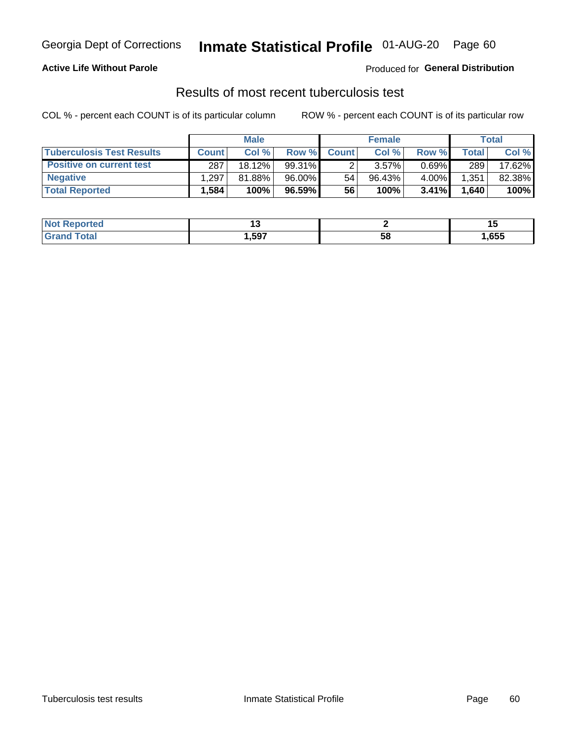Georgia Dept of Corrections **Inmate Statistical Profile** 01-AUG-20

**Active Life Without Parole**

Produced for **General Distribution**

## Results of most recent tuberculosis test

COL % - percent each COUNT is of its particular column    ROW % - percent each COUNT is of its particular row

| | Male | | | Female | | | Total | |
|---|---|---|---|---|---|---|---|---|
| **Tuberculosis Test Results** | **Count** | **Col %** | **Row %** | **Count** | **Col %** | **Row %** | **Total** | **Col %** |
| **Positive on current test** | 287 | 18.12% | 99.31% | 2 | 3.57% | 0.69% | 289 | 17.62% |
| **Negative** | 1,297 | 81.88% | 96.00% | 54 | 96.43% | 4.00% | 1,351 | 82.38% |
| **Total Reported** | **1,584** | **100%** | **96.59%** | **56** | **100%** | **3.41%** | **1,640** | **100%** |

| | Male | Female | Total |
|---|---|---|---|
| **Not Reported** | **13** | **2** | **15** |
| **Grand Total** | **1,597** | **58** | **1,655** |

Tuberculosis test results    Inmate Statistical Profile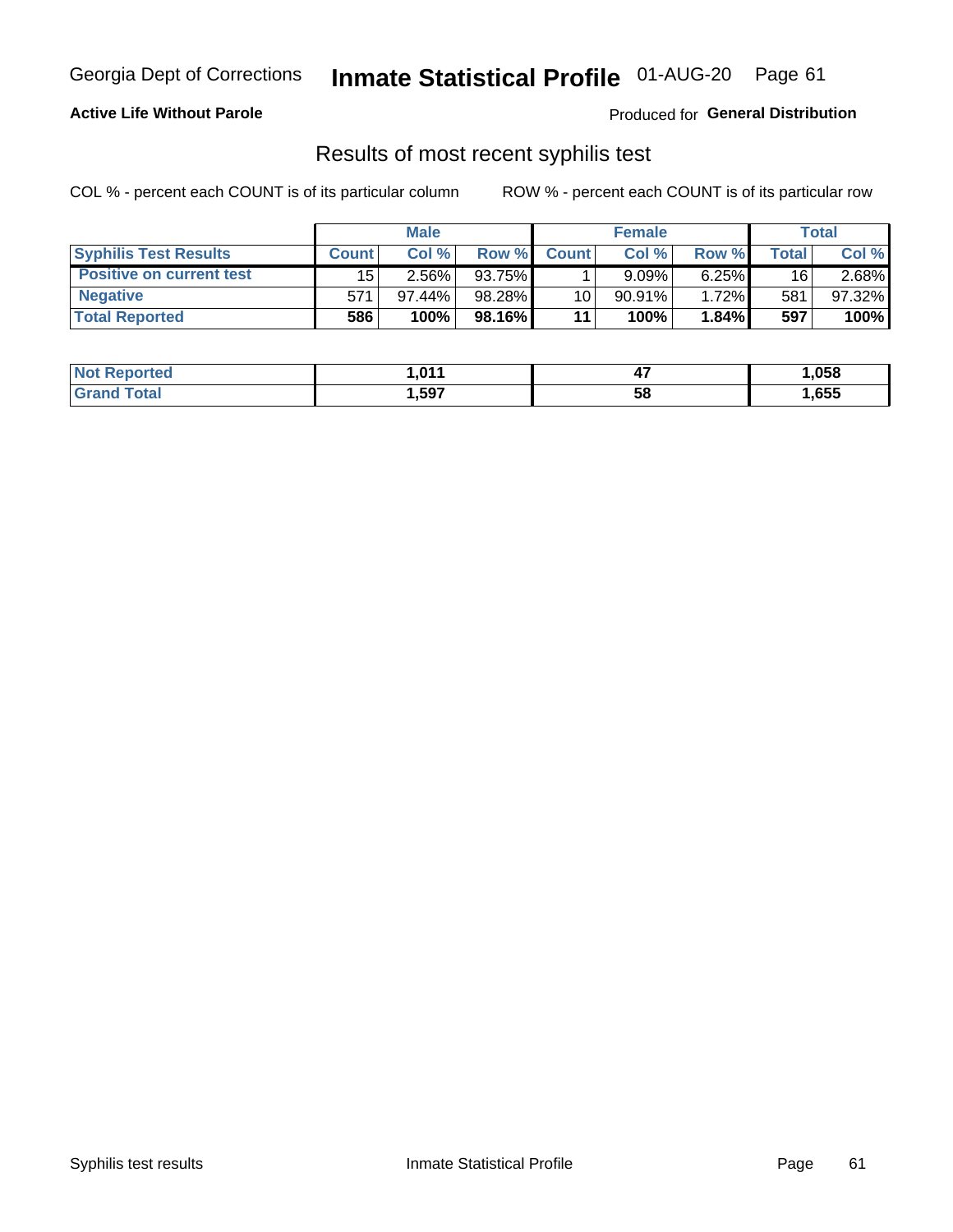Georgia Dept of Corrections **Inmate Statistical Profile** 01-AUG-20

**Active Life Without Parole**

Produced for **General Distribution**

## Results of most recent syphilis test

COL % - percent each COUNT is of its particular column ROW % - percent each COUNT is of its particular row

| | Male | | | Female | | | Total | |
|---|---|---|---|---|---|---|---|---|
| **Syphilis Test Results** | **Count** | **Col %** | **Row %** | **Count** | **Col %** | **Row %** | **Total** | **Col %** |
| **Positive on current test** | 15 | 2.56% | 93.75% | 1 | 9.09% | 6.25% | 16 | 2.68% |
| **Negative** | 571 | 97.44% | 98.28% | 10 | 90.91% | 1.72% | 581 | 97.32% |
| **Total Reported** | **586** | **100%** | **98.16%** | **11** | **100%** | **1.84%** | **597** | **100%** |

| | Male | Female | Total |
|---|---|---|---|
| **Not Reported** | **1,011** | **47** | **1,058** |
| **Grand Total** | **1,597** | **58** | **1,655** |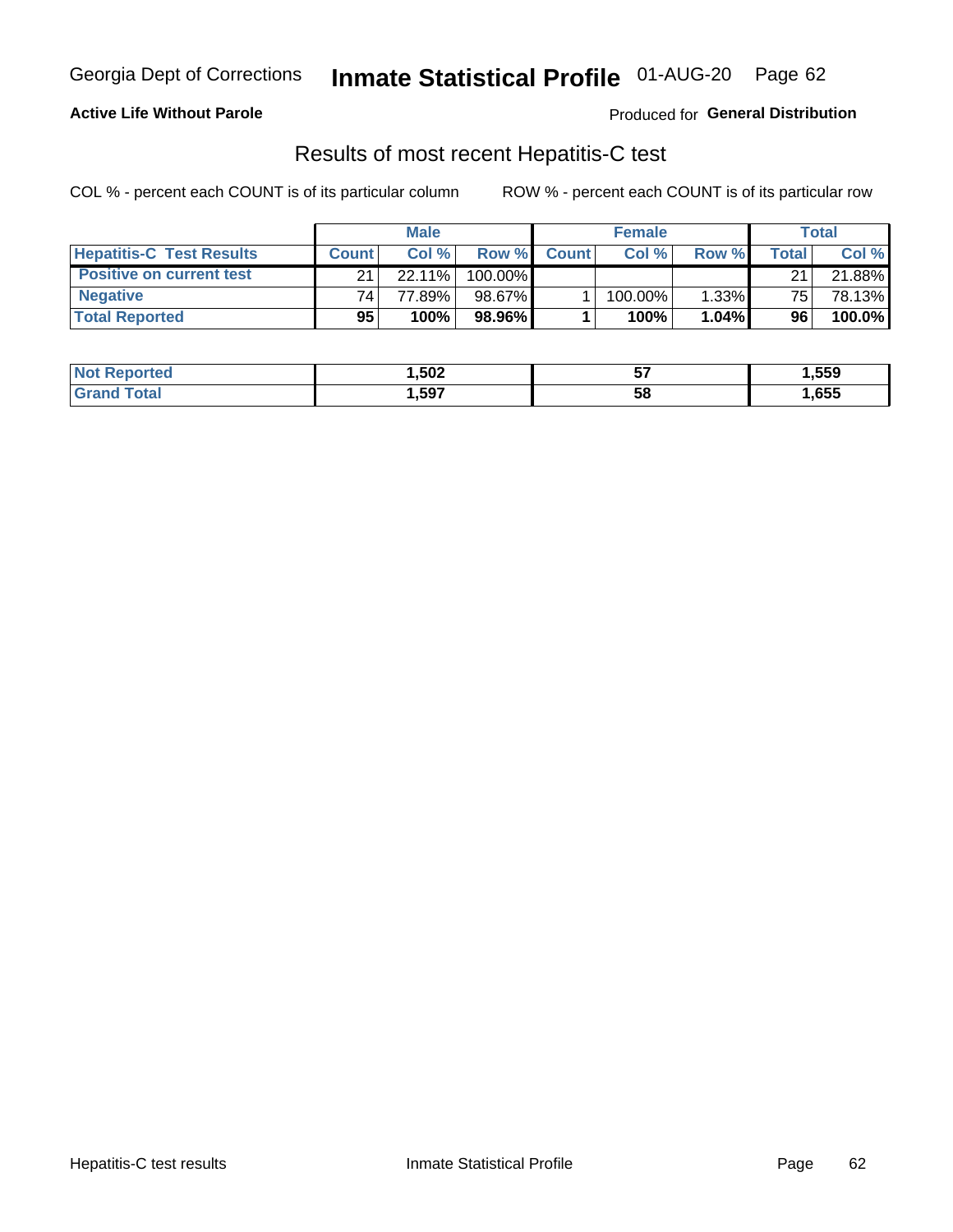Georgia Dept of Corrections **Inmate Statistical Profile** 01-AUG-20

**Active Life Without Parole**

Produced for **General Distribution**

## Results of most recent Hepatitis-C test

COL % - percent each COUNT is of its particular column

ROW % - percent each COUNT is of its particular row

| | Male | | | Female | | | Total | |
|---|---|---|---|---|---|---|---|---|
| **Hepatitis-C Test Results** | **Count** | **Col %** | **Row %** | **Count** | **Col %** | **Row %** | **Total** | **Col %** |
| **Positive on current test** | 21 | 22.11% | 100.00% | | | | 21 | 21.88% |
| **Negative** | 74 | 77.89% | 98.67% | 1 | 100.00% | 1.33% | 75 | 78.13% |
| **Total Reported** | **95** | **100%** | **98.96%** | **1** | **100%** | **1.04%** | **96** | **100.0%** |

| | Male | Female | Total |
|---|---|---|---|
| **Not Reported** | **1,502** | **57** | **1,559** |
| **Grand Total** | **1,597** | **58** | **1,655** |

Hepatitis-C test results